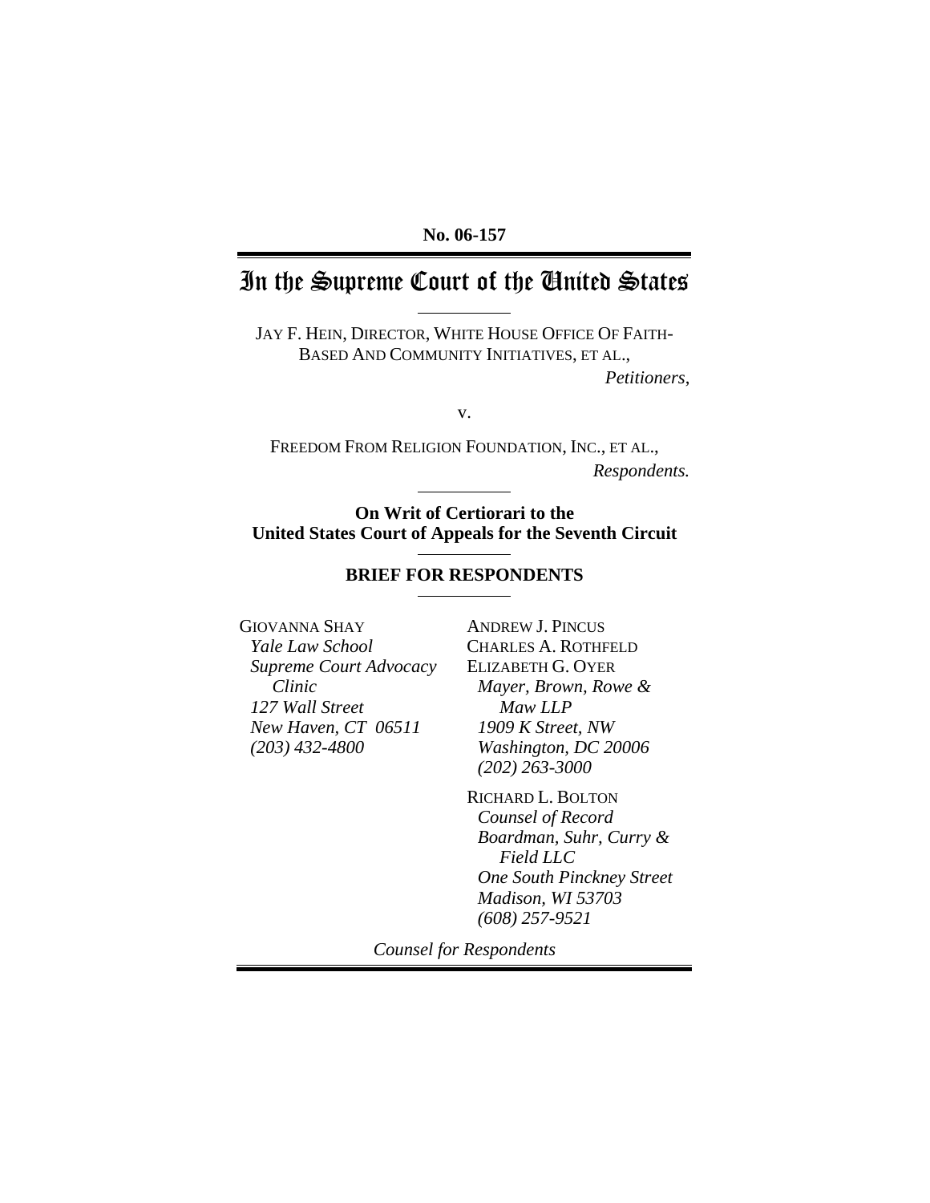**No. 06-157**

# In the Supreme Court of the United States

JAY F. HEIN, DIRECTOR, WHITE HOUSE OFFICE OF FAITH-BASED AND COMMUNITY INITIATIVES, ET AL.,

*Petitioners,*

v.

FREEDOM FROM RELIGION FOUNDATION, INC., ET AL.,

*Respondents.*

**On Writ of Certiorari to the United States Court of Appeals for the Seventh Circuit**

**BRIEF FOR RESPONDENTS**

GIOVANNA SHAY
*Yale Law School*
*Supreme Court Advocacy Clinic*
*127 Wall Street*
*New Haven, CT 06511*
*(203) 432-4800*

ANDREW J. PINCUS
CHARLES A. ROTHFELD
ELIZABETH G. OYER
*Mayer, Brown, Rowe & Maw LLP*
*1909 K Street, NW*
*Washington, DC 20006*
*(202) 263-3000*

RICHARD L. BOLTON
*Counsel of Record*
*Boardman, Suhr, Curry & Field LLC*
*One South Pinckney Street*
*Madison, WI 53703*
*(608) 257-9521*

*Counsel for Respondents*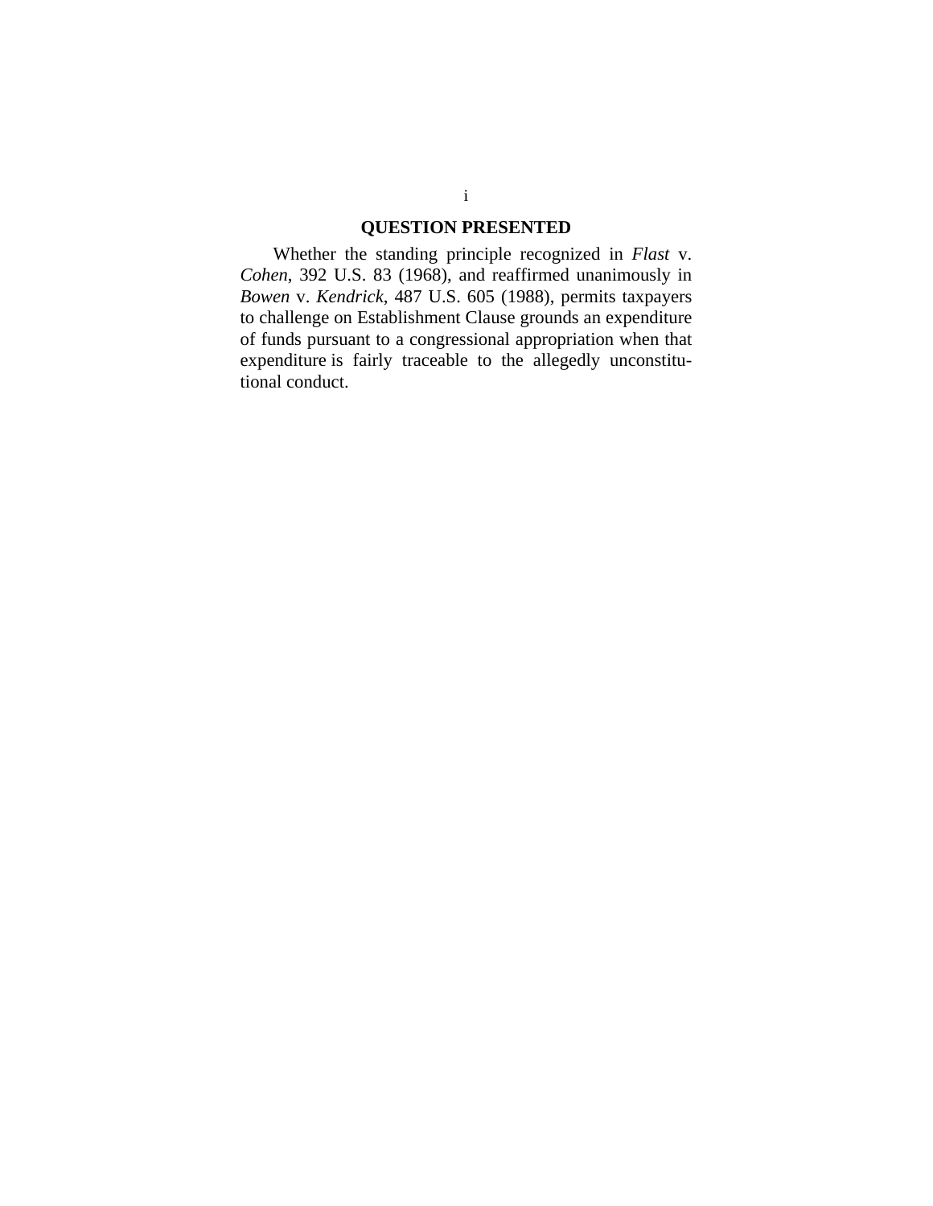## QUESTION PRESENTED

Whether the standing principle recognized in *Flast* v. *Cohen*, 392 U.S. 83 (1968), and reaffirmed unanimously in *Bowen* v. *Kendrick*, 487 U.S. 605 (1988), permits taxpayers to challenge on Establishment Clause grounds an expenditure of funds pursuant to a congressional appropriation when that expenditure is fairly traceable to the allegedly unconstitutional conduct.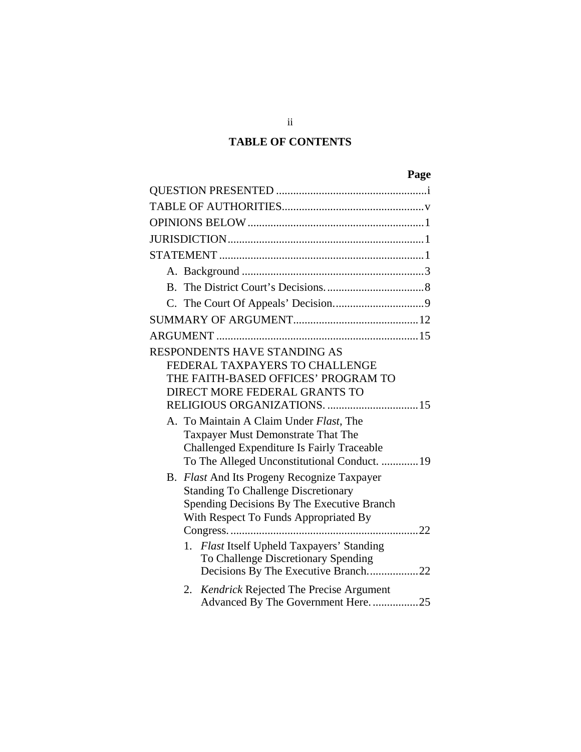## TABLE OF CONTENTS

| | Page |
|---|---|
| QUESTION PRESENTED | i |
| TABLE OF AUTHORITIES | v |
| OPINIONS BELOW | 1 |
| JURISDICTION | 1 |
| STATEMENT | 1 |
| A. Background | 3 |
| B. The District Court's Decisions. | 8 |
| C. The Court Of Appeals' Decision. | 9 |
| SUMMARY OF ARGUMENT | 12 |
| ARGUMENT | 15 |
| RESPONDENTS HAVE STANDING AS FEDERAL TAXPAYERS TO CHALLENGE THE FAITH-BASED OFFICES' PROGRAM TO DIRECT MORE FEDERAL GRANTS TO RELIGIOUS ORGANIZATIONS. | 15 |
| A. To Maintain A Claim Under *Flast*, The Taxpayer Must Demonstrate That The Challenged Expenditure Is Fairly Traceable To The Alleged Unconstitutional Conduct. | 19 |
| B. *Flast* And Its Progeny Recognize Taxpayer Standing To Challenge Discretionary Spending Decisions By The Executive Branch With Respect To Funds Appropriated By Congress. | 22 |
| 1. *Flast* Itself Upheld Taxpayers' Standing To Challenge Discretionary Spending Decisions By The Executive Branch. | 22 |
| 2. *Kendrick* Rejected The Precise Argument Advanced By The Government Here. | 25 |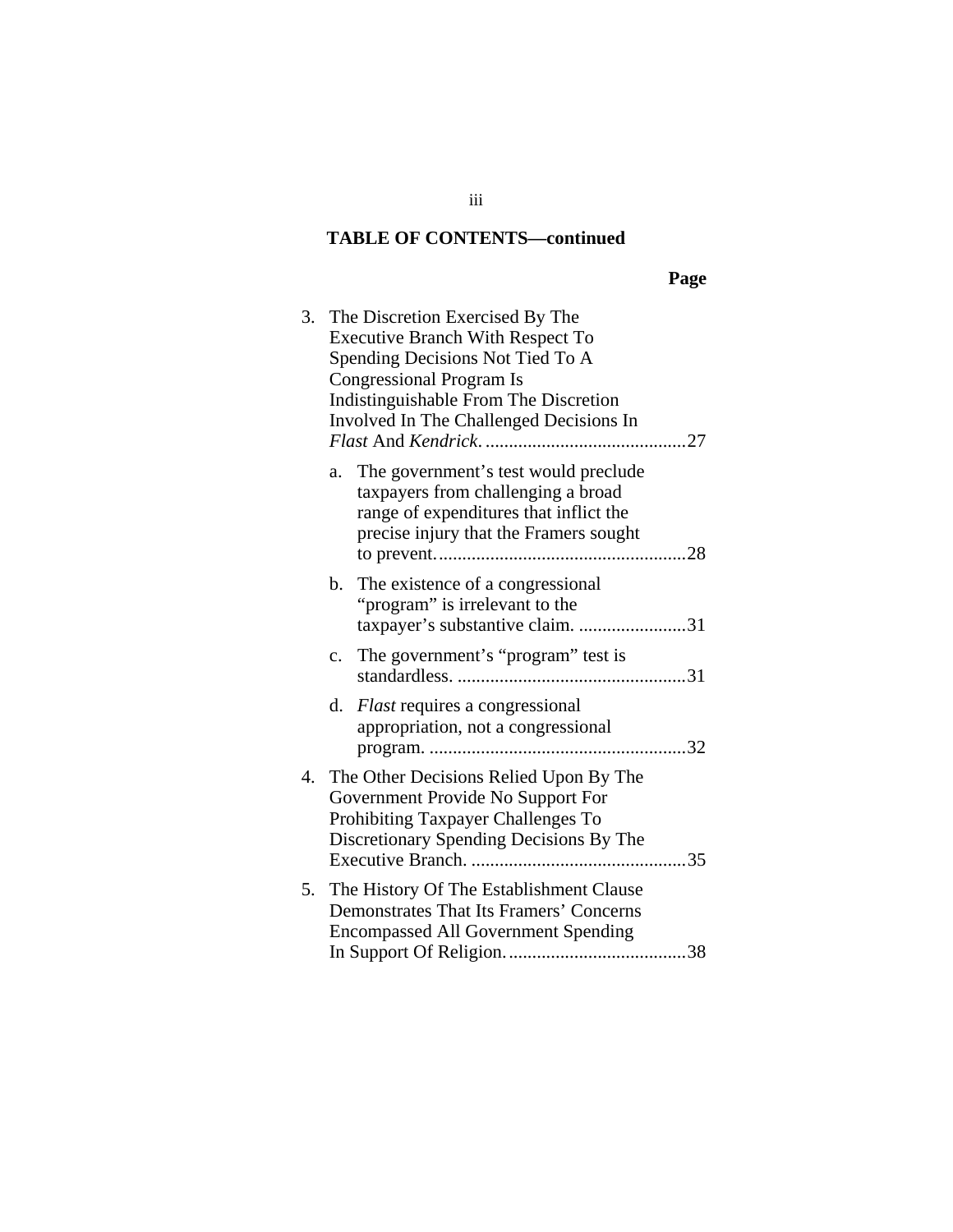**TABLE OF CONTENTS—continued**

| | Page |
|---|---|
| 3. The Discretion Exercised By The Executive Branch With Respect To Spending Decisions Not Tied To A Congressional Program Is Indistinguishable From The Discretion Involved In The Challenged Decisions In *Flast* And *Kendrick*. | 27 |
| a. The government's test would preclude taxpayers from challenging a broad range of expenditures that inflict the precise injury that the Framers sought to prevent. | 28 |
| b. The existence of a congressional "program" is irrelevant to the taxpayer's substantive claim. | 31 |
| c. The government's "program" test is standardless. | 31 |
| d. *Flast* requires a congressional appropriation, not a congressional program. | 32 |
| 4. The Other Decisions Relied Upon By The Government Provide No Support For Prohibiting Taxpayer Challenges To Discretionary Spending Decisions By The Executive Branch. | 35 |
| 5. The History Of The Establishment Clause Demonstrates That Its Framers' Concerns Encompassed All Government Spending In Support Of Religion. | 38 |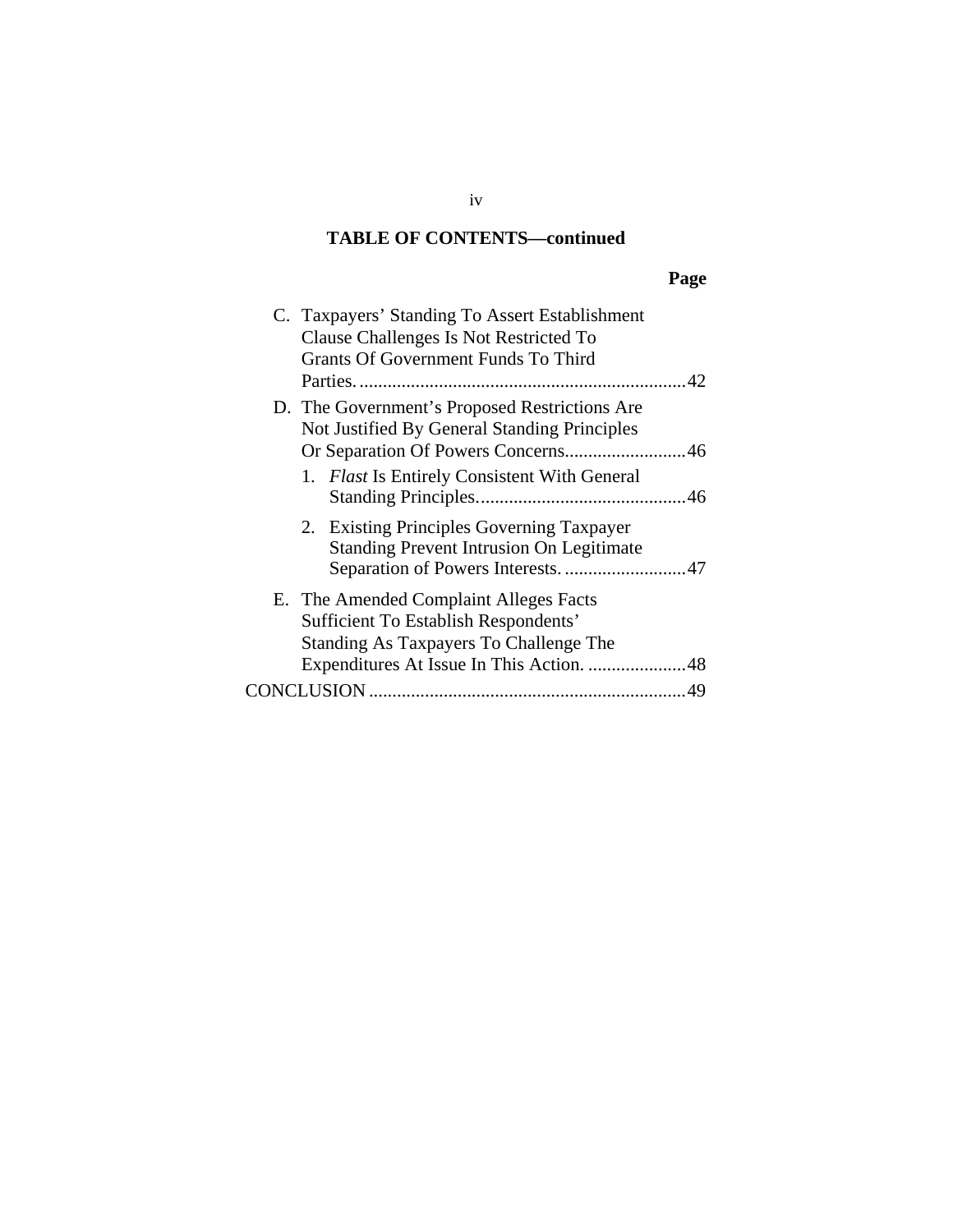**TABLE OF CONTENTS—continued**

**Page**

C. Taxpayers' Standing To Assert Establishment Clause Challenges Is Not Restricted To Grants Of Government Funds To Third Parties. ...................................................................... 42

D. The Government's Proposed Restrictions Are Not Justified By General Standing Principles Or Separation Of Powers Concerns.......................... 46

1. *Flast* Is Entirely Consistent With General Standing Principles............................................ 46

2. Existing Principles Governing Taxpayer Standing Prevent Intrusion On Legitimate Separation of Powers Interests. .......................... 47

E. The Amended Complaint Alleges Facts Sufficient To Establish Respondents' Standing As Taxpayers To Challenge The Expenditures At Issue In This Action. ..................... 48

CONCLUSION ................................................................... 49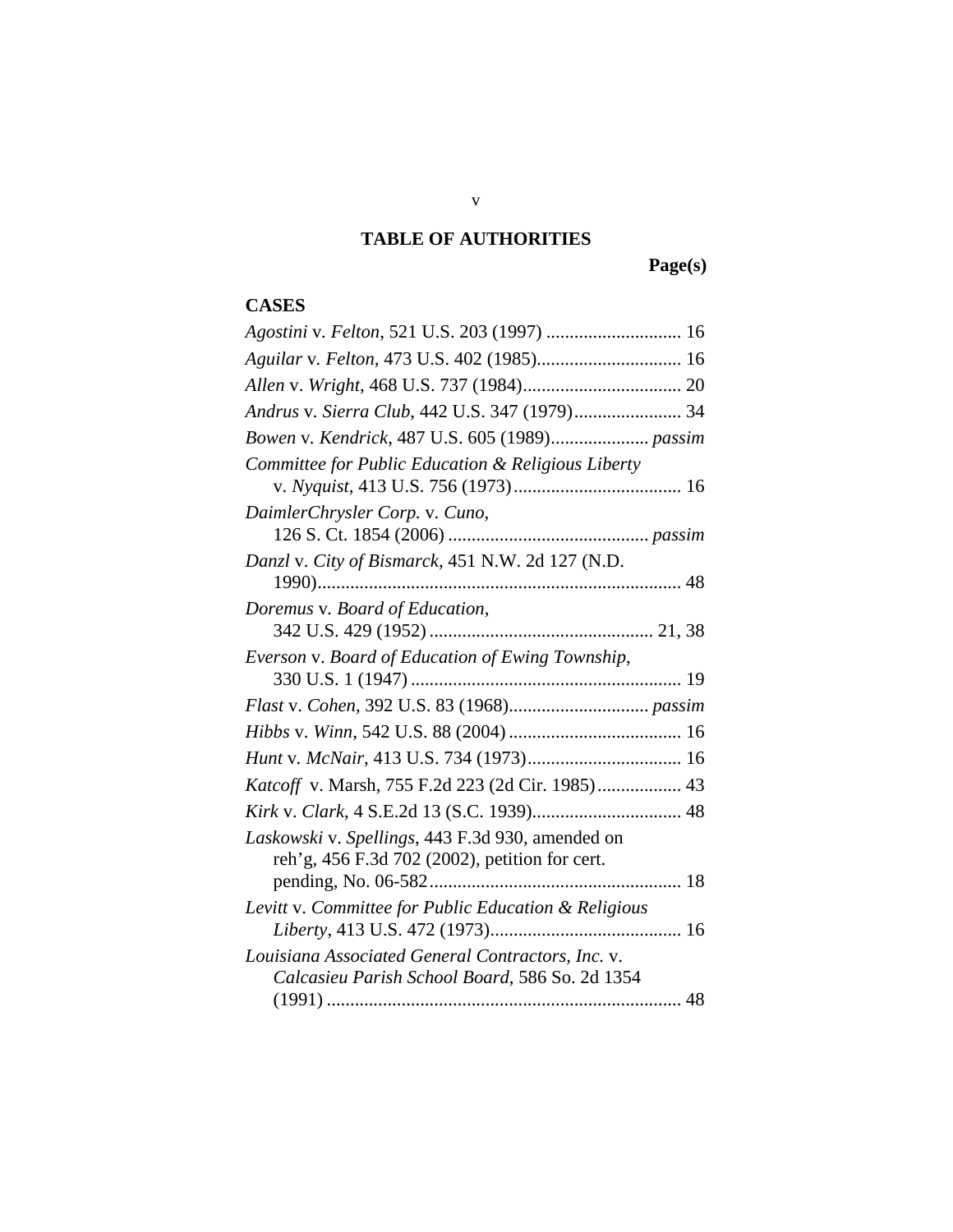# TABLE OF AUTHORITIES

**Page(s)**

**CASES**

*Agostini* v. *Felton*, 521 U.S. 203 (1997) ............................. 16

*Aguilar* v. *Felton*, 473 U.S. 402 (1985)............................... 16

*Allen* v. *Wright*, 468 U.S. 737 (1984).................................. 20

*Andrus* v. *Sierra Club*, 442 U.S. 347 (1979)....................... 34

*Bowen* v. *Kendrick*, 487 U.S. 605 (1989)..................... *passim*

*Committee for Public Education & Religious Liberty* v. *Nyquist*, 413 U.S. 756 (1973).................................... 16

*DaimlerChrysler Corp.* v. *Cuno*, 126 S. Ct. 1854 (2006) ........................................... *passim*

*Danzl* v. *City of Bismarck*, 451 N.W. 2d 127 (N.D. 1990)............................................................................. 48

*Doremus* v. *Board of Education*, 342 U.S. 429 (1952) ................................................ 21, 38

*Everson* v. *Board of Education of Ewing Township*, 330 U.S. 1 (1947) .......................................................... 19

*Flast* v. *Cohen*, 392 U.S. 83 (1968).............................. *passim*

*Hibbs* v. *Winn*, 542 U.S. 88 (2004) ..................................... 16

*Hunt* v. *McNair*, 413 U.S. 734 (1973)................................. 16

*Katcoff* v. Marsh, 755 F.2d 223 (2d Cir. 1985).................. 43

*Kirk* v. *Clark*, 4 S.E.2d 13 (S.C. 1939)................................ 48

*Laskowski* v. *Spellings*, 443 F.3d 930, amended on reh'g, 456 F.3d 702 (2002), petition for cert. pending, No. 06-582...................................................... 18

*Levitt* v. *Committee for Public Education & Religious Liberty*, 413 U.S. 472 (1973)......................................... 16

*Louisiana Associated General Contractors, Inc.* v. *Calcasieu Parish School Board*, 586 So. 2d 1354 (1991) ........................................................................... 48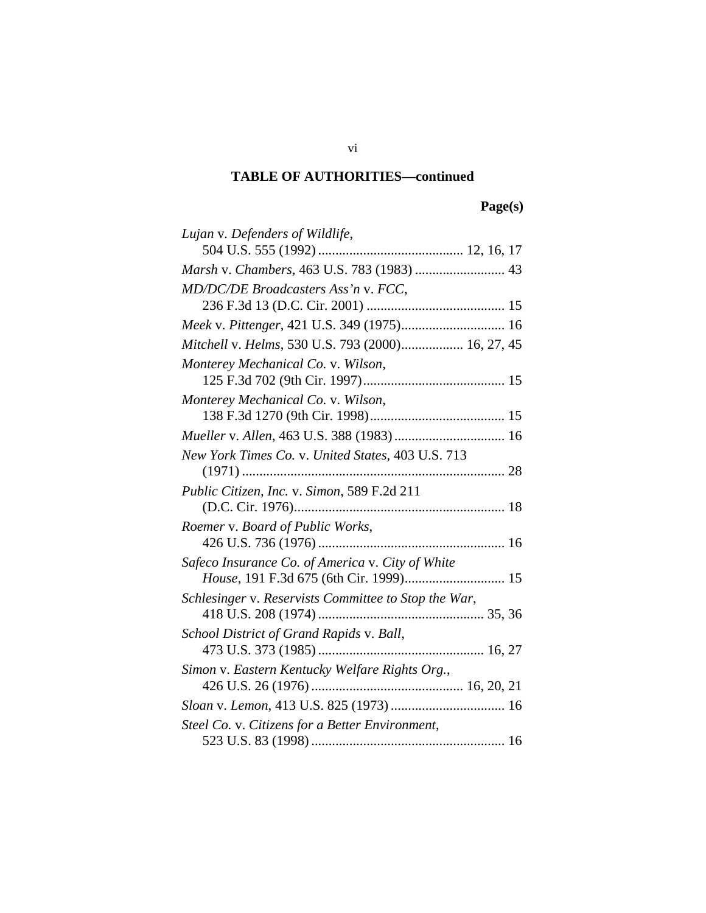## TABLE OF AUTHORITIES—continued

**Page(s)**

*Lujan* v. *Defenders of Wildlife*, 504 U.S. 555 (1992) .......................................... 12, 16, 17

*Marsh* v. *Chambers*, 463 U.S. 783 (1983) .......................... 43

*MD/DC/DE Broadcasters Ass'n* v. *FCC*, 236 F.3d 13 (D.C. Cir. 2001) ........................................ 15

*Meek* v. *Pittenger*, 421 U.S. 349 (1975).............................. 16

*Mitchell* v. *Helms*, 530 U.S. 793 (2000).................. 16, 27, 45

*Monterey Mechanical Co.* v. *Wilson*, 125 F.3d 702 (9th Cir. 1997)......................................... 15

*Monterey Mechanical Co.* v. *Wilson*, 138 F.3d 1270 (9th Cir. 1998)....................................... 15

*Mueller* v. *Allen*, 463 U.S. 388 (1983)................................ 16

*New York Times Co.* v. *United States*, 403 U.S. 713 (1971) ........................................................................... 28

*Public Citizen, Inc.* v. *Simon*, 589 F.2d 211 (D.C. Cir. 1976)............................................................ 18

*Roemer* v. *Board of Public Works*, 426 U.S. 736 (1976) ...................................................... 16

*Safeco Insurance Co. of America* v. *City of White House*, 191 F.3d 675 (6th Cir. 1999)............................. 15

*Schlesinger* v. *Reservists Committee to Stop the War*, 418 U.S. 208 (1974) ................................................ 35, 36

*School District of Grand Rapids* v. *Ball*, 473 U.S. 373 (1985) ................................................ 16, 27

*Simon* v. *Eastern Kentucky Welfare Rights Org.*, 426 U.S. 26 (1976) ............................................ 16, 20, 21

*Sloan* v. *Lemon*, 413 U.S. 825 (1973) ................................. 16

*Steel Co.* v. *Citizens for a Better Environment*, 523 U.S. 83 (1998) ........................................................ 16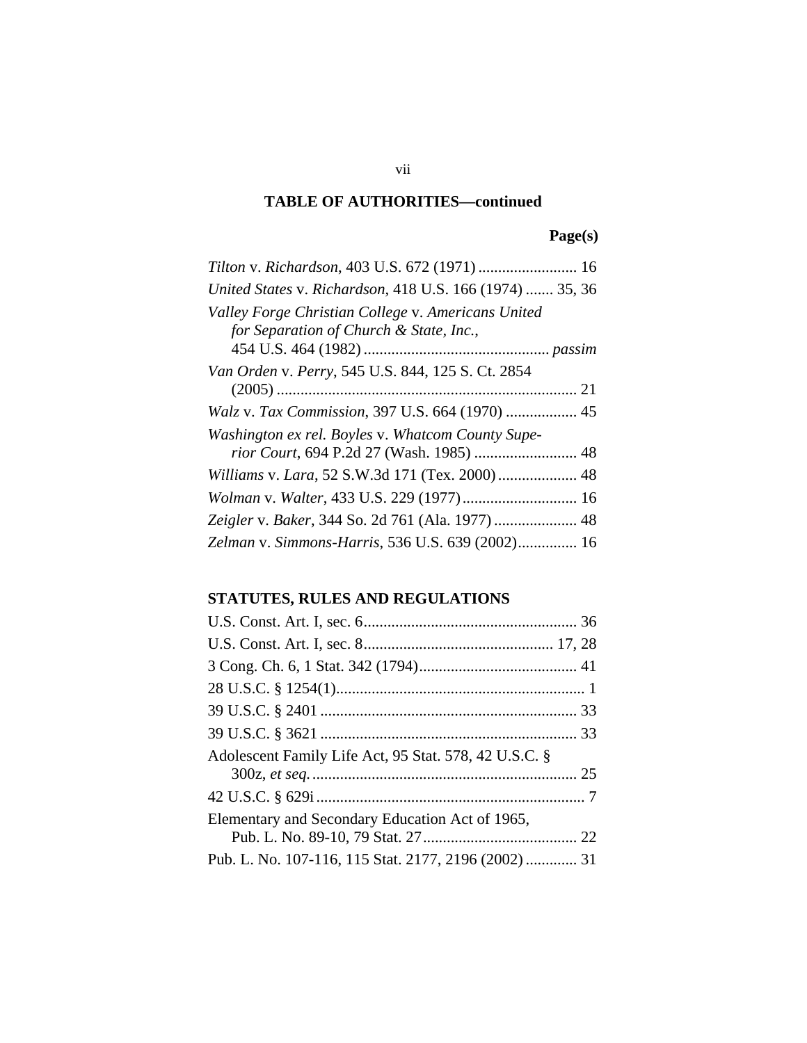**TABLE OF AUTHORITIES—continued**

**Page(s)**

*Tilton* v. *Richardson*, 403 U.S. 672 (1971) ......................... 16

*United States* v. *Richardson*, 418 U.S. 166 (1974) ....... 35, 36

*Valley Forge Christian College* v. *Americans United for Separation of Church & State, Inc.*, 454 U.S. 464 (1982) ............................................... *passim*

*Van Orden* v. *Perry*, 545 U.S. 844, 125 S. Ct. 2854 (2005) ........................................................................... 21

*Walz* v. *Tax Commission*, 397 U.S. 664 (1970) .................. 45

*Washington ex rel. Boyles* v. *Whatcom County Superior Court*, 694 P.2d 27 (Wash. 1985) .......................... 48

*Williams* v. *Lara*, 52 S.W.3d 171 (Tex. 2000) .................... 48

*Wolman* v. *Walter*, 433 U.S. 229 (1977) ............................. 16

*Zeigler* v. *Baker*, 344 So. 2d 761 (Ala. 1977) ..................... 48

*Zelman* v. *Simmons-Harris*, 536 U.S. 639 (2002)............... 16

**STATUTES, RULES AND REGULATIONS**

U.S. Const. Art. I, sec. 6...................................................... 36

U.S. Const. Art. I, sec. 8................................................ 17, 28

3 Cong. Ch. 6, 1 Stat. 342 (1794)........................................ 41

28 U.S.C. § 1254(1)............................................................... 1

39 U.S.C. § 2401 ................................................................. 33

39 U.S.C. § 3621 ................................................................. 33

Adolescent Family Life Act, 95 Stat. 578, 42 U.S.C. § 300z, *et seq.* .................................................................... 25

42 U.S.C. § 629i .................................................................... 7

Elementary and Secondary Education Act of 1965, Pub. L. No. 89-10, 79 Stat. 27....................................... 22

Pub. L. No. 107-116, 115 Stat. 2177, 2196 (2002) ............. 31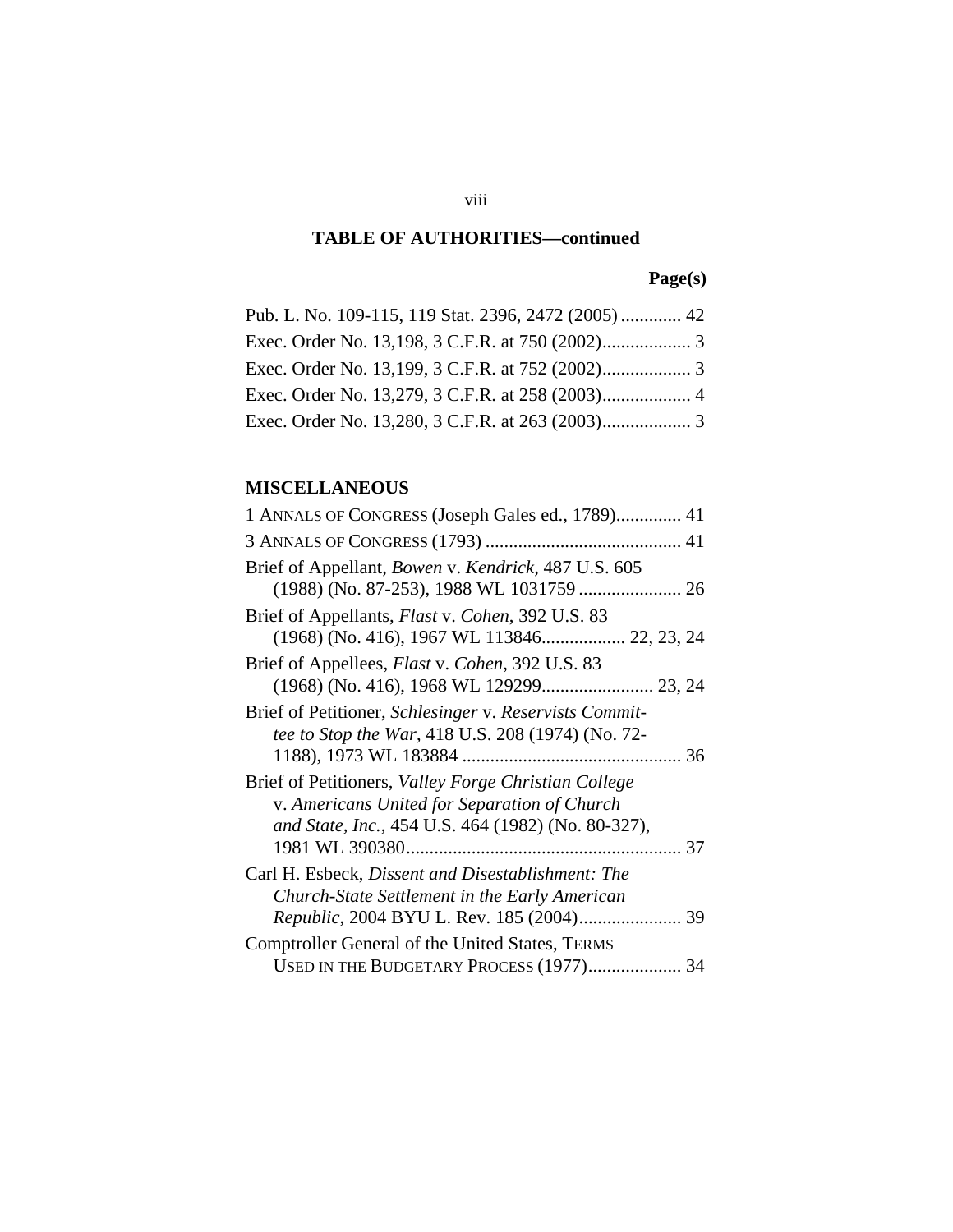## TABLE OF AUTHORITIES—continued

**Page(s)**

Pub. L. No. 109-115, 119 Stat. 2396, 2472 (2005) ............. 42

Exec. Order No. 13,198, 3 C.F.R. at 750 (2002)................... 3

Exec. Order No. 13,199, 3 C.F.R. at 752 (2002)................... 3

Exec. Order No. 13,279, 3 C.F.R. at 258 (2003)................... 4

Exec. Order No. 13,280, 3 C.F.R. at 263 (2003)................... 3

### MISCELLANEOUS

1 ANNALS OF CONGRESS (Joseph Gales ed., 1789).............. 41

3 ANNALS OF CONGRESS (1793) .......................................... 41

Brief of Appellant, *Bowen* v. *Kendrick*, 487 U.S. 605 (1988) (No. 87-253), 1988 WL 1031759 ...................... 26

Brief of Appellants, *Flast* v. *Cohen*, 392 U.S. 83 (1968) (No. 416), 1967 WL 113846.................. 22, 23, 24

Brief of Appellees, *Flast* v. *Cohen*, 392 U.S. 83 (1968) (No. 416), 1968 WL 129299........................ 23, 24

Brief of Petitioner, *Schlesinger* v. *Reservists Committee to Stop the War*, 418 U.S. 208 (1974) (No. 72-1188), 1973 WL 183884 ............................................... 36

Brief of Petitioners, *Valley Forge Christian College* v. *Americans United for Separation of Church and State, Inc.*, 454 U.S. 464 (1982) (No. 80-327), 1981 WL 390380........................................................... 37

Carl H. Esbeck, *Dissent and Disestablishment: The Church-State Settlement in the Early American Republic*, 2004 BYU L. Rev. 185 (2004)...................... 39

Comptroller General of the United States, TERMS USED IN THE BUDGETARY PROCESS (1977).................... 34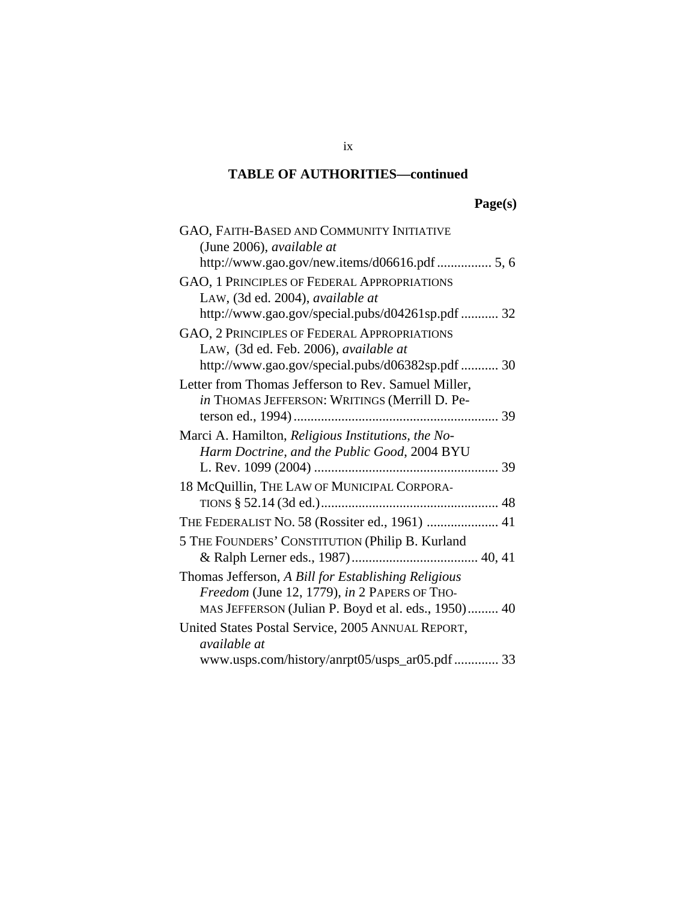**TABLE OF AUTHORITIES—continued**

**Page(s)**

GAO, FAITH-BASED AND COMMUNITY INITIATIVE (June 2006), *available at* http://www.gao.gov/new.items/d06616.pdf ................ 5, 6

GAO, 1 PRINCIPLES OF FEDERAL APPROPRIATIONS LAW, (3d ed. 2004), *available at* http://www.gao.gov/special.pubs/d04261sp.pdf ........... 32

GAO, 2 PRINCIPLES OF FEDERAL APPROPRIATIONS LAW, (3d ed. Feb. 2006), *available at* http://www.gao.gov/special.pubs/d06382sp.pdf ........... 30

Letter from Thomas Jefferson to Rev. Samuel Miller, *in* THOMAS JEFFERSON: WRITINGS (Merrill D. Peterson ed., 1994) ............................................................ 39

Marci A. Hamilton, *Religious Institutions, the No-Harm Doctrine, and the Public Good*, 2004 BYU L. Rev. 1099 (2004) ...................................................... 39

18 McQuillin, THE LAW OF MUNICIPAL CORPORATIONS § 52.14 (3d ed.) .................................................... 48

THE FEDERALIST NO. 58 (Rossiter ed., 1961) ..................... 41

5 THE FOUNDERS' CONSTITUTION (Philip B. Kurland & Ralph Lerner eds., 1987) ..................................... 40, 41

Thomas Jefferson, *A Bill for Establishing Religious Freedom* (June 12, 1779), *in* 2 PAPERS OF THOMAS JEFFERSON (Julian P. Boyd et al. eds., 1950) ......... 40

United States Postal Service, 2005 ANNUAL REPORT, *available at* www.usps.com/history/anrpt05/usps_ar05.pdf ............. 33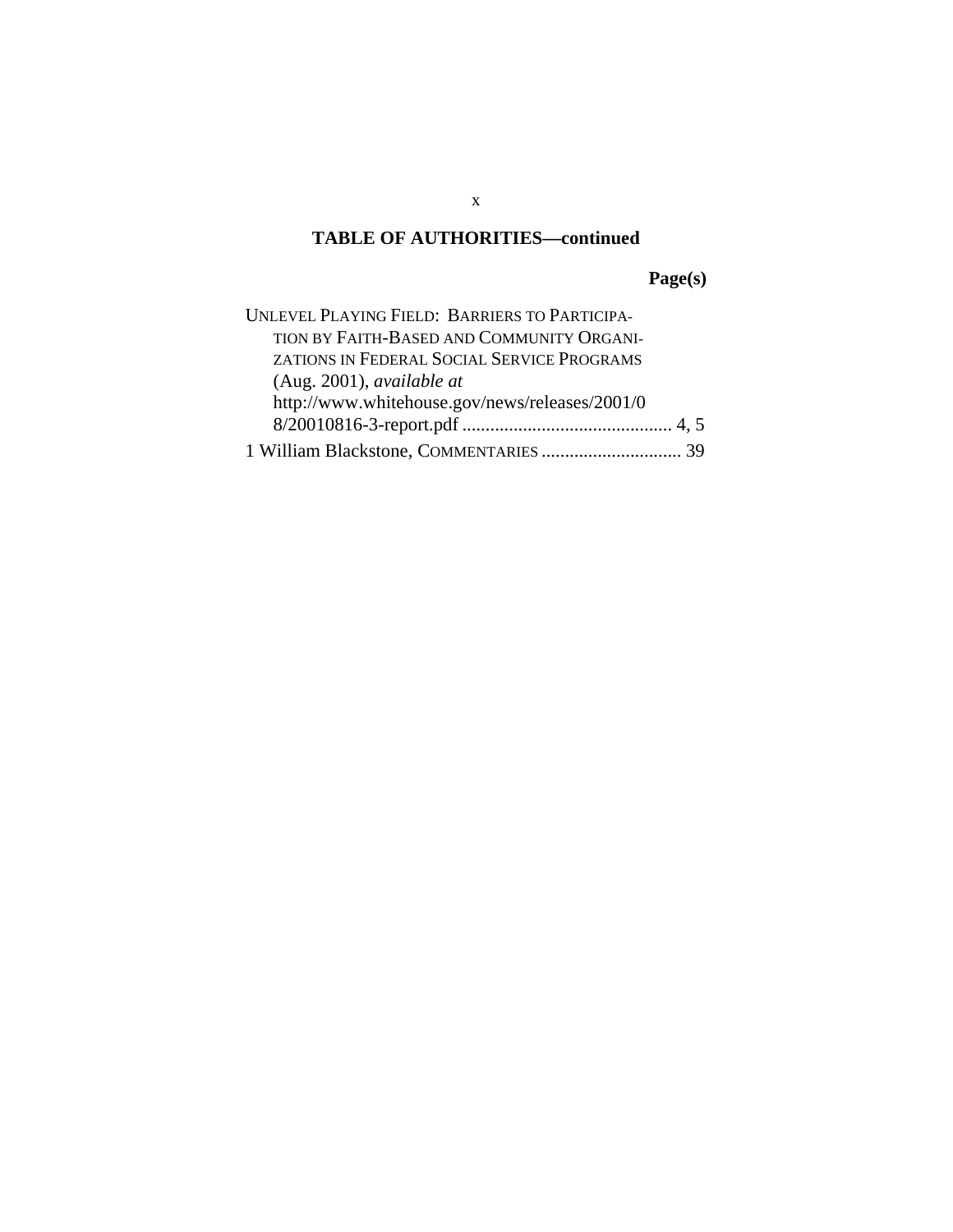**TABLE OF AUTHORITIES—continued**

**Page(s)**

UNLEVEL PLAYING FIELD: BARRIERS TO PARTICIPATION BY FAITH-BASED AND COMMUNITY ORGANIZATIONS IN FEDERAL SOCIAL SERVICE PROGRAMS (Aug. 2001), *available at* http://www.whitehouse.gov/news/releases/2001/08/20010816-3-report.pdf ............................................ 4, 5

1 William Blackstone, COMMENTARIES .............................. 39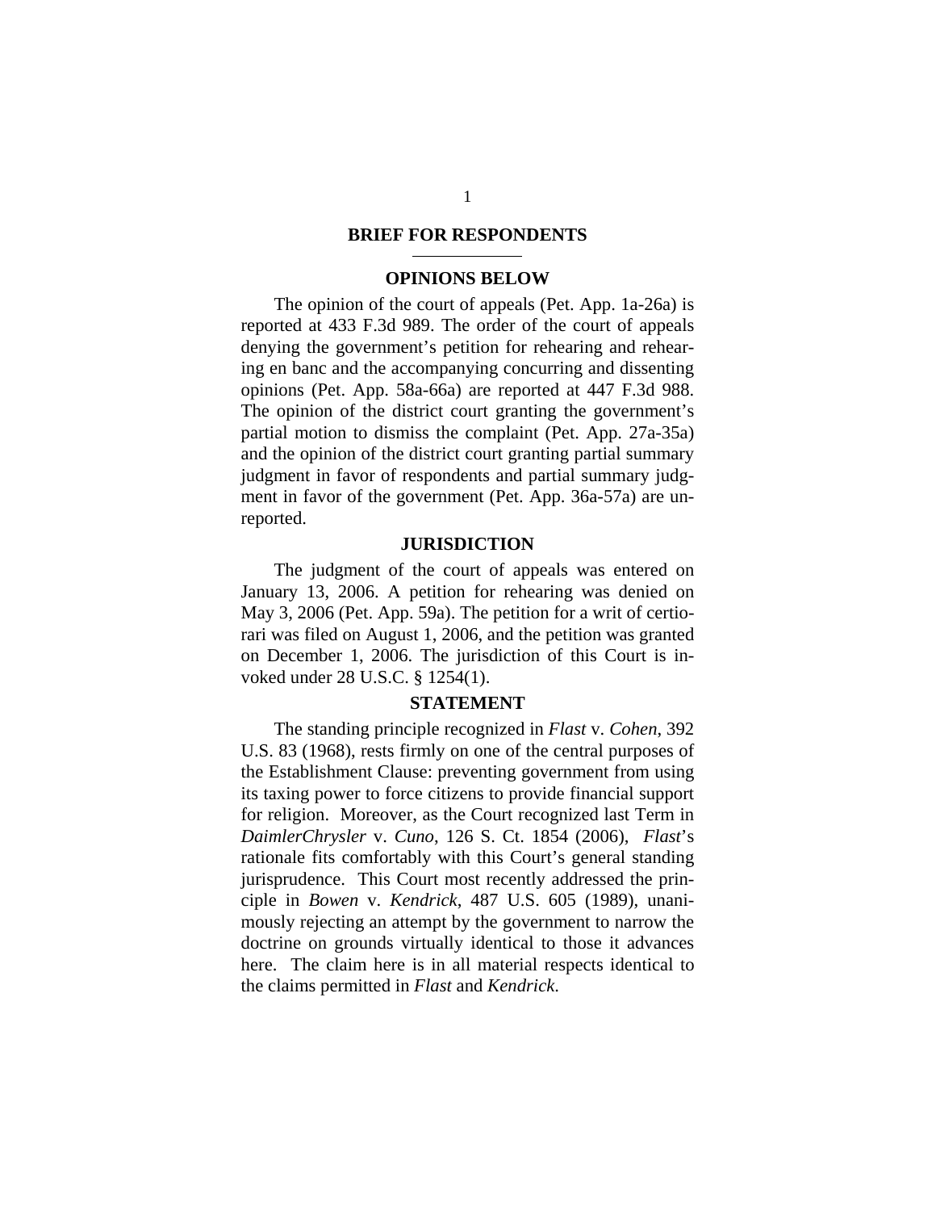# BRIEF FOR RESPONDENTS

## OPINIONS BELOW

The opinion of the court of appeals (Pet. App. 1a-26a) is reported at 433 F.3d 989. The order of the court of appeals denying the government's petition for rehearing and rehearing en banc and the accompanying concurring and dissenting opinions (Pet. App. 58a-66a) are reported at 447 F.3d 988. The opinion of the district court granting the government's partial motion to dismiss the complaint (Pet. App. 27a-35a) and the opinion of the district court granting partial summary judgment in favor of respondents and partial summary judgment in favor of the government (Pet. App. 36a-57a) are unreported.

## JURISDICTION

The judgment of the court of appeals was entered on January 13, 2006. A petition for rehearing was denied on May 3, 2006 (Pet. App. 59a). The petition for a writ of certiorari was filed on August 1, 2006, and the petition was granted on December 1, 2006. The jurisdiction of this Court is invoked under 28 U.S.C. § 1254(1).

## STATEMENT

The standing principle recognized in *Flast* v. *Cohen*, 392 U.S. 83 (1968), rests firmly on one of the central purposes of the Establishment Clause: preventing government from using its taxing power to force citizens to provide financial support for religion. Moreover, as the Court recognized last Term in *DaimlerChrysler* v. *Cuno*, 126 S. Ct. 1854 (2006), *Flast*'s rationale fits comfortably with this Court's general standing jurisprudence. This Court most recently addressed the principle in *Bowen* v. *Kendrick*, 487 U.S. 605 (1989), unanimously rejecting an attempt by the government to narrow the doctrine on grounds virtually identical to those it advances here. The claim here is in all material respects identical to the claims permitted in *Flast* and *Kendrick*.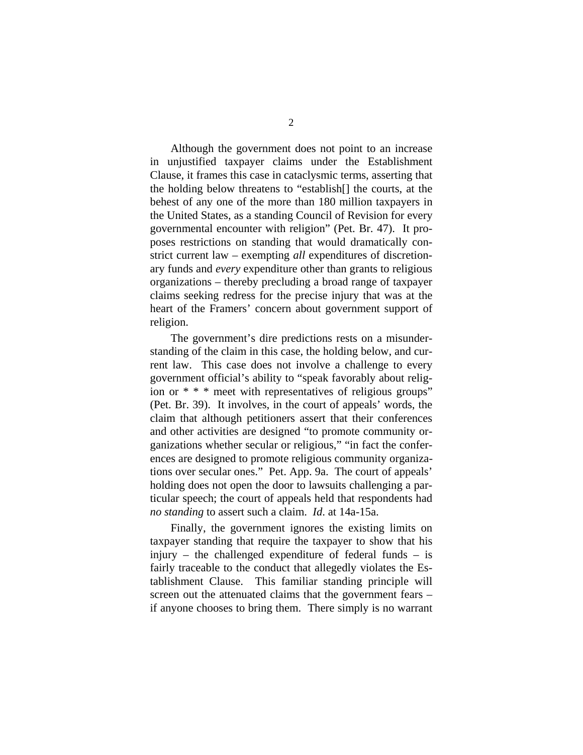Although the government does not point to an increase in unjustified taxpayer claims under the Establishment Clause, it frames this case in cataclysmic terms, asserting that the holding below threatens to "establish[] the courts, at the behest of any one of the more than 180 million taxpayers in the United States, as a standing Council of Revision for every governmental encounter with religion" (Pet. Br. 47). It proposes restrictions on standing that would dramatically constrict current law – exempting *all* expenditures of discretionary funds and *every* expenditure other than grants to religious organizations – thereby precluding a broad range of taxpayer claims seeking redress for the precise injury that was at the heart of the Framers' concern about government support of religion.

The government's dire predictions rests on a misunderstanding of the claim in this case, the holding below, and current law. This case does not involve a challenge to every government official's ability to "speak favorably about religion or * * * meet with representatives of religious groups" (Pet. Br. 39). It involves, in the court of appeals' words, the claim that although petitioners assert that their conferences and other activities are designed "to promote community organizations whether secular or religious," "in fact the conferences are designed to promote religious community organizations over secular ones." Pet. App. 9a. The court of appeals' holding does not open the door to lawsuits challenging a particular speech; the court of appeals held that respondents had *no standing* to assert such a claim. *Id*. at 14a-15a.

Finally, the government ignores the existing limits on taxpayer standing that require the taxpayer to show that his injury – the challenged expenditure of federal funds – is fairly traceable to the conduct that allegedly violates the Establishment Clause. This familiar standing principle will screen out the attenuated claims that the government fears – if anyone chooses to bring them. There simply is no warrant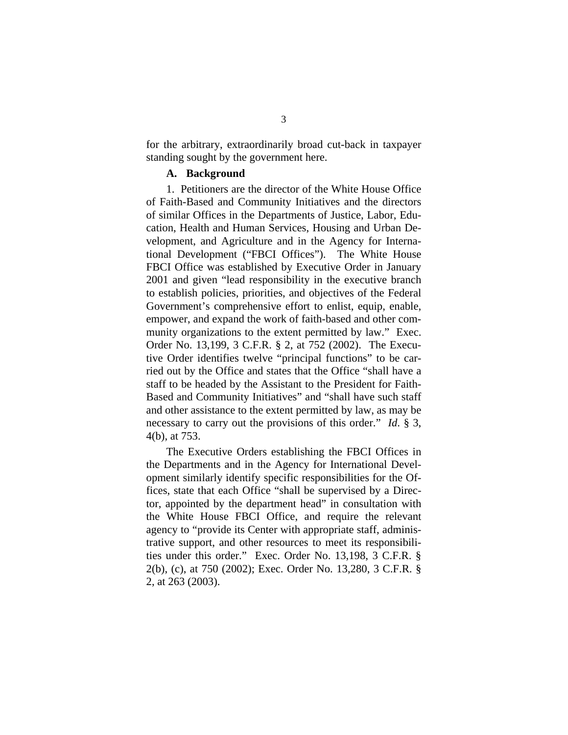for the arbitrary, extraordinarily broad cut-back in taxpayer standing sought by the government here.

### A. Background

1. Petitioners are the director of the White House Office of Faith-Based and Community Initiatives and the directors of similar Offices in the Departments of Justice, Labor, Education, Health and Human Services, Housing and Urban Development, and Agriculture and in the Agency for International Development ("FBCI Offices"). The White House FBCI Office was established by Executive Order in January 2001 and given "lead responsibility in the executive branch to establish policies, priorities, and objectives of the Federal Government's comprehensive effort to enlist, equip, enable, empower, and expand the work of faith-based and other community organizations to the extent permitted by law." Exec. Order No. 13,199, 3 C.F.R. § 2, at 752 (2002). The Executive Order identifies twelve "principal functions" to be carried out by the Office and states that the Office "shall have a staff to be headed by the Assistant to the President for Faith-Based and Community Initiatives" and "shall have such staff and other assistance to the extent permitted by law, as may be necessary to carry out the provisions of this order." *Id*. § 3, 4(b), at 753.

The Executive Orders establishing the FBCI Offices in the Departments and in the Agency for International Development similarly identify specific responsibilities for the Offices, state that each Office "shall be supervised by a Director, appointed by the department head" in consultation with the White House FBCI Office, and require the relevant agency to "provide its Center with appropriate staff, administrative support, and other resources to meet its responsibilities under this order." Exec. Order No. 13,198, 3 C.F.R. § 2(b), (c), at 750 (2002); Exec. Order No. 13,280, 3 C.F.R. § 2, at 263 (2003).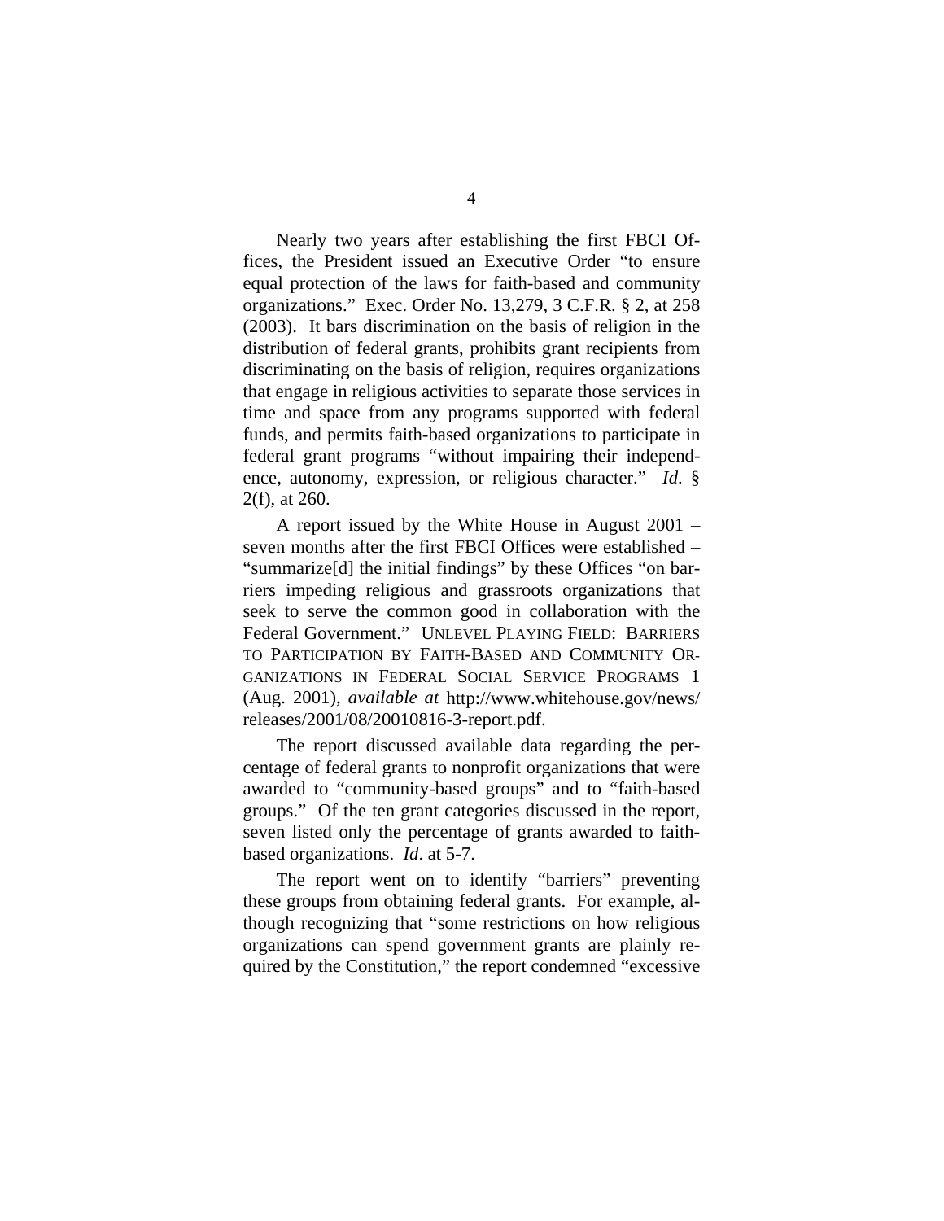Nearly two years after establishing the first FBCI Offices, the President issued an Executive Order "to ensure equal protection of the laws for faith-based and community organizations." Exec. Order No. 13,279, 3 C.F.R. § 2, at 258 (2003). It bars discrimination on the basis of religion in the distribution of federal grants, prohibits grant recipients from discriminating on the basis of religion, requires organizations that engage in religious activities to separate those services in time and space from any programs supported with federal funds, and permits faith-based organizations to participate in federal grant programs "without impairing their independence, autonomy, expression, or religious character." *Id*. § 2(f), at 260.

A report issued by the White House in August 2001 – seven months after the first FBCI Offices were established – "summarize[d] the initial findings" by these Offices "on barriers impeding religious and grassroots organizations that seek to serve the common good in collaboration with the Federal Government." UNLEVEL PLAYING FIELD: BARRIERS TO PARTICIPATION BY FAITH-BASED AND COMMUNITY ORGANIZATIONS IN FEDERAL SOCIAL SERVICE PROGRAMS 1 (Aug. 2001), *available at* http://www.whitehouse.gov/news/releases/2001/08/20010816-3-report.pdf.

The report discussed available data regarding the percentage of federal grants to nonprofit organizations that were awarded to "community-based groups" and to "faith-based groups." Of the ten grant categories discussed in the report, seven listed only the percentage of grants awarded to faith-based organizations. *Id*. at 5-7.

The report went on to identify "barriers" preventing these groups from obtaining federal grants. For example, although recognizing that "some restrictions on how religious organizations can spend government grants are plainly required by the Constitution," the report condemned "excessive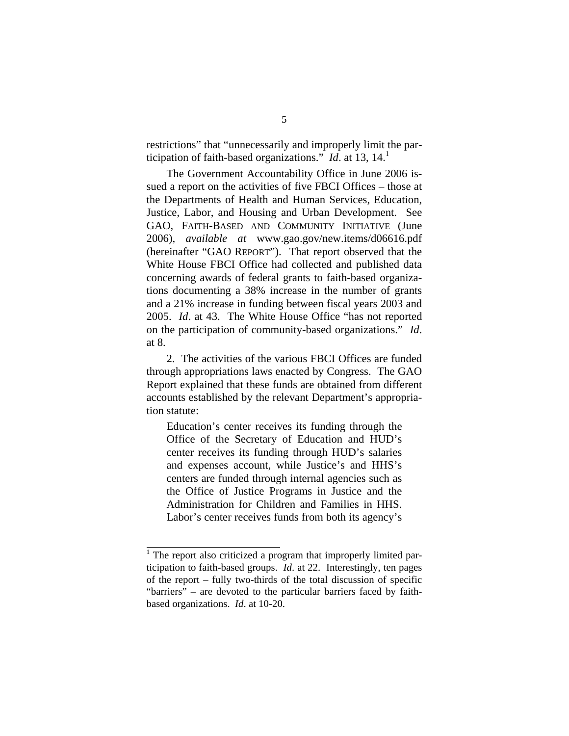restrictions" that "unnecessarily and improperly limit the participation of faith-based organizations." *Id*. at 13, 14.[1]

The Government Accountability Office in June 2006 issued a report on the activities of five FBCI Offices – those at the Departments of Health and Human Services, Education, Justice, Labor, and Housing and Urban Development. See GAO, FAITH-BASED AND COMMUNITY INITIATIVE (June 2006), *available at* www.gao.gov/new.items/d06616.pdf (hereinafter "GAO REPORT"). That report observed that the White House FBCI Office had collected and published data concerning awards of federal grants to faith-based organizations documenting a 38% increase in the number of grants and a 21% increase in funding between fiscal years 2003 and 2005. *Id*. at 43. The White House Office "has not reported on the participation of community-based organizations." *Id*. at 8.

2. The activities of the various FBCI Offices are funded through appropriations laws enacted by Congress. The GAO Report explained that these funds are obtained from different accounts established by the relevant Department's appropriation statute:

> Education's center receives its funding through the Office of the Secretary of Education and HUD's center receives its funding through HUD's salaries and expenses account, while Justice's and HHS's centers are funded through internal agencies such as the Office of Justice Programs in Justice and the Administration for Children and Families in HHS. Labor's center receives funds from both its agency's

---

[1] The report also criticized a program that improperly limited participation to faith-based groups. *Id*. at 22. Interestingly, ten pages of the report – fully two-thirds of the total discussion of specific "barriers" – are devoted to the particular barriers faced by faith-based organizations. *Id*. at 10-20.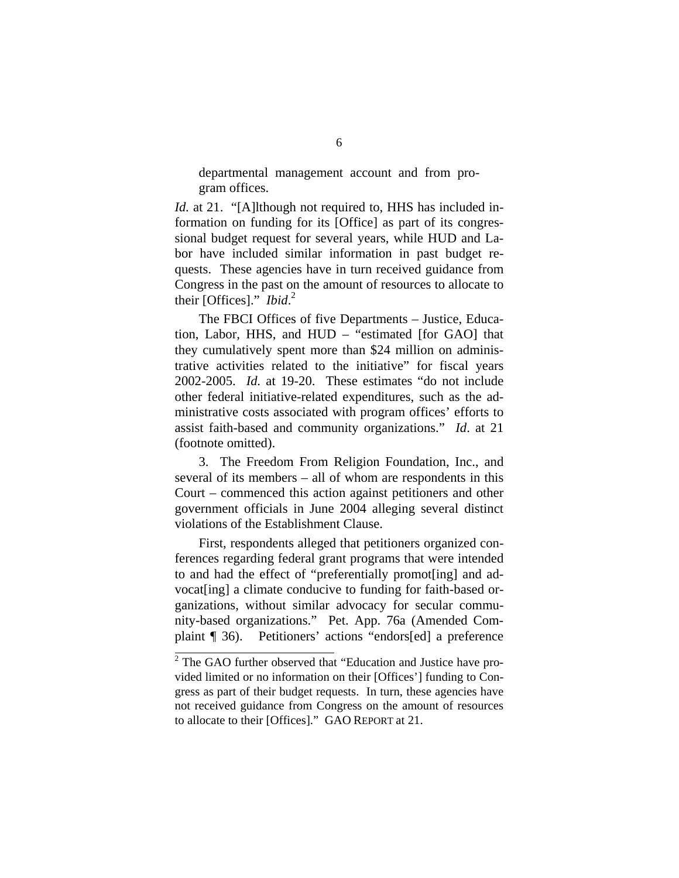departmental management account and from program offices.

*Id.* at 21. "[A]lthough not required to, HHS has included information on funding for its [Office] as part of its congressional budget request for several years, while HUD and Labor have included similar information in past budget requests. These agencies have in turn received guidance from Congress in the past on the amount of resources to allocate to their [Offices]." *Ibid*.[2]

The FBCI Offices of five Departments – Justice, Education, Labor, HHS, and HUD – "estimated [for GAO] that they cumulatively spent more than $24 million on administrative activities related to the initiative" for fiscal years 2002-2005. *Id.* at 19-20. These estimates "do not include other federal initiative-related expenditures, such as the administrative costs associated with program offices' efforts to assist faith-based and community organizations." *Id*. at 21 (footnote omitted).

3. The Freedom From Religion Foundation, Inc., and several of its members – all of whom are respondents in this Court – commenced this action against petitioners and other government officials in June 2004 alleging several distinct violations of the Establishment Clause.

First, respondents alleged that petitioners organized conferences regarding federal grant programs that were intended to and had the effect of "preferentially promot[ing] and advocat[ing] a climate conducive to funding for faith-based organizations, without similar advocacy for secular community-based organizations." Pet. App. 76a (Amended Complaint ¶ 36). Petitioners' actions "endors[ed] a preference

[2] The GAO further observed that "Education and Justice have provided limited or no information on their [Offices'] funding to Congress as part of their budget requests. In turn, these agencies have not received guidance from Congress on the amount of resources to allocate to their [Offices]." GAO REPORT at 21.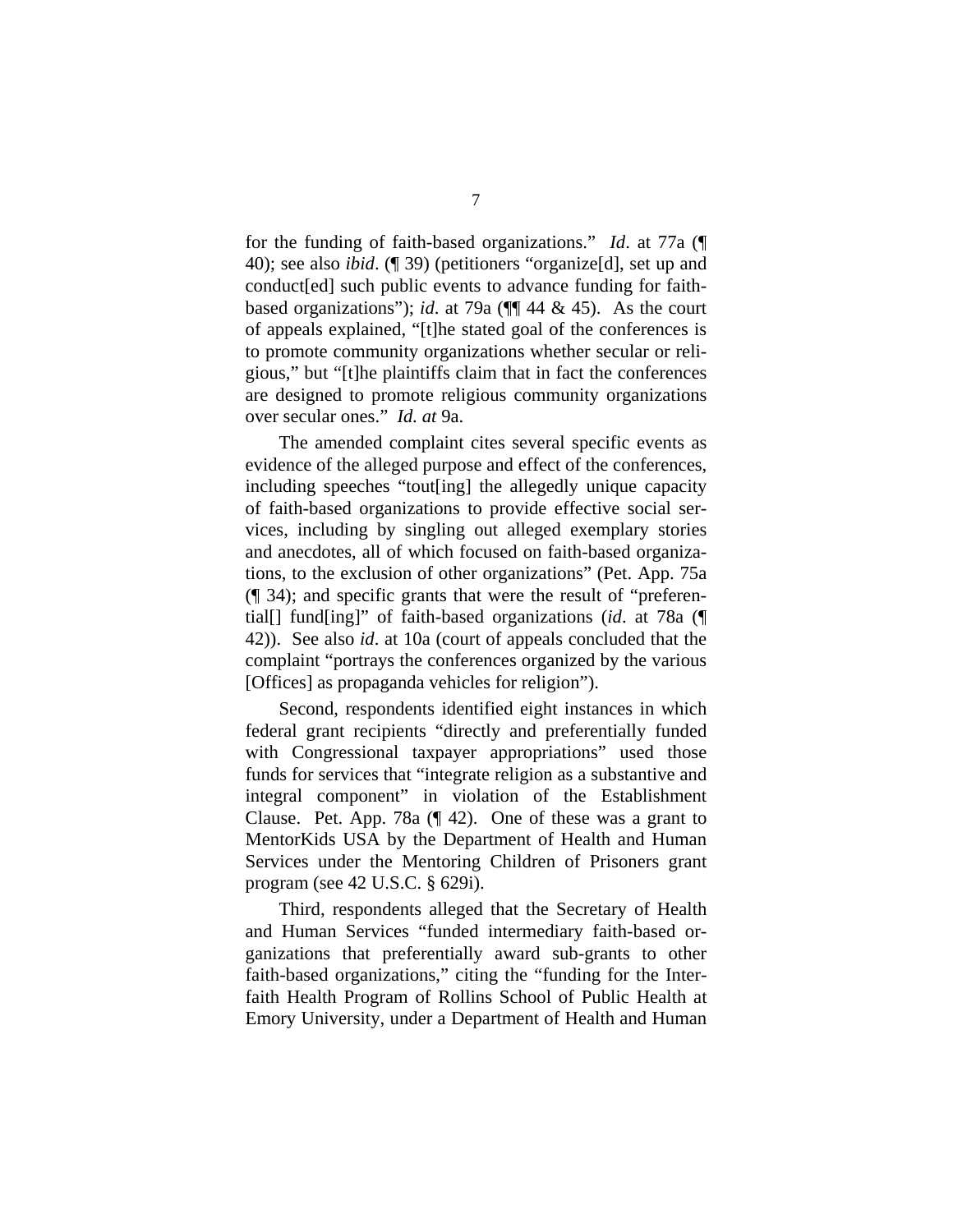for the funding of faith-based organizations." *Id*. at 77a (¶ 40); see also *ibid*. (¶ 39) (petitioners "organize[d], set up and conduct[ed] such public events to advance funding for faith-based organizations"); *id*. at 79a (¶¶ 44 & 45). As the court of appeals explained, "[t]he stated goal of the conferences is to promote community organizations whether secular or religious," but "[t]he plaintiffs claim that in fact the conferences are designed to promote religious community organizations over secular ones." *Id. at* 9a.

The amended complaint cites several specific events as evidence of the alleged purpose and effect of the conferences, including speeches "tout[ing] the allegedly unique capacity of faith-based organizations to provide effective social services, including by singling out alleged exemplary stories and anecdotes, all of which focused on faith-based organizations, to the exclusion of other organizations" (Pet. App. 75a (¶ 34); and specific grants that were the result of "preferential[] fund[ing]" of faith-based organizations (*id*. at 78a (¶ 42)). See also *id*. at 10a (court of appeals concluded that the complaint "portrays the conferences organized by the various [Offices] as propaganda vehicles for religion").

Second, respondents identified eight instances in which federal grant recipients "directly and preferentially funded with Congressional taxpayer appropriations" used those funds for services that "integrate religion as a substantive and integral component" in violation of the Establishment Clause. Pet. App. 78a (¶ 42). One of these was a grant to MentorKids USA by the Department of Health and Human Services under the Mentoring Children of Prisoners grant program (see 42 U.S.C. § 629i).

Third, respondents alleged that the Secretary of Health and Human Services "funded intermediary faith-based organizations that preferentially award sub-grants to other faith-based organizations," citing the "funding for the Interfaith Health Program of Rollins School of Public Health at Emory University, under a Department of Health and Human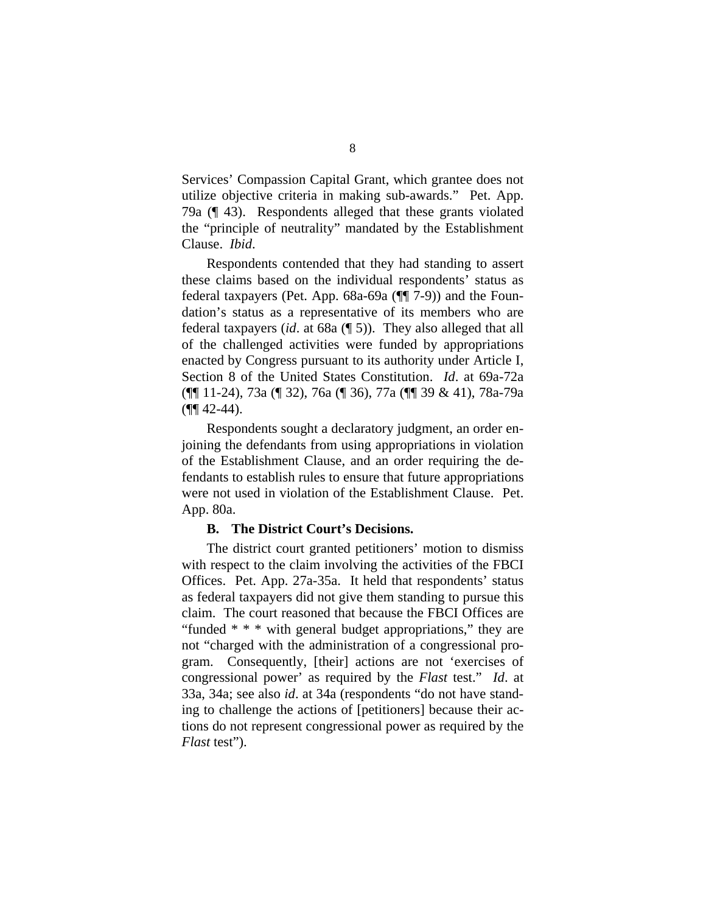Services' Compassion Capital Grant, which grantee does not utilize objective criteria in making sub-awards." Pet. App. 79a (¶ 43). Respondents alleged that these grants violated the "principle of neutrality" mandated by the Establishment Clause. *Ibid*.

Respondents contended that they had standing to assert these claims based on the individual respondents' status as federal taxpayers (Pet. App. 68a-69a (¶¶ 7-9)) and the Foundation's status as a representative of its members who are federal taxpayers (*id*. at 68a (¶ 5)). They also alleged that all of the challenged activities were funded by appropriations enacted by Congress pursuant to its authority under Article I, Section 8 of the United States Constitution. *Id*. at 69a-72a (¶¶ 11-24), 73a (¶ 32), 76a (¶ 36), 77a (¶¶ 39 & 41), 78a-79a (¶¶ 42-44).

Respondents sought a declaratory judgment, an order enjoining the defendants from using appropriations in violation of the Establishment Clause, and an order requiring the defendants to establish rules to ensure that future appropriations were not used in violation of the Establishment Clause. Pet. App. 80a.

### B. The District Court's Decisions.

The district court granted petitioners' motion to dismiss with respect to the claim involving the activities of the FBCI Offices. Pet. App. 27a-35a. It held that respondents' status as federal taxpayers did not give them standing to pursue this claim. The court reasoned that because the FBCI Offices are "funded * * * with general budget appropriations," they are not "charged with the administration of a congressional program. Consequently, [their] actions are not 'exercises of congressional power' as required by the *Flast* test." *Id*. at 33a, 34a; see also *id*. at 34a (respondents "do not have standing to challenge the actions of [petitioners] because their actions do not represent congressional power as required by the *Flast* test").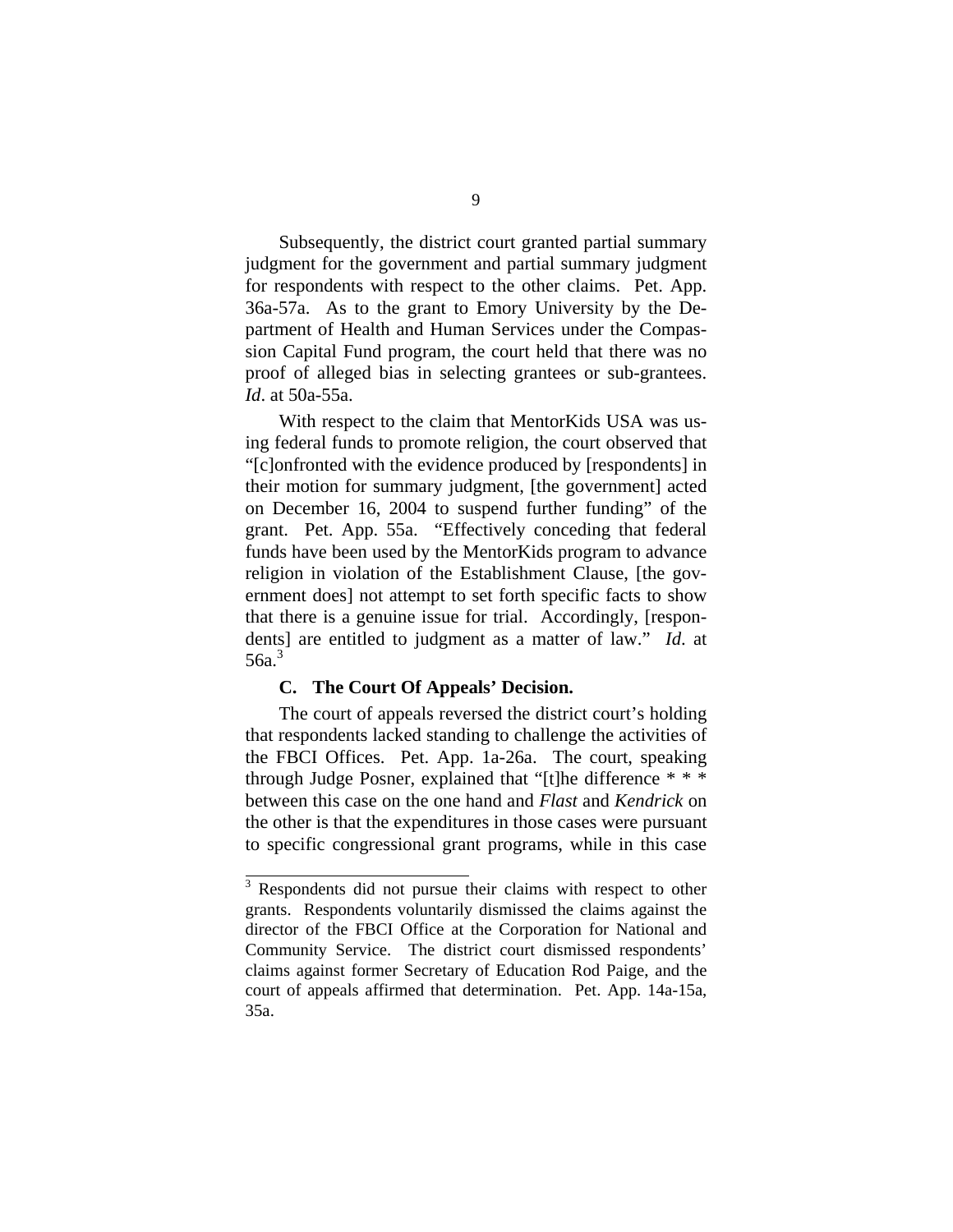Subsequently, the district court granted partial summary judgment for the government and partial summary judgment for respondents with respect to the other claims. Pet. App. 36a-57a. As to the grant to Emory University by the Department of Health and Human Services under the Compassion Capital Fund program, the court held that there was no proof of alleged bias in selecting grantees or sub-grantees. *Id*. at 50a-55a.

With respect to the claim that MentorKids USA was using federal funds to promote religion, the court observed that "[c]onfronted with the evidence produced by [respondents] in their motion for summary judgment, [the government] acted on December 16, 2004 to suspend further funding" of the grant. Pet. App. 55a. "Effectively conceding that federal funds have been used by the MentorKids program to advance religion in violation of the Establishment Clause, [the government does] not attempt to set forth specific facts to show that there is a genuine issue for trial. Accordingly, [respondents] are entitled to judgment as a matter of law." *Id*. at 56a.[3]

### C. The Court Of Appeals' Decision.

The court of appeals reversed the district court's holding that respondents lacked standing to challenge the activities of the FBCI Offices. Pet. App. 1a-26a. The court, speaking through Judge Posner, explained that "[t]he difference * * * between this case on the one hand and *Flast* and *Kendrick* on the other is that the expenditures in those cases were pursuant to specific congressional grant programs, while in this case

---

[3] Respondents did not pursue their claims with respect to other grants. Respondents voluntarily dismissed the claims against the director of the FBCI Office at the Corporation for National and Community Service. The district court dismissed respondents' claims against former Secretary of Education Rod Paige, and the court of appeals affirmed that determination. Pet. App. 14a-15a, 35a.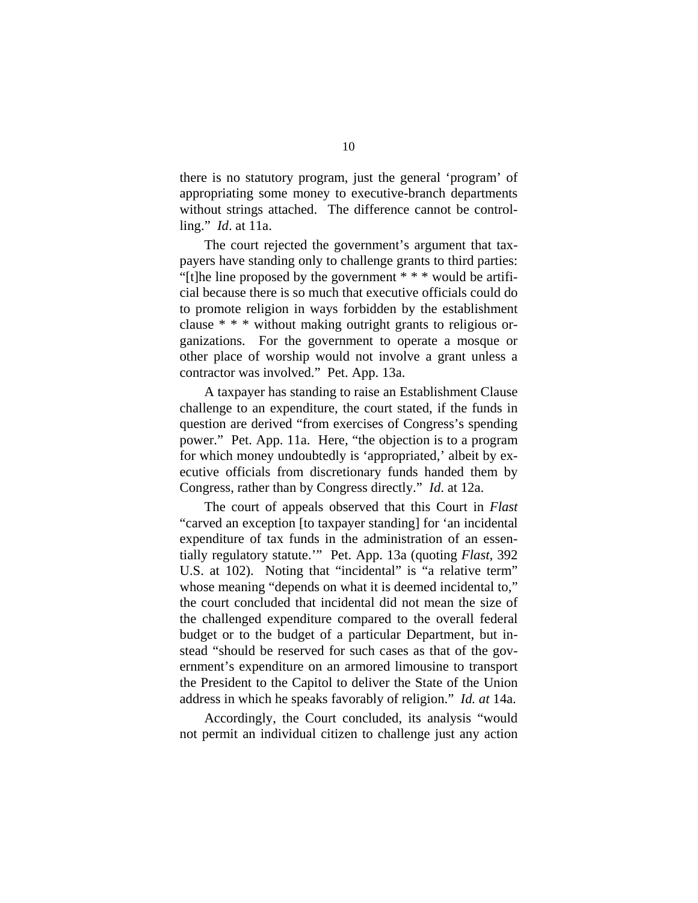there is no statutory program, just the general 'program' of appropriating some money to executive-branch departments without strings attached. The difference cannot be controlling." *Id*. at 11a.

The court rejected the government's argument that taxpayers have standing only to challenge grants to third parties: "[t]he line proposed by the government * * * would be artificial because there is so much that executive officials could do to promote religion in ways forbidden by the establishment clause * * * without making outright grants to religious organizations. For the government to operate a mosque or other place of worship would not involve a grant unless a contractor was involved." Pet. App. 13a.

A taxpayer has standing to raise an Establishment Clause challenge to an expenditure, the court stated, if the funds in question are derived "from exercises of Congress's spending power." Pet. App. 11a. Here, "the objection is to a program for which money undoubtedly is 'appropriated,' albeit by executive officials from discretionary funds handed them by Congress, rather than by Congress directly." *Id.* at 12a.

The court of appeals observed that this Court in *Flast* "carved an exception [to taxpayer standing] for 'an incidental expenditure of tax funds in the administration of an essentially regulatory statute.'" Pet. App. 13a (quoting *Flast*, 392 U.S. at 102). Noting that "incidental" is "a relative term" whose meaning "depends on what it is deemed incidental to," the court concluded that incidental did not mean the size of the challenged expenditure compared to the overall federal budget or to the budget of a particular Department, but instead "should be reserved for such cases as that of the government's expenditure on an armored limousine to transport the President to the Capitol to deliver the State of the Union address in which he speaks favorably of religion." *Id. at* 14a.

Accordingly, the Court concluded, its analysis "would not permit an individual citizen to challenge just any action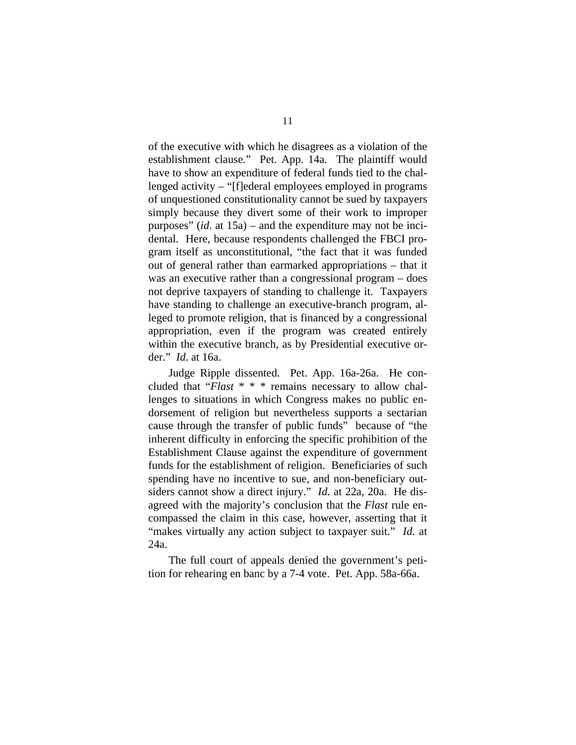of the executive with which he disagrees as a violation of the establishment clause." Pet. App. 14a. The plaintiff would have to show an expenditure of federal funds tied to the challenged activity – "[f]ederal employees employed in programs of unquestioned constitutionality cannot be sued by taxpayers simply because they divert some of their work to improper purposes" (*id*. at 15a) – and the expenditure may not be incidental. Here, because respondents challenged the FBCI program itself as unconstitutional, "the fact that it was funded out of general rather than earmarked appropriations – that it was an executive rather than a congressional program – does not deprive taxpayers of standing to challenge it. Taxpayers have standing to challenge an executive-branch program, alleged to promote religion, that is financed by a congressional appropriation, even if the program was created entirely within the executive branch, as by Presidential executive order." *Id*. at 16a.

Judge Ripple dissented. Pet. App. 16a-26a. He concluded that "*Flast* * * * remains necessary to allow challenges to situations in which Congress makes no public endorsement of religion but nevertheless supports a sectarian cause through the transfer of public funds" because of "the inherent difficulty in enforcing the specific prohibition of the Establishment Clause against the expenditure of government funds for the establishment of religion. Beneficiaries of such spending have no incentive to sue, and non-beneficiary outsiders cannot show a direct injury." *Id.* at 22a, 20a. He disagreed with the majority's conclusion that the *Flast* rule encompassed the claim in this case, however, asserting that it "makes virtually any action subject to taxpayer suit." *Id.* at 24a.

The full court of appeals denied the government's petition for rehearing en banc by a 7-4 vote. Pet. App. 58a-66a.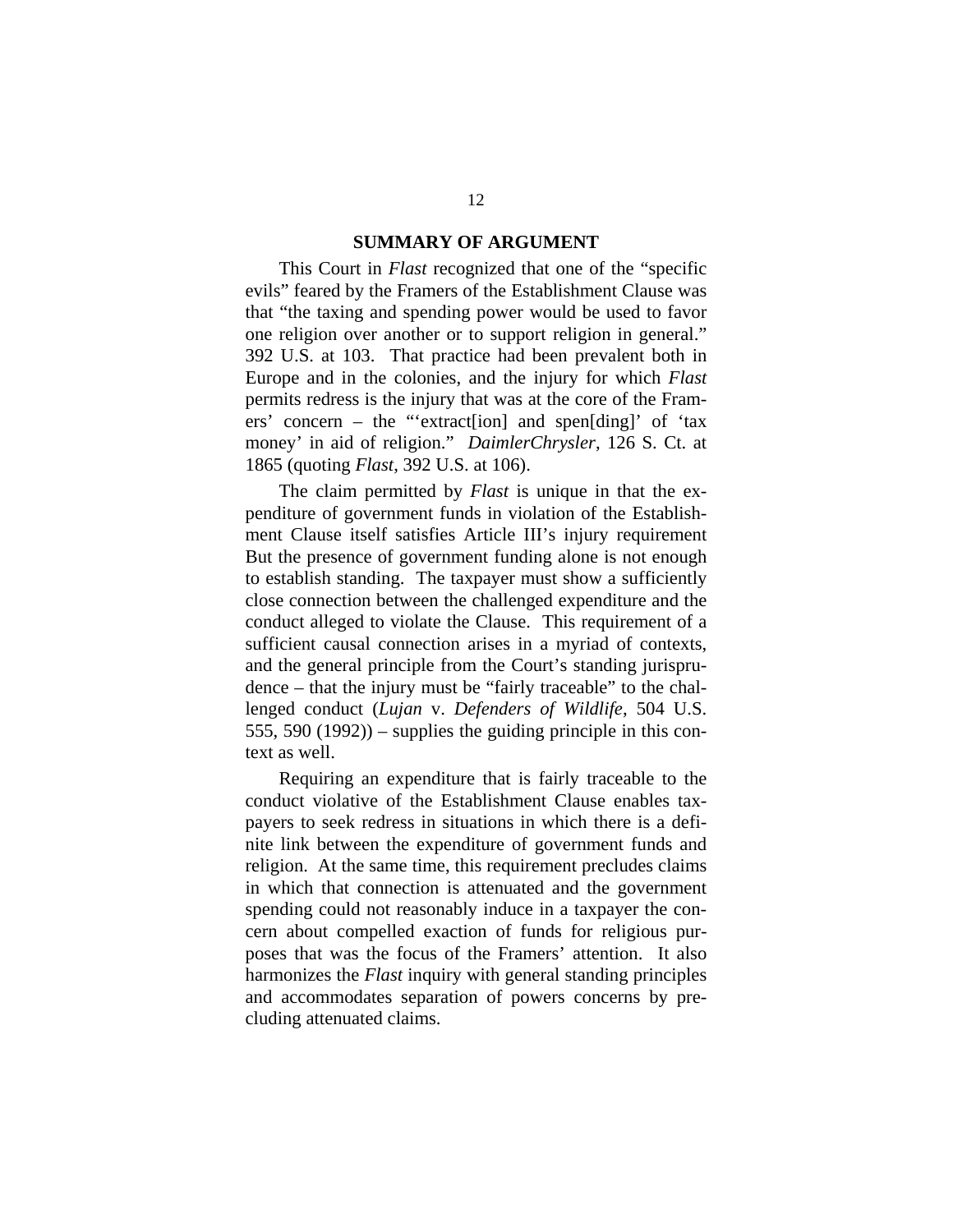## SUMMARY OF ARGUMENT

This Court in *Flast* recognized that one of the "specific evils" feared by the Framers of the Establishment Clause was that "the taxing and spending power would be used to favor one religion over another or to support religion in general." 392 U.S. at 103. That practice had been prevalent both in Europe and in the colonies, and the injury for which *Flast* permits redress is the injury that was at the core of the Framers' concern – the "'extract[ion] and spen[ding]' of 'tax money' in aid of religion." *DaimlerChrysler*, 126 S. Ct. at 1865 (quoting *Flast*, 392 U.S. at 106).

The claim permitted by *Flast* is unique in that the expenditure of government funds in violation of the Establishment Clause itself satisfies Article III's injury requirement But the presence of government funding alone is not enough to establish standing. The taxpayer must show a sufficiently close connection between the challenged expenditure and the conduct alleged to violate the Clause. This requirement of a sufficient causal connection arises in a myriad of contexts, and the general principle from the Court's standing jurisprudence – that the injury must be "fairly traceable" to the challenged conduct (*Lujan* v. *Defenders of Wildlife*, 504 U.S. 555, 590 (1992)) – supplies the guiding principle in this context as well.

Requiring an expenditure that is fairly traceable to the conduct violative of the Establishment Clause enables taxpayers to seek redress in situations in which there is a definite link between the expenditure of government funds and religion. At the same time, this requirement precludes claims in which that connection is attenuated and the government spending could not reasonably induce in a taxpayer the concern about compelled exaction of funds for religious purposes that was the focus of the Framers' attention. It also harmonizes the *Flast* inquiry with general standing principles and accommodates separation of powers concerns by precluding attenuated claims.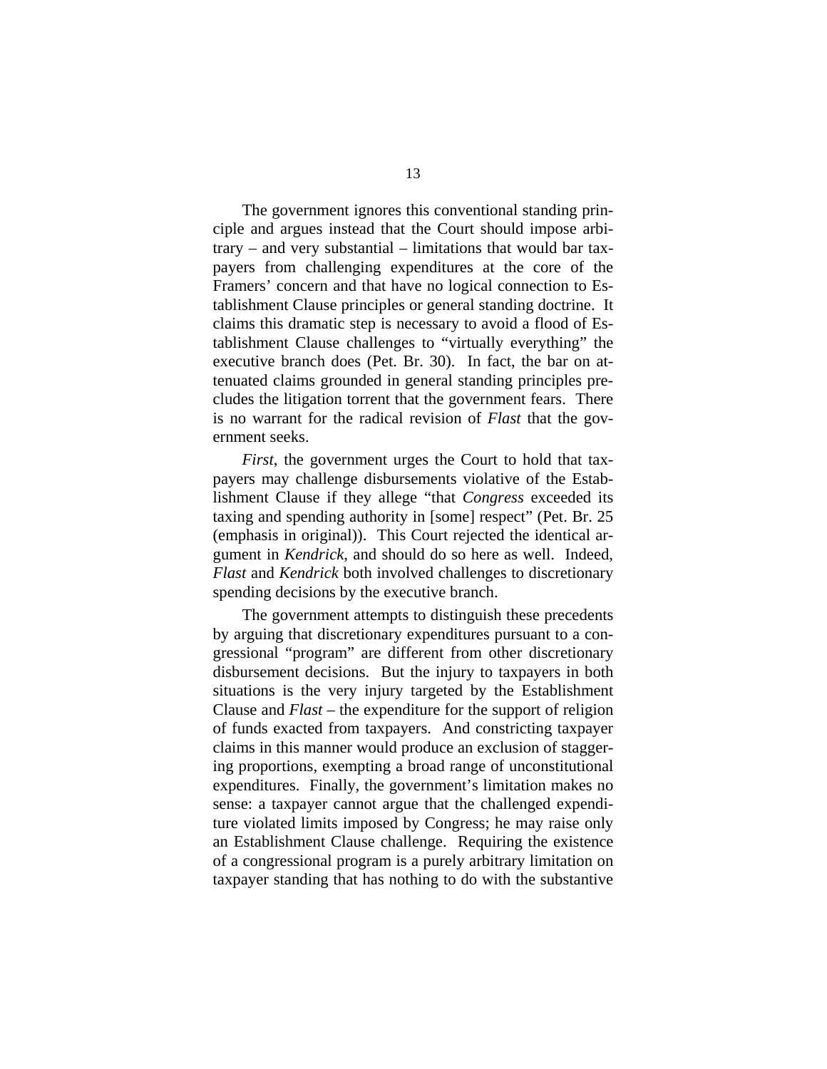The government ignores this conventional standing principle and argues instead that the Court should impose arbitrary – and very substantial – limitations that would bar taxpayers from challenging expenditures at the core of the Framers' concern and that have no logical connection to Establishment Clause principles or general standing doctrine. It claims this dramatic step is necessary to avoid a flood of Establishment Clause challenges to "virtually everything" the executive branch does (Pet. Br. 30). In fact, the bar on attenuated claims grounded in general standing principles precludes the litigation torrent that the government fears. There is no warrant for the radical revision of *Flast* that the government seeks.

*First*, the government urges the Court to hold that taxpayers may challenge disbursements violative of the Establishment Clause if they allege "that *Congress* exceeded its taxing and spending authority in [some] respect" (Pet. Br. 25 (emphasis in original)). This Court rejected the identical argument in *Kendrick*, and should do so here as well. Indeed, *Flast* and *Kendrick* both involved challenges to discretionary spending decisions by the executive branch.

The government attempts to distinguish these precedents by arguing that discretionary expenditures pursuant to a congressional "program" are different from other discretionary disbursement decisions. But the injury to taxpayers in both situations is the very injury targeted by the Establishment Clause and *Flast* – the expenditure for the support of religion of funds exacted from taxpayers. And constricting taxpayer claims in this manner would produce an exclusion of staggering proportions, exempting a broad range of unconstitutional expenditures. Finally, the government's limitation makes no sense: a taxpayer cannot argue that the challenged expenditure violated limits imposed by Congress; he may raise only an Establishment Clause challenge. Requiring the existence of a congressional program is a purely arbitrary limitation on taxpayer standing that has nothing to do with the substantive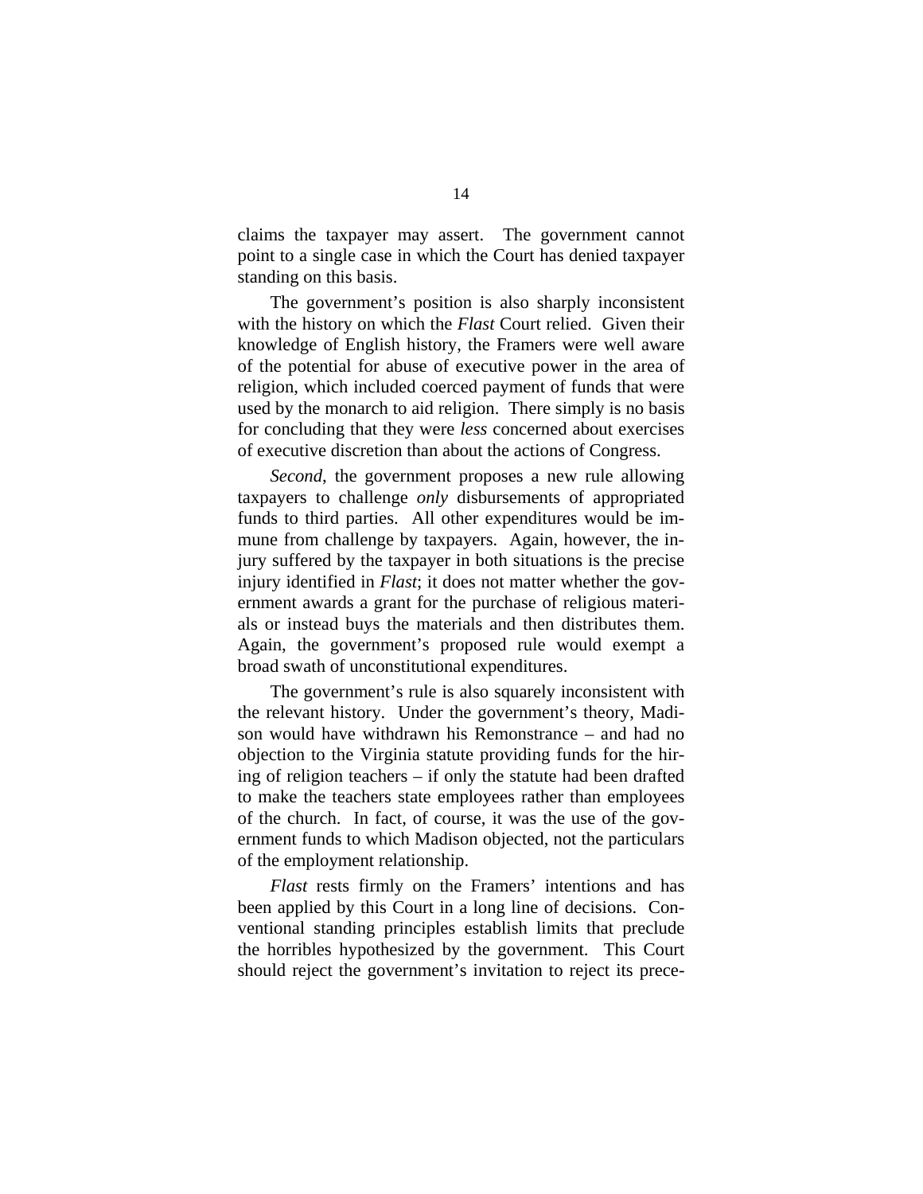claims the taxpayer may assert. The government cannot point to a single case in which the Court has denied taxpayer standing on this basis.

The government's position is also sharply inconsistent with the history on which the *Flast* Court relied. Given their knowledge of English history, the Framers were well aware of the potential for abuse of executive power in the area of religion, which included coerced payment of funds that were used by the monarch to aid religion. There simply is no basis for concluding that they were *less* concerned about exercises of executive discretion than about the actions of Congress.

*Second*, the government proposes a new rule allowing taxpayers to challenge *only* disbursements of appropriated funds to third parties. All other expenditures would be immune from challenge by taxpayers. Again, however, the injury suffered by the taxpayer in both situations is the precise injury identified in *Flast*; it does not matter whether the government awards a grant for the purchase of religious materials or instead buys the materials and then distributes them. Again, the government's proposed rule would exempt a broad swath of unconstitutional expenditures.

The government's rule is also squarely inconsistent with the relevant history. Under the government's theory, Madison would have withdrawn his Remonstrance – and had no objection to the Virginia statute providing funds for the hiring of religion teachers – if only the statute had been drafted to make the teachers state employees rather than employees of the church. In fact, of course, it was the use of the government funds to which Madison objected, not the particulars of the employment relationship.

*Flast* rests firmly on the Framers' intentions and has been applied by this Court in a long line of decisions. Conventional standing principles establish limits that preclude the horribles hypothesized by the government. This Court should reject the government's invitation to reject its prece-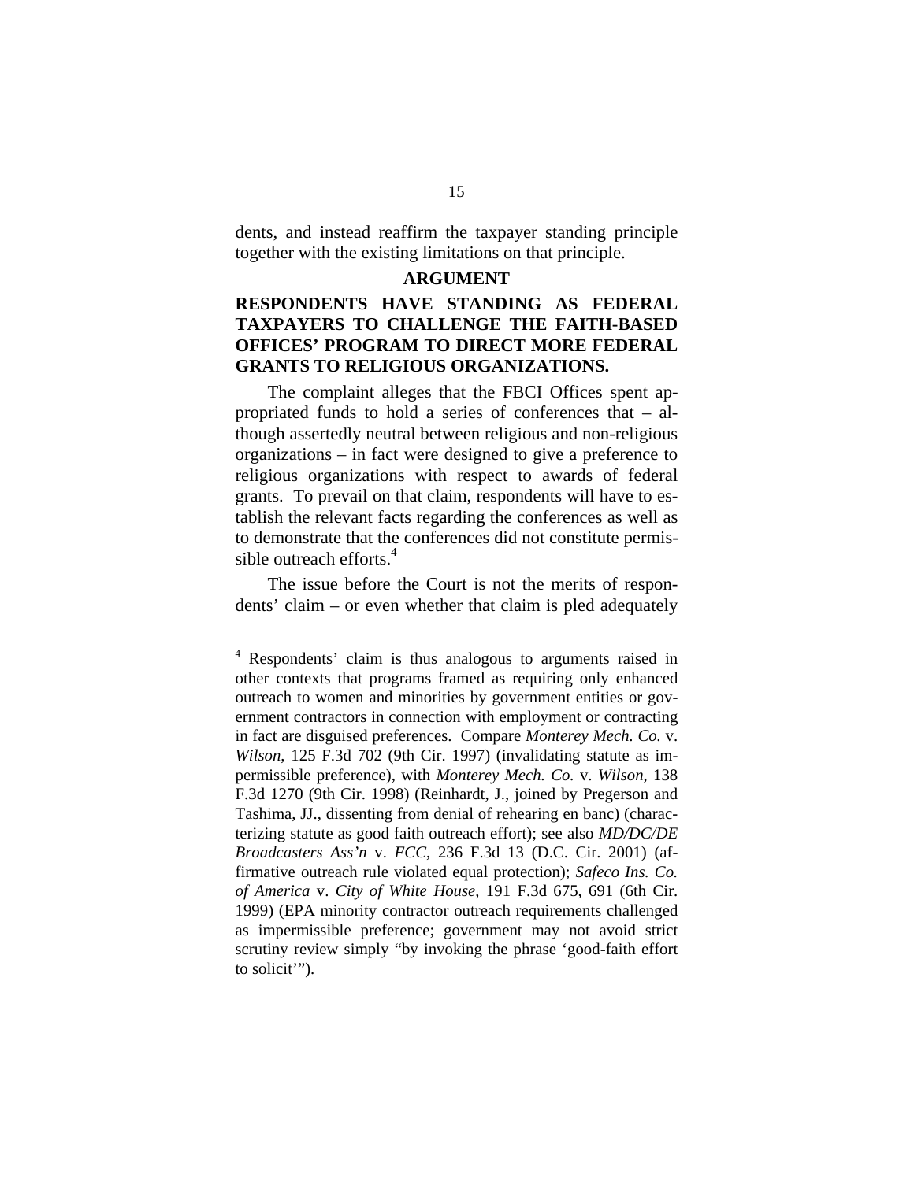dents, and instead reaffirm the taxpayer standing principle together with the existing limitations on that principle.

## ARGUMENT

### RESPONDENTS HAVE STANDING AS FEDERAL TAXPAYERS TO CHALLENGE THE FAITH-BASED OFFICES' PROGRAM TO DIRECT MORE FEDERAL GRANTS TO RELIGIOUS ORGANIZATIONS.

The complaint alleges that the FBCI Offices spent appropriated funds to hold a series of conferences that – although assertedly neutral between religious and non-religious organizations – in fact were designed to give a preference to religious organizations with respect to awards of federal grants. To prevail on that claim, respondents will have to establish the relevant facts regarding the conferences as well as to demonstrate that the conferences did not constitute permissible outreach efforts.[4]

The issue before the Court is not the merits of respondents' claim – or even whether that claim is pled adequately

---

[4] Respondents' claim is thus analogous to arguments raised in other contexts that programs framed as requiring only enhanced outreach to women and minorities by government entities or government contractors in connection with employment or contracting in fact are disguised preferences. Compare *Monterey Mech. Co.* v. *Wilson*, 125 F.3d 702 (9th Cir. 1997) (invalidating statute as impermissible preference), with *Monterey Mech. Co.* v. *Wilson*, 138 F.3d 1270 (9th Cir. 1998) (Reinhardt, J., joined by Pregerson and Tashima, JJ., dissenting from denial of rehearing en banc) (characterizing statute as good faith outreach effort); see also *MD/DC/DE Broadcasters Ass'n* v. *FCC*, 236 F.3d 13 (D.C. Cir. 2001) (affirmative outreach rule violated equal protection); *Safeco Ins. Co. of America* v. *City of White House*, 191 F.3d 675, 691 (6th Cir. 1999) (EPA minority contractor outreach requirements challenged as impermissible preference; government may not avoid strict scrutiny review simply "by invoking the phrase 'good-faith effort to solicit'").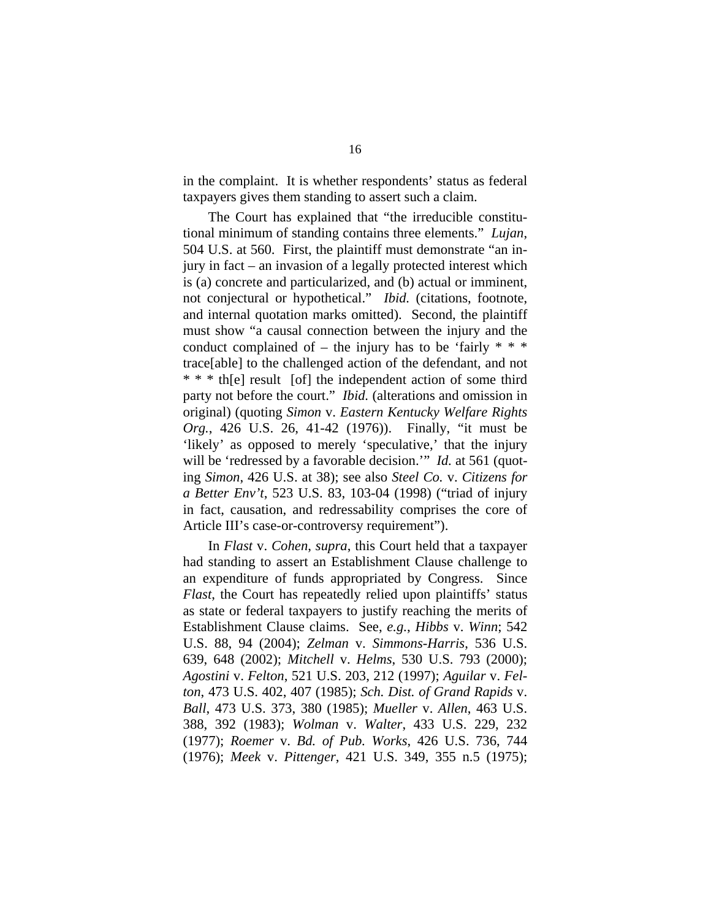in the complaint. It is whether respondents' status as federal taxpayers gives them standing to assert such a claim.

The Court has explained that "the irreducible constitutional minimum of standing contains three elements." *Lujan*, 504 U.S. at 560. First, the plaintiff must demonstrate "an injury in fact – an invasion of a legally protected interest which is (a) concrete and particularized, and (b) actual or imminent, not conjectural or hypothetical." *Ibid.* (citations, footnote, and internal quotation marks omitted). Second, the plaintiff must show "a causal connection between the injury and the conduct complained of – the injury has to be 'fairly * * * trace[able] to the challenged action of the defendant, and not * * * th[e] result [of] the independent action of some third party not before the court." *Ibid.* (alterations and omission in original) (quoting *Simon* v. *Eastern Kentucky Welfare Rights Org.*, 426 U.S. 26, 41-42 (1976)). Finally, "it must be 'likely' as opposed to merely 'speculative,' that the injury will be 'redressed by a favorable decision.'" *Id.* at 561 (quoting *Simon*, 426 U.S. at 38); see also *Steel Co.* v. *Citizens for a Better Env't*, 523 U.S. 83, 103-04 (1998) ("triad of injury in fact, causation, and redressability comprises the core of Article III's case-or-controversy requirement").

In *Flast* v. *Cohen*, *supra*, this Court held that a taxpayer had standing to assert an Establishment Clause challenge to an expenditure of funds appropriated by Congress. Since *Flast*, the Court has repeatedly relied upon plaintiffs' status as state or federal taxpayers to justify reaching the merits of Establishment Clause claims. See, *e.g.*, *Hibbs* v. *Winn*; 542 U.S. 88, 94 (2004); *Zelman* v. *Simmons-Harris*, 536 U.S. 639, 648 (2002); *Mitchell* v. *Helms*, 530 U.S. 793 (2000); *Agostini* v. *Felton*, 521 U.S. 203, 212 (1997); *Aguilar* v. *Felton*, 473 U.S. 402, 407 (1985); *Sch. Dist. of Grand Rapids* v. *Ball*, 473 U.S. 373, 380 (1985); *Mueller* v. *Allen*, 463 U.S. 388, 392 (1983); *Wolman* v. *Walter*, 433 U.S. 229, 232 (1977); *Roemer* v. *Bd. of Pub. Works*, 426 U.S. 736, 744 (1976); *Meek* v. *Pittenger*, 421 U.S. 349, 355 n.5 (1975);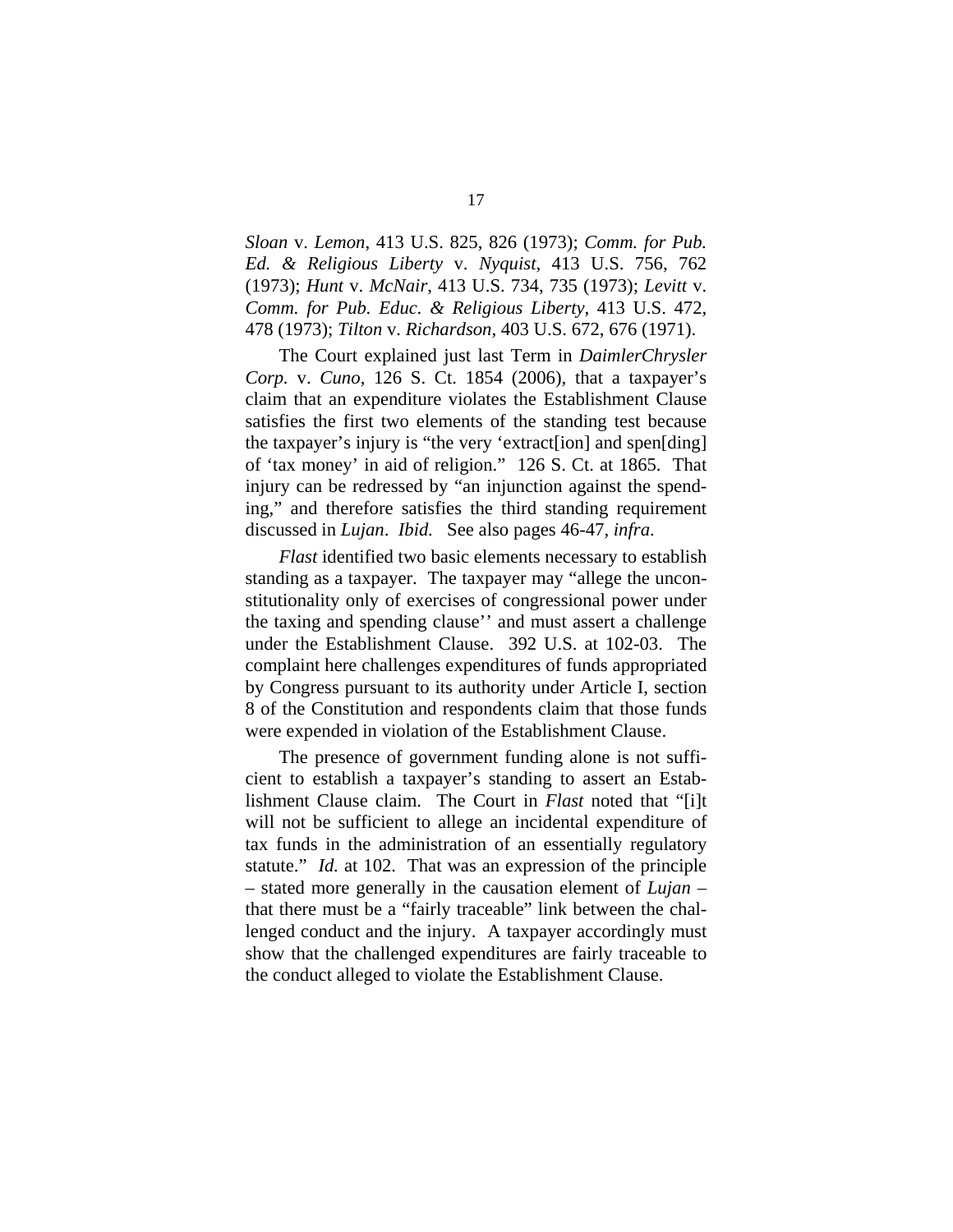*Sloan* v. *Lemon*, 413 U.S. 825, 826 (1973); *Comm. for Pub. Ed. & Religious Liberty* v. *Nyquist*, 413 U.S. 756, 762 (1973); *Hunt* v. *McNair*, 413 U.S. 734, 735 (1973); *Levitt* v. *Comm. for Pub. Educ. & Religious Liberty*, 413 U.S. 472, 478 (1973); *Tilton* v. *Richardson*, 403 U.S. 672, 676 (1971).

The Court explained just last Term in *DaimlerChrysler Corp.* v. *Cuno*, 126 S. Ct. 1854 (2006), that a taxpayer's claim that an expenditure violates the Establishment Clause satisfies the first two elements of the standing test because the taxpayer's injury is "the very 'extract[ion] and spen[ding] of 'tax money' in aid of religion." 126 S. Ct. at 1865. That injury can be redressed by "an injunction against the spending," and therefore satisfies the third standing requirement discussed in *Lujan*. *Ibid.* See also pages 46-47, *infra*.

*Flast* identified two basic elements necessary to establish standing as a taxpayer. The taxpayer may "allege the unconstitutionality only of exercises of congressional power under the taxing and spending clause'' and must assert a challenge under the Establishment Clause. 392 U.S. at 102-03. The complaint here challenges expenditures of funds appropriated by Congress pursuant to its authority under Article I, section 8 of the Constitution and respondents claim that those funds were expended in violation of the Establishment Clause.

The presence of government funding alone is not sufficient to establish a taxpayer's standing to assert an Establishment Clause claim. The Court in *Flast* noted that "[i]t will not be sufficient to allege an incidental expenditure of tax funds in the administration of an essentially regulatory statute." *Id.* at 102. That was an expression of the principle – stated more generally in the causation element of *Lujan* – that there must be a "fairly traceable" link between the challenged conduct and the injury. A taxpayer accordingly must show that the challenged expenditures are fairly traceable to the conduct alleged to violate the Establishment Clause.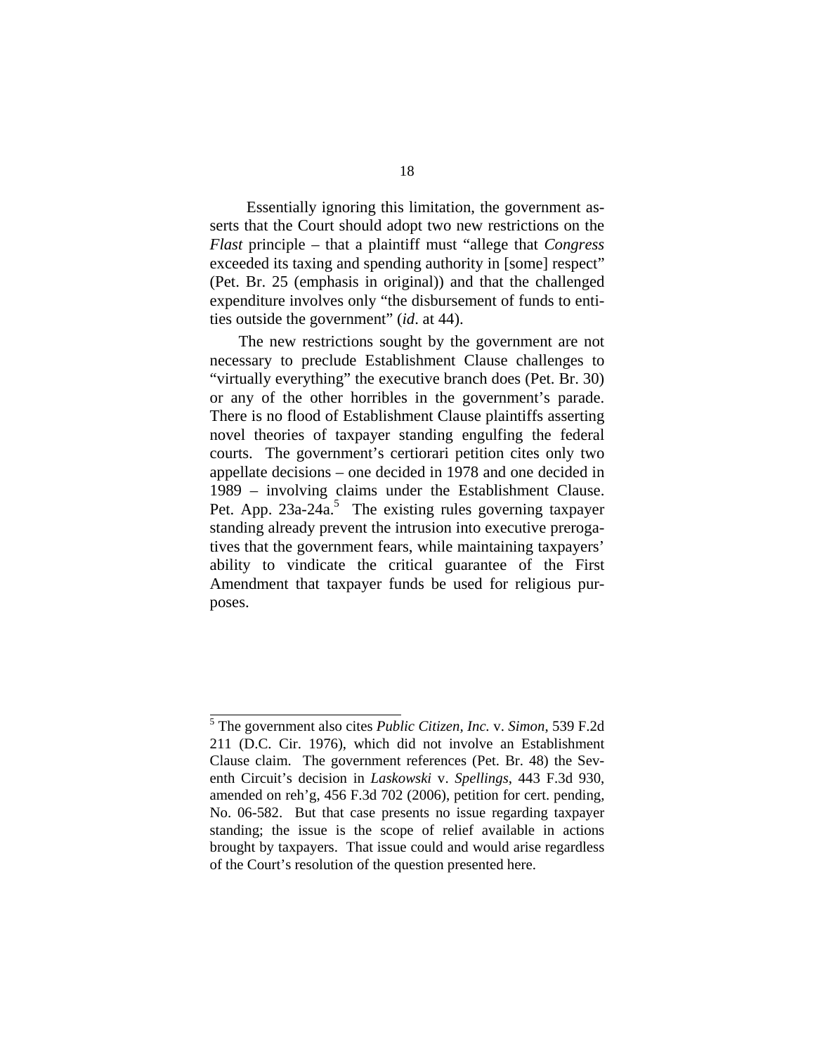Essentially ignoring this limitation, the government asserts that the Court should adopt two new restrictions on the *Flast* principle – that a plaintiff must "allege that *Congress* exceeded its taxing and spending authority in [some] respect" (Pet. Br. 25 (emphasis in original)) and that the challenged expenditure involves only "the disbursement of funds to entities outside the government" (*id*. at 44).

The new restrictions sought by the government are not necessary to preclude Establishment Clause challenges to "virtually everything" the executive branch does (Pet. Br. 30) or any of the other horribles in the government's parade. There is no flood of Establishment Clause plaintiffs asserting novel theories of taxpayer standing engulfing the federal courts. The government's certiorari petition cites only two appellate decisions – one decided in 1978 and one decided in 1989 – involving claims under the Establishment Clause. Pet. App. 23a-24a.[5] The existing rules governing taxpayer standing already prevent the intrusion into executive prerogatives that the government fears, while maintaining taxpayers' ability to vindicate the critical guarantee of the First Amendment that taxpayer funds be used for religious purposes.

---

[5] The government also cites *Public Citizen, Inc.* v. *Simon*, 539 F.2d 211 (D.C. Cir. 1976), which did not involve an Establishment Clause claim. The government references (Pet. Br. 48) the Seventh Circuit's decision in *Laskowski* v. *Spellings*, 443 F.3d 930, amended on reh'g, 456 F.3d 702 (2006), petition for cert. pending, No. 06-582. But that case presents no issue regarding taxpayer standing; the issue is the scope of relief available in actions brought by taxpayers. That issue could and would arise regardless of the Court's resolution of the question presented here.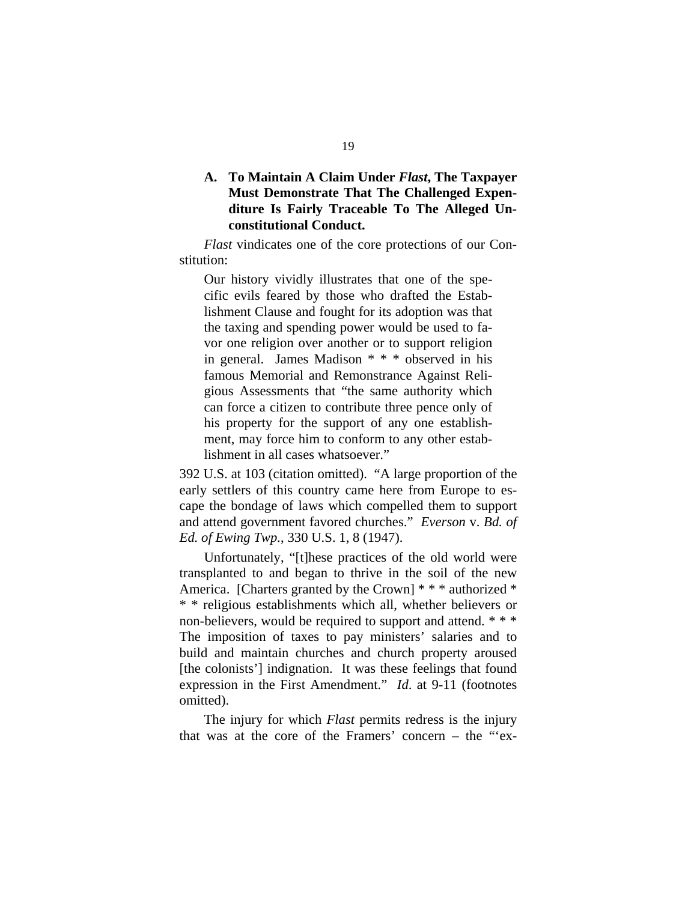### A. To Maintain A Claim Under *Flast*, The Taxpayer Must Demonstrate That The Challenged Expenditure Is Fairly Traceable To The Alleged Unconstitutional Conduct.

*Flast* vindicates one of the core protections of our Constitution:

> Our history vividly illustrates that one of the specific evils feared by those who drafted the Establishment Clause and fought for its adoption was that the taxing and spending power would be used to favor one religion over another or to support religion in general. James Madison * * * observed in his famous Memorial and Remonstrance Against Religious Assessments that "the same authority which can force a citizen to contribute three pence only of his property for the support of any one establishment, may force him to conform to any other establishment in all cases whatsoever."

392 U.S. at 103 (citation omitted). "A large proportion of the early settlers of this country came here from Europe to escape the bondage of laws which compelled them to support and attend government favored churches." *Everson* v. *Bd. of Ed. of Ewing Twp.*, 330 U.S. 1, 8 (1947).

Unfortunately, "[t]hese practices of the old world were transplanted to and began to thrive in the soil of the new America. [Charters granted by the Crown] * * * authorized * * * religious establishments which all, whether believers or non-believers, would be required to support and attend. * * * The imposition of taxes to pay ministers' salaries and to build and maintain churches and church property aroused [the colonists'] indignation. It was these feelings that found expression in the First Amendment." *Id*. at 9-11 (footnotes omitted).

The injury for which *Flast* permits redress is the injury that was at the core of the Framers' concern – the "'ex-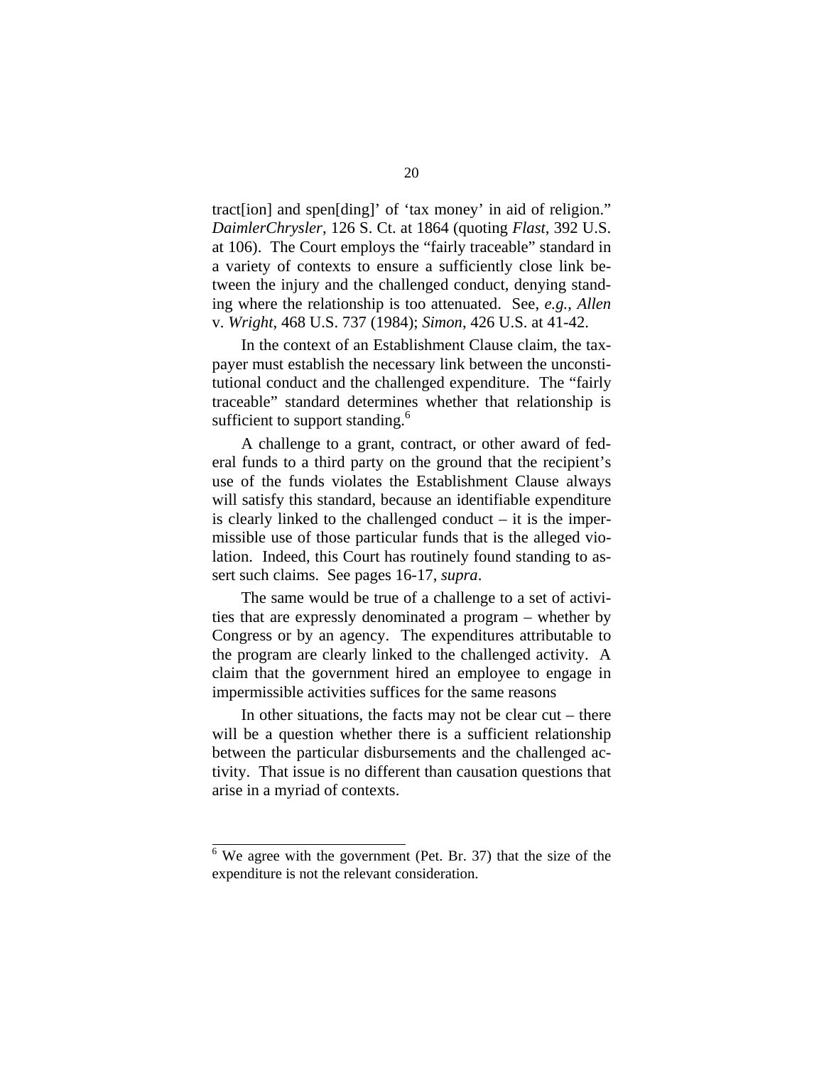tract[ion] and spen[ding]' of 'tax money' in aid of religion." *DaimlerChrysler*, 126 S. Ct. at 1864 (quoting *Flast*, 392 U.S. at 106). The Court employs the "fairly traceable" standard in a variety of contexts to ensure a sufficiently close link between the injury and the challenged conduct, denying standing where the relationship is too attenuated. See, *e.g.*, *Allen* v. *Wright*, 468 U.S. 737 (1984); *Simon*, 426 U.S. at 41-42.

In the context of an Establishment Clause claim, the taxpayer must establish the necessary link between the unconstitutional conduct and the challenged expenditure. The "fairly traceable" standard determines whether that relationship is sufficient to support standing.[6]

A challenge to a grant, contract, or other award of federal funds to a third party on the ground that the recipient's use of the funds violates the Establishment Clause always will satisfy this standard, because an identifiable expenditure is clearly linked to the challenged conduct – it is the impermissible use of those particular funds that is the alleged violation. Indeed, this Court has routinely found standing to assert such claims. See pages 16-17, *supra*.

The same would be true of a challenge to a set of activities that are expressly denominated a program – whether by Congress or by an agency. The expenditures attributable to the program are clearly linked to the challenged activity. A claim that the government hired an employee to engage in impermissible activities suffices for the same reasons

In other situations, the facts may not be clear cut – there will be a question whether there is a sufficient relationship between the particular disbursements and the challenged activity. That issue is no different than causation questions that arise in a myriad of contexts.

---

[6] We agree with the government (Pet. Br. 37) that the size of the expenditure is not the relevant consideration.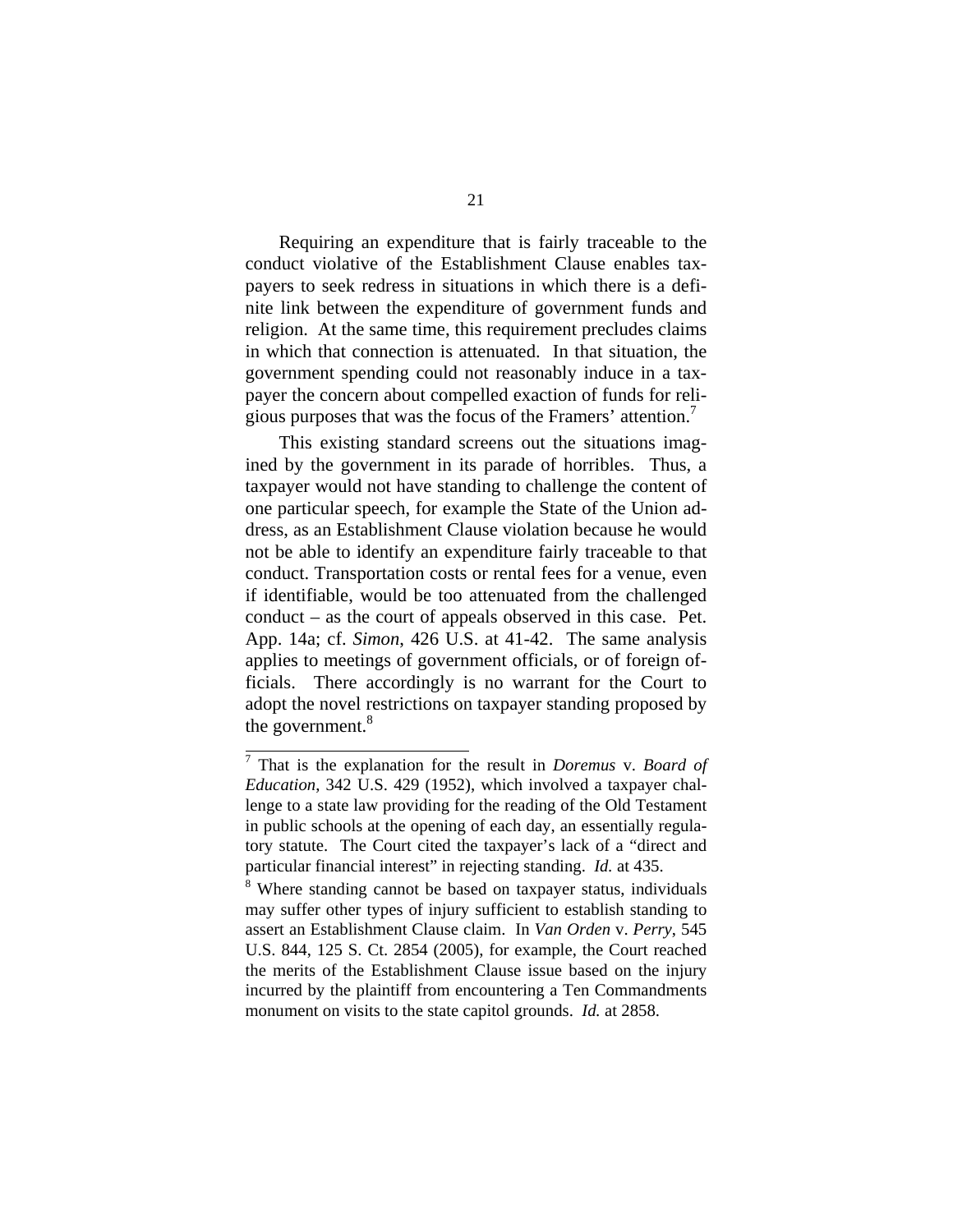Requiring an expenditure that is fairly traceable to the conduct violative of the Establishment Clause enables taxpayers to seek redress in situations in which there is a definite link between the expenditure of government funds and religion. At the same time, this requirement precludes claims in which that connection is attenuated. In that situation, the government spending could not reasonably induce in a taxpayer the concern about compelled exaction of funds for religious purposes that was the focus of the Framers' attention.[7]

This existing standard screens out the situations imagined by the government in its parade of horribles. Thus, a taxpayer would not have standing to challenge the content of one particular speech, for example the State of the Union address, as an Establishment Clause violation because he would not be able to identify an expenditure fairly traceable to that conduct. Transportation costs or rental fees for a venue, even if identifiable, would be too attenuated from the challenged conduct – as the court of appeals observed in this case. Pet. App. 14a; cf. *Simon*, 426 U.S. at 41-42. The same analysis applies to meetings of government officials, or of foreign officials. There accordingly is no warrant for the Court to adopt the novel restrictions on taxpayer standing proposed by the government.[8]

---

[7] That is the explanation for the result in *Doremus* v. *Board of Education*, 342 U.S. 429 (1952), which involved a taxpayer challenge to a state law providing for the reading of the Old Testament in public schools at the opening of each day, an essentially regulatory statute. The Court cited the taxpayer's lack of a "direct and particular financial interest" in rejecting standing. *Id.* at 435.

[8] Where standing cannot be based on taxpayer status, individuals may suffer other types of injury sufficient to establish standing to assert an Establishment Clause claim. In *Van Orden* v. *Perry*, 545 U.S. 844, 125 S. Ct. 2854 (2005), for example, the Court reached the merits of the Establishment Clause issue based on the injury incurred by the plaintiff from encountering a Ten Commandments monument on visits to the state capitol grounds. *Id.* at 2858.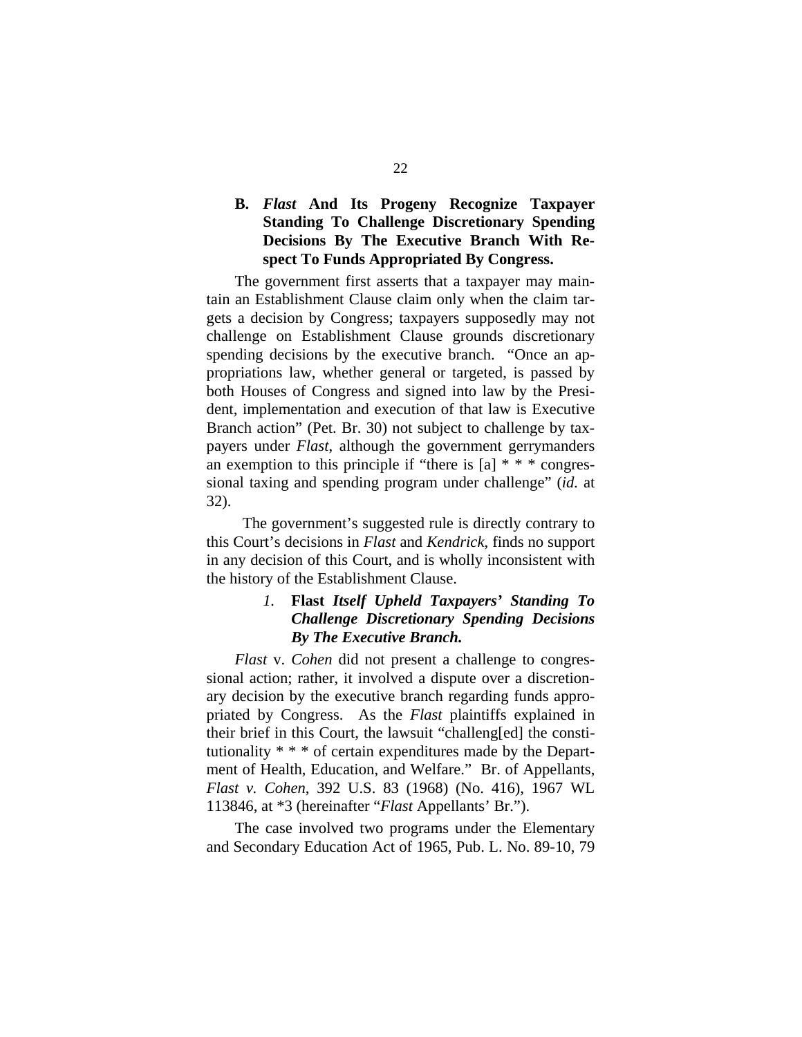## B. *Flast* And Its Progeny Recognize Taxpayer Standing To Challenge Discretionary Spending Decisions By The Executive Branch With Respect To Funds Appropriated By Congress.

The government first asserts that a taxpayer may maintain an Establishment Clause claim only when the claim targets a decision by Congress; taxpayers supposedly may not challenge on Establishment Clause grounds discretionary spending decisions by the executive branch. "Once an appropriations law, whether general or targeted, is passed by both Houses of Congress and signed into law by the President, implementation and execution of that law is Executive Branch action" (Pet. Br. 30) not subject to challenge by taxpayers under *Flast*, although the government gerrymanders an exemption to this principle if "there is [a] * * * congressional taxing and spending program under challenge" (*id.* at 32).

The government's suggested rule is directly contrary to this Court's decisions in *Flast* and *Kendrick*, finds no support in any decision of this Court, and is wholly inconsistent with the history of the Establishment Clause.

### *1.* **Flast** *Itself Upheld Taxpayers' Standing To Challenge Discretionary Spending Decisions By The Executive Branch.*

*Flast* v. *Cohen* did not present a challenge to congressional action; rather, it involved a dispute over a discretionary decision by the executive branch regarding funds appropriated by Congress. As the *Flast* plaintiffs explained in their brief in this Court, the lawsuit "challeng[ed] the constitutionality * * * of certain expenditures made by the Department of Health, Education, and Welfare." Br. of Appellants, *Flast v. Cohen*, 392 U.S. 83 (1968) (No. 416), 1967 WL 113846, at *3 (hereinafter "*Flast* Appellants' Br.").

The case involved two programs under the Elementary and Secondary Education Act of 1965, Pub. L. No. 89-10, 79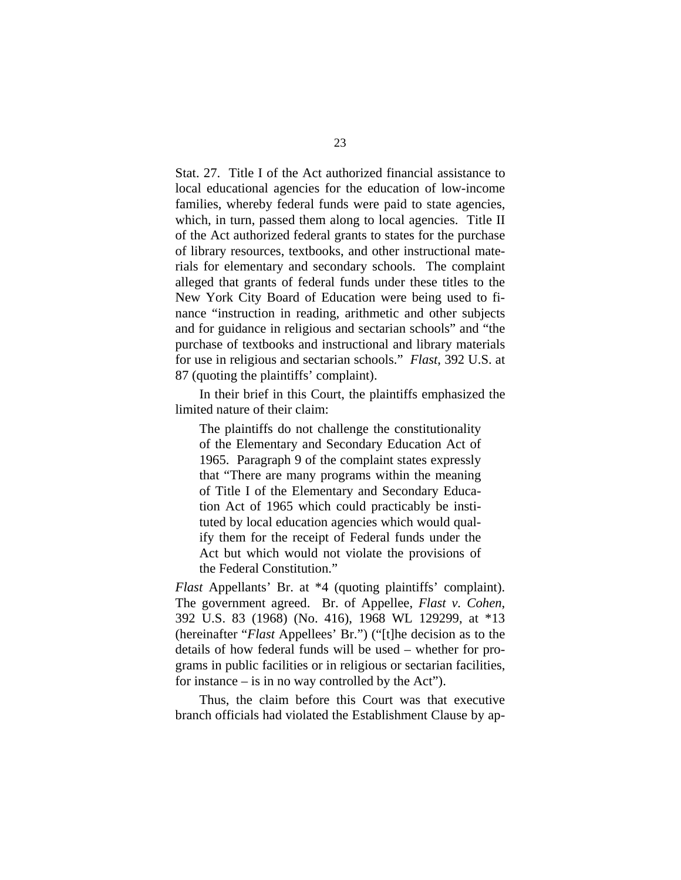Stat. 27. Title I of the Act authorized financial assistance to local educational agencies for the education of low-income families, whereby federal funds were paid to state agencies, which, in turn, passed them along to local agencies. Title II of the Act authorized federal grants to states for the purchase of library resources, textbooks, and other instructional materials for elementary and secondary schools. The complaint alleged that grants of federal funds under these titles to the New York City Board of Education were being used to finance "instruction in reading, arithmetic and other subjects and for guidance in religious and sectarian schools" and "the purchase of textbooks and instructional and library materials for use in religious and sectarian schools." *Flast*, 392 U.S. at 87 (quoting the plaintiffs' complaint).

In their brief in this Court, the plaintiffs emphasized the limited nature of their claim:

> The plaintiffs do not challenge the constitutionality of the Elementary and Secondary Education Act of 1965. Paragraph 9 of the complaint states expressly that "There are many programs within the meaning of Title I of the Elementary and Secondary Education Act of 1965 which could practicably be instituted by local education agencies which would qualify them for the receipt of Federal funds under the Act but which would not violate the provisions of the Federal Constitution."

*Flast* Appellants' Br. at *4 (quoting plaintiffs' complaint). The government agreed. Br. of Appellee, *Flast v. Cohen*, 392 U.S. 83 (1968) (No. 416), 1968 WL 129299, at *13 (hereinafter "*Flast* Appellees' Br.") ("[t]he decision as to the details of how federal funds will be used – whether for programs in public facilities or in religious or sectarian facilities, for instance – is in no way controlled by the Act").

Thus, the claim before this Court was that executive branch officials had violated the Establishment Clause by ap-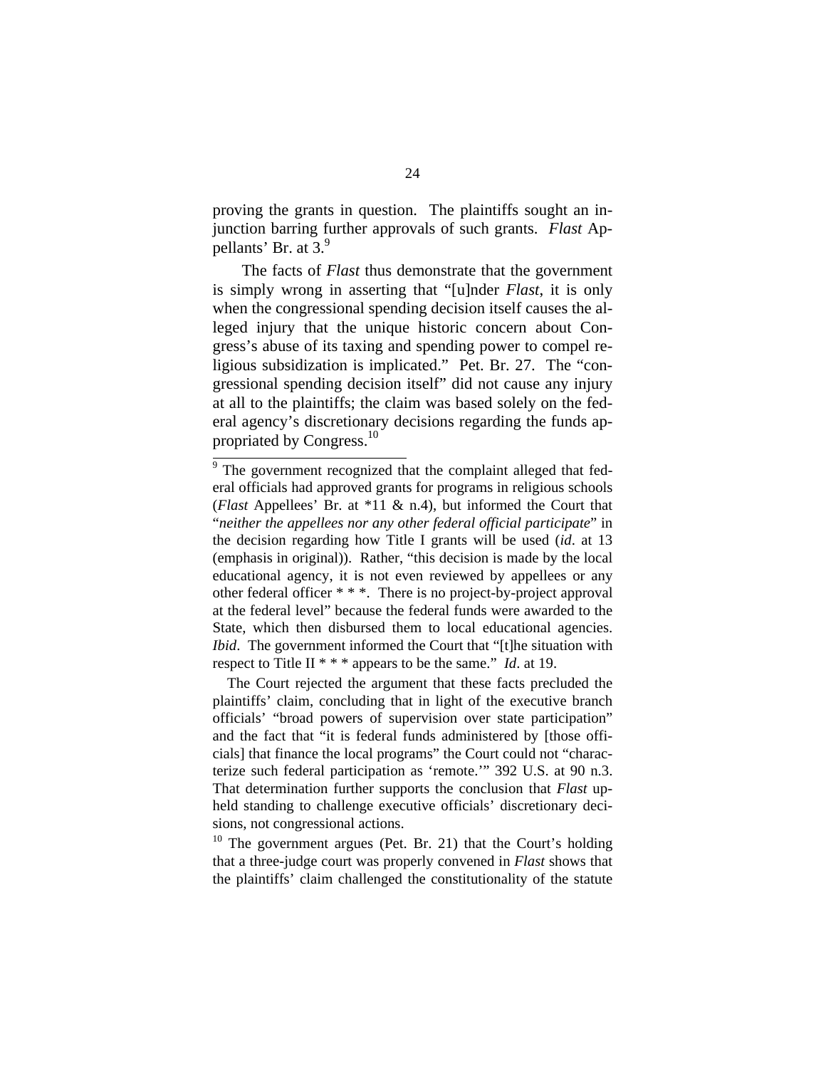proving the grants in question. The plaintiffs sought an injunction barring further approvals of such grants. *Flast* Appellants' Br. at 3.[9]

The facts of *Flast* thus demonstrate that the government is simply wrong in asserting that "[u]nder *Flast*, it is only when the congressional spending decision itself causes the alleged injury that the unique historic concern about Congress's abuse of its taxing and spending power to compel religious subsidization is implicated." Pet. Br. 27. The "congressional spending decision itself" did not cause any injury at all to the plaintiffs; the claim was based solely on the federal agency's discretionary decisions regarding the funds appropriated by Congress.[10]

---

[9] The government recognized that the complaint alleged that federal officials had approved grants for programs in religious schools (*Flast* Appellees' Br. at *11 & n.4), but informed the Court that "*neither the appellees nor any other federal official participate*" in the decision regarding how Title I grants will be used (*id*. at 13 (emphasis in original)). Rather, "this decision is made by the local educational agency, it is not even reviewed by appellees or any other federal officer * * *. There is no project-by-project approval at the federal level" because the federal funds were awarded to the State, which then disbursed them to local educational agencies. *Ibid*. The government informed the Court that "[t]he situation with respect to Title II * * * appears to be the same." *Id*. at 19.

The Court rejected the argument that these facts precluded the plaintiffs' claim, concluding that in light of the executive branch officials' "broad powers of supervision over state participation" and the fact that "it is federal funds administered by [those officials] that finance the local programs" the Court could not "characterize such federal participation as 'remote.'" 392 U.S. at 90 n.3. That determination further supports the conclusion that *Flast* upheld standing to challenge executive officials' discretionary decisions, not congressional actions.

[10] The government argues (Pet. Br. 21) that the Court's holding that a three-judge court was properly convened in *Flast* shows that the plaintiffs' claim challenged the constitutionality of the statute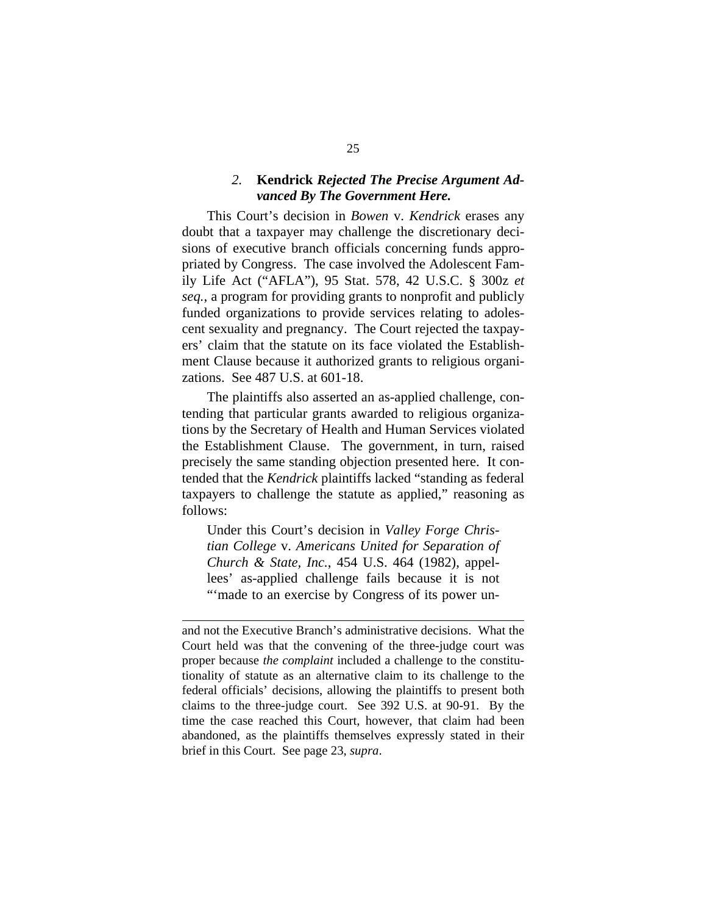### *2.* **Kendrick** ***Rejected The Precise Argument Advanced By The Government Here.***

This Court's decision in *Bowen* v. *Kendrick* erases any doubt that a taxpayer may challenge the discretionary decisions of executive branch officials concerning funds appropriated by Congress. The case involved the Adolescent Family Life Act ("AFLA"), 95 Stat. 578, 42 U.S.C. § 300z *et seq.*, a program for providing grants to nonprofit and publicly funded organizations to provide services relating to adolescent sexuality and pregnancy. The Court rejected the taxpayers' claim that the statute on its face violated the Establishment Clause because it authorized grants to religious organizations. See 487 U.S. at 601-18.

The plaintiffs also asserted an as-applied challenge, contending that particular grants awarded to religious organizations by the Secretary of Health and Human Services violated the Establishment Clause. The government, in turn, raised precisely the same standing objection presented here. It contended that the *Kendrick* plaintiffs lacked "standing as federal taxpayers to challenge the statute as applied," reasoning as follows:

> Under this Court's decision in *Valley Forge Christian College* v. *Americans United for Separation of Church & State, Inc.*, 454 U.S. 464 (1982), appellees' as-applied challenge fails because it is not "'made to an exercise by Congress of its power un-

---

and not the Executive Branch's administrative decisions. What the Court held was that the convening of the three-judge court was proper because *the complaint* included a challenge to the constitutionality of statute as an alternative claim to its challenge to the federal officials' decisions, allowing the plaintiffs to present both claims to the three-judge court. See 392 U.S. at 90-91. By the time the case reached this Court, however, that claim had been abandoned, as the plaintiffs themselves expressly stated in their brief in this Court. See page 23, *supra*.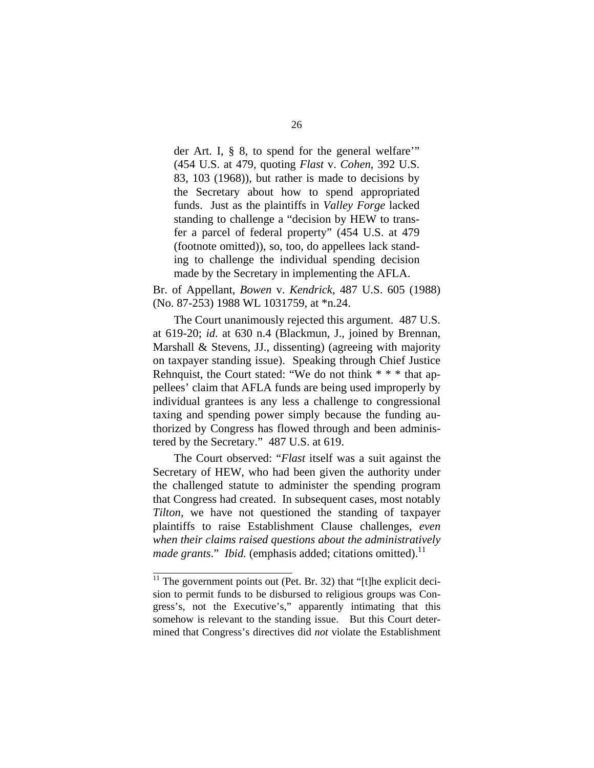> der Art. I, § 8, to spend for the general welfare'" (454 U.S. at 479, quoting *Flast* v. *Cohen*, 392 U.S. 83, 103 (1968)), but rather is made to decisions by the Secretary about how to spend appropriated funds. Just as the plaintiffs in *Valley Forge* lacked standing to challenge a "decision by HEW to transfer a parcel of federal property" (454 U.S. at 479 (footnote omitted)), so, too, do appellees lack standing to challenge the individual spending decision made by the Secretary in implementing the AFLA.

Br. of Appellant, *Bowen* v. *Kendrick*, 487 U.S. 605 (1988) (No. 87-253) 1988 WL 1031759, at *n.24.

The Court unanimously rejected this argument. 487 U.S. at 619-20; *id.* at 630 n.4 (Blackmun, J., joined by Brennan, Marshall & Stevens, JJ., dissenting) (agreeing with majority on taxpayer standing issue). Speaking through Chief Justice Rehnquist, the Court stated: "We do not think * * * that appellees' claim that AFLA funds are being used improperly by individual grantees is any less a challenge to congressional taxing and spending power simply because the funding authorized by Congress has flowed through and been administered by the Secretary." 487 U.S. at 619.

The Court observed: "*Flast* itself was a suit against the Secretary of HEW, who had been given the authority under the challenged statute to administer the spending program that Congress had created. In subsequent cases, most notably *Tilton*, we have not questioned the standing of taxpayer plaintiffs to raise Establishment Clause challenges, *even when their claims raised questions about the administratively made grants*." *Ibid.* (emphasis added; citations omitted).[11]

[11] The government points out (Pet. Br. 32) that "[t]he explicit decision to permit funds to be disbursed to religious groups was Congress's, not the Executive's," apparently intimating that this somehow is relevant to the standing issue. But this Court determined that Congress's directives did *not* violate the Establishment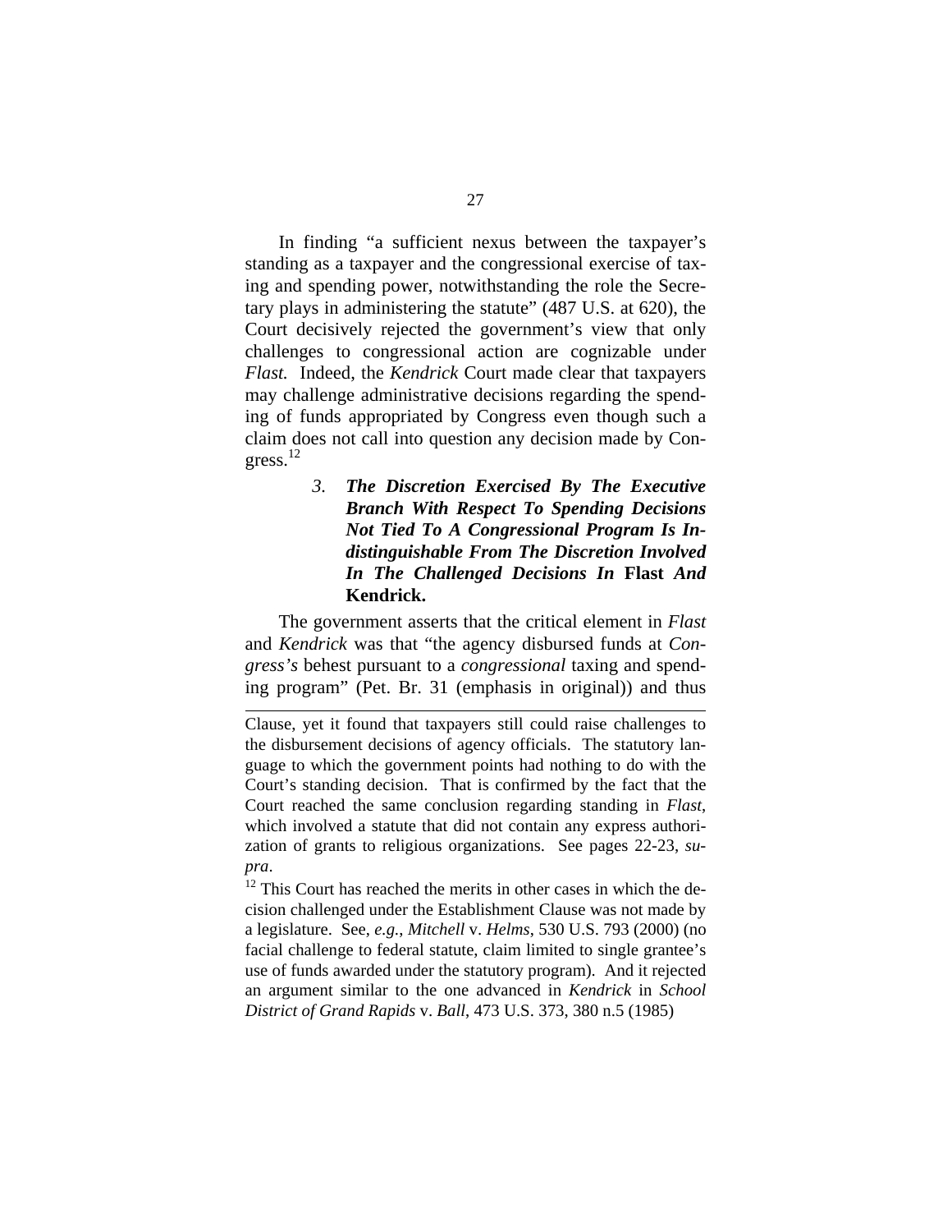In finding "a sufficient nexus between the taxpayer's standing as a taxpayer and the congressional exercise of taxing and spending power, notwithstanding the role the Secretary plays in administering the statute" (487 U.S. at 620), the Court decisively rejected the government's view that only challenges to congressional action are cognizable under *Flast.* Indeed, the *Kendrick* Court made clear that taxpayers may challenge administrative decisions regarding the spending of funds appropriated by Congress even though such a claim does not call into question any decision made by Congress.[12]

### *3. The Discretion Exercised By The Executive Branch With Respect To Spending Decisions Not Tied To A Congressional Program Is Indistinguishable From The Discretion Involved In The Challenged Decisions In* **Flast** *And* **Kendrick.**

The government asserts that the critical element in *Flast* and *Kendrick* was that "the agency disbursed funds at *Congress's* behest pursuant to a *congressional* taxing and spending program" (Pet. Br. 31 (emphasis in original)) and thus

---

Clause, yet it found that taxpayers still could raise challenges to the disbursement decisions of agency officials. The statutory language to which the government points had nothing to do with the Court's standing decision. That is confirmed by the fact that the Court reached the same conclusion regarding standing in *Flast*, which involved a statute that did not contain any express authorization of grants to religious organizations. See pages 22-23, *supra*.

[12] This Court has reached the merits in other cases in which the decision challenged under the Establishment Clause was not made by a legislature. See, *e.g.*, *Mitchell* v. *Helms*, 530 U.S. 793 (2000) (no facial challenge to federal statute, claim limited to single grantee's use of funds awarded under the statutory program). And it rejected an argument similar to the one advanced in *Kendrick* in *School District of Grand Rapids* v. *Ball*, 473 U.S. 373, 380 n.5 (1985)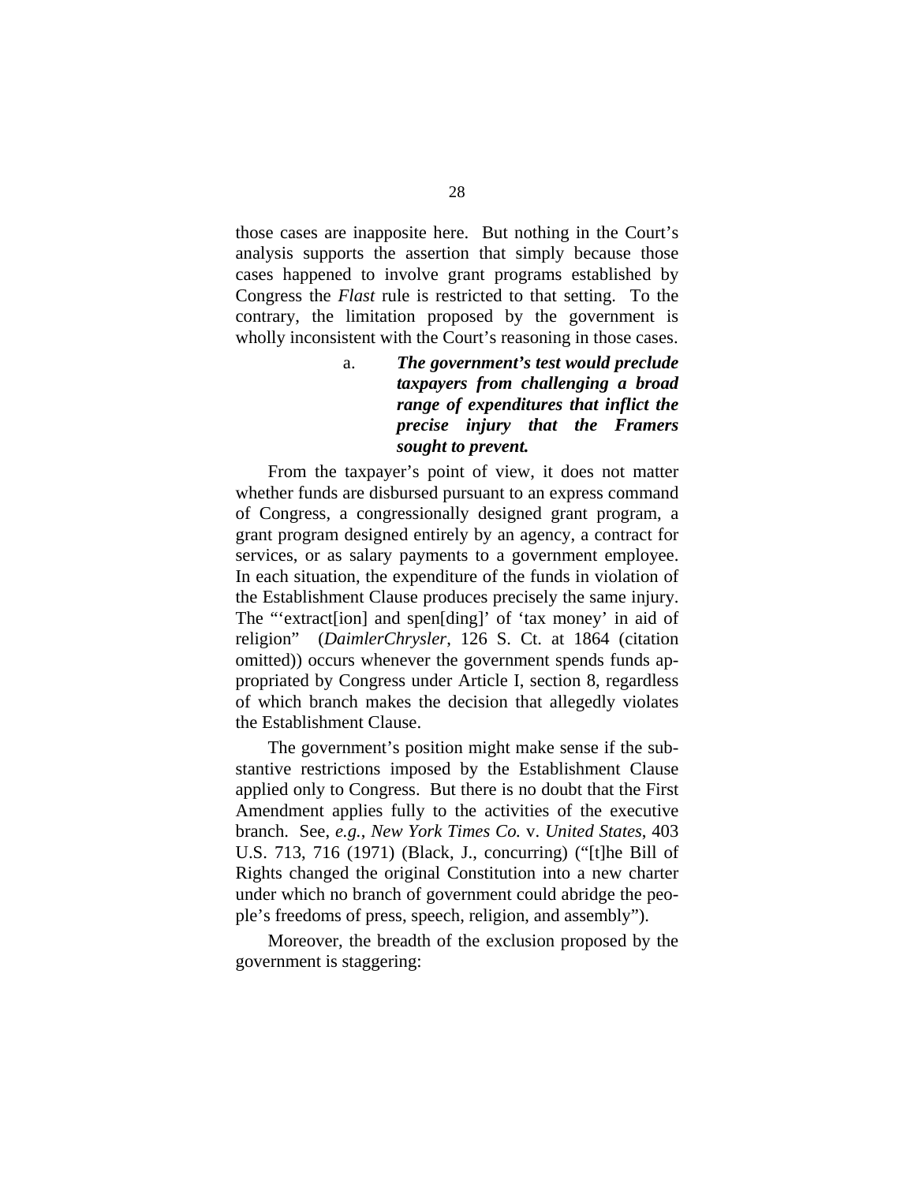those cases are inapposite here. But nothing in the Court's analysis supports the assertion that simply because those cases happened to involve grant programs established by Congress the *Flast* rule is restricted to that setting. To the contrary, the limitation proposed by the government is wholly inconsistent with the Court's reasoning in those cases.

a. ***The government's test would preclude taxpayers from challenging a broad range of expenditures that inflict the precise injury that the Framers sought to prevent.***

From the taxpayer's point of view, it does not matter whether funds are disbursed pursuant to an express command of Congress, a congressionally designed grant program, a grant program designed entirely by an agency, a contract for services, or as salary payments to a government employee. In each situation, the expenditure of the funds in violation of the Establishment Clause produces precisely the same injury. The "'extract[ion] and spen[ding]' of 'tax money' in aid of religion" (*DaimlerChrysler*, 126 S. Ct. at 1864 (citation omitted)) occurs whenever the government spends funds appropriated by Congress under Article I, section 8, regardless of which branch makes the decision that allegedly violates the Establishment Clause.

The government's position might make sense if the substantive restrictions imposed by the Establishment Clause applied only to Congress. But there is no doubt that the First Amendment applies fully to the activities of the executive branch. See, *e.g.*, *New York Times Co.* v. *United States*, 403 U.S. 713, 716 (1971) (Black, J., concurring) ("[t]he Bill of Rights changed the original Constitution into a new charter under which no branch of government could abridge the people's freedoms of press, speech, religion, and assembly").

Moreover, the breadth of the exclusion proposed by the government is staggering: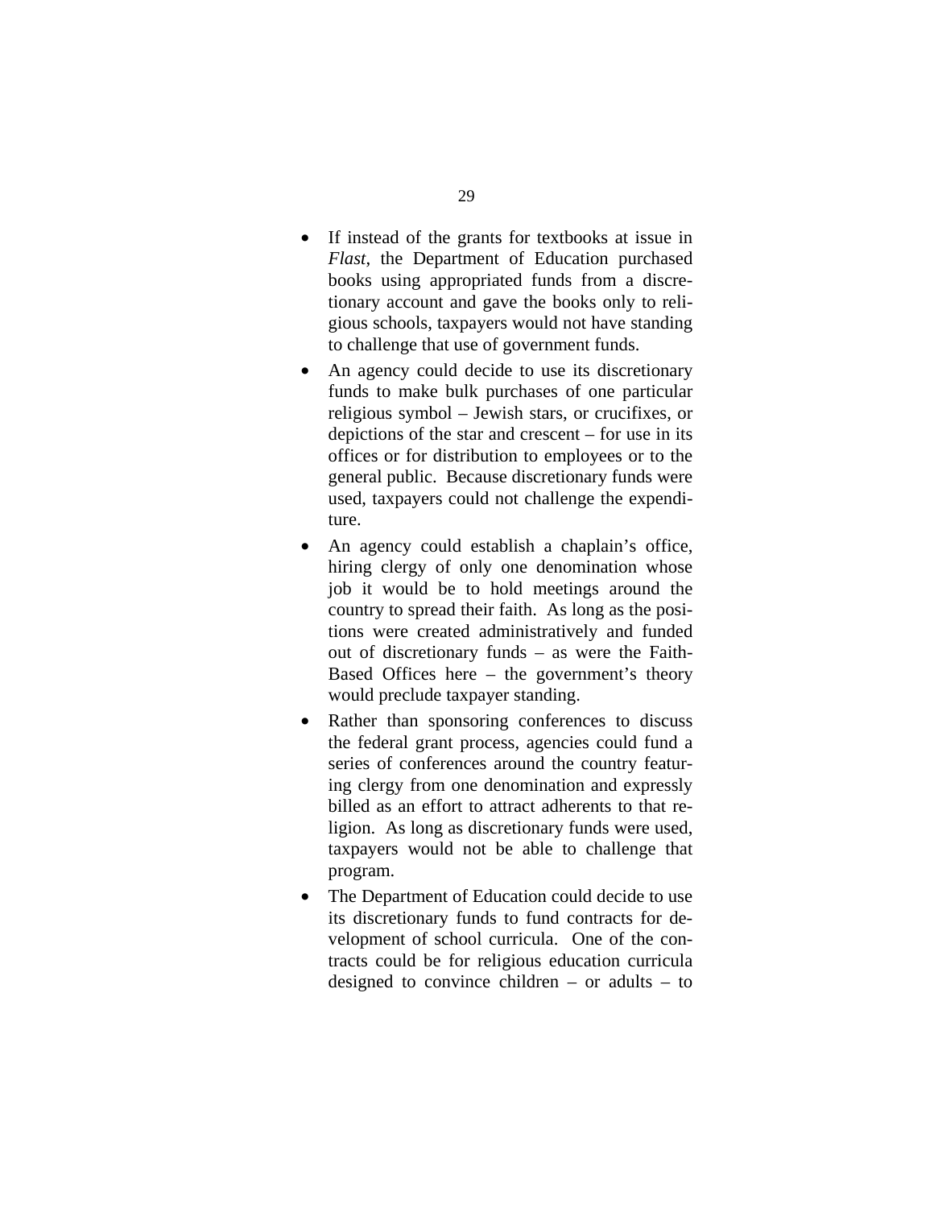- If instead of the grants for textbooks at issue in *Flast*, the Department of Education purchased books using appropriated funds from a discretionary account and gave the books only to religious schools, taxpayers would not have standing to challenge that use of government funds.
- An agency could decide to use its discretionary funds to make bulk purchases of one particular religious symbol – Jewish stars, or crucifixes, or depictions of the star and crescent – for use in its offices or for distribution to employees or to the general public. Because discretionary funds were used, taxpayers could not challenge the expenditure.
- An agency could establish a chaplain's office, hiring clergy of only one denomination whose job it would be to hold meetings around the country to spread their faith. As long as the positions were created administratively and funded out of discretionary funds – as were the Faith-Based Offices here – the government's theory would preclude taxpayer standing.
- Rather than sponsoring conferences to discuss the federal grant process, agencies could fund a series of conferences around the country featuring clergy from one denomination and expressly billed as an effort to attract adherents to that religion. As long as discretionary funds were used, taxpayers would not be able to challenge that program.
- The Department of Education could decide to use its discretionary funds to fund contracts for development of school curricula. One of the contracts could be for religious education curricula designed to convince children – or adults – to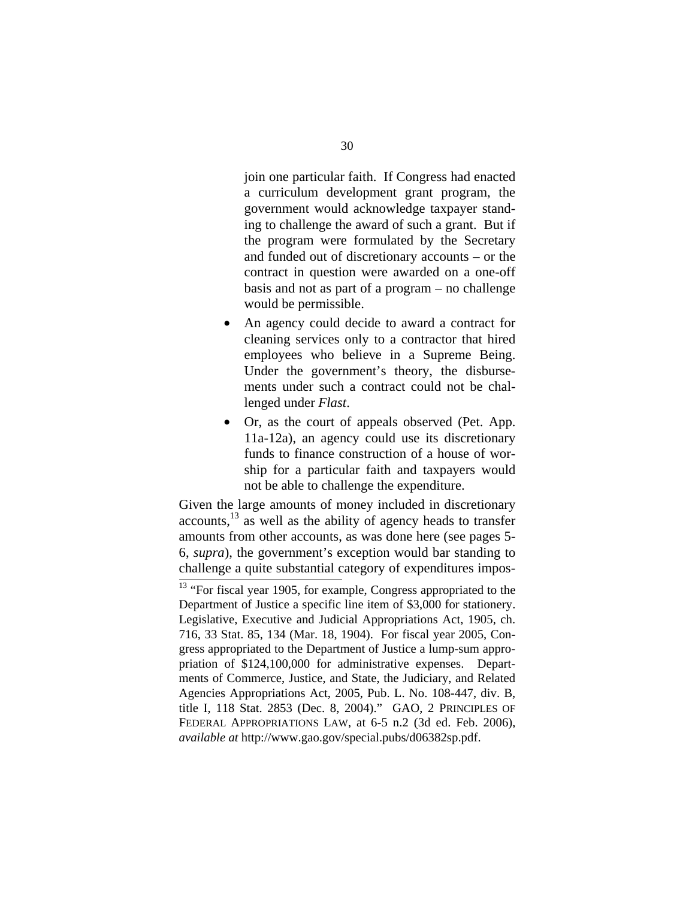join one particular faith. If Congress had enacted a curriculum development grant program, the government would acknowledge taxpayer standing to challenge the award of such a grant. But if the program were formulated by the Secretary and funded out of discretionary accounts – or the contract in question were awarded on a one-off basis and not as part of a program – no challenge would be permissible.

- An agency could decide to award a contract for cleaning services only to a contractor that hired employees who believe in a Supreme Being. Under the government's theory, the disbursements under such a contract could not be challenged under *Flast*.
- Or, as the court of appeals observed (Pet. App. 11a-12a), an agency could use its discretionary funds to finance construction of a house of worship for a particular faith and taxpayers would not be able to challenge the expenditure.

Given the large amounts of money included in discretionary accounts,[13] as well as the ability of agency heads to transfer amounts from other accounts, as was done here (see pages 5-6, *supra*), the government's exception would bar standing to challenge a quite substantial category of expenditures impos-

[13] "For fiscal year 1905, for example, Congress appropriated to the Department of Justice a specific line item of $3,000 for stationery. Legislative, Executive and Judicial Appropriations Act, 1905, ch. 716, 33 Stat. 85, 134 (Mar. 18, 1904). For fiscal year 2005, Congress appropriated to the Department of Justice a lump-sum appropriation of $124,100,000 for administrative expenses. Departments of Commerce, Justice, and State, the Judiciary, and Related Agencies Appropriations Act, 2005, Pub. L. No. 108-447, div. B, title I, 118 Stat. 2853 (Dec. 8, 2004)." GAO, 2 PRINCIPLES OF FEDERAL APPROPRIATIONS LAW, at 6-5 n.2 (3d ed. Feb. 2006), *available at* http://www.gao.gov/special.pubs/d06382sp.pdf.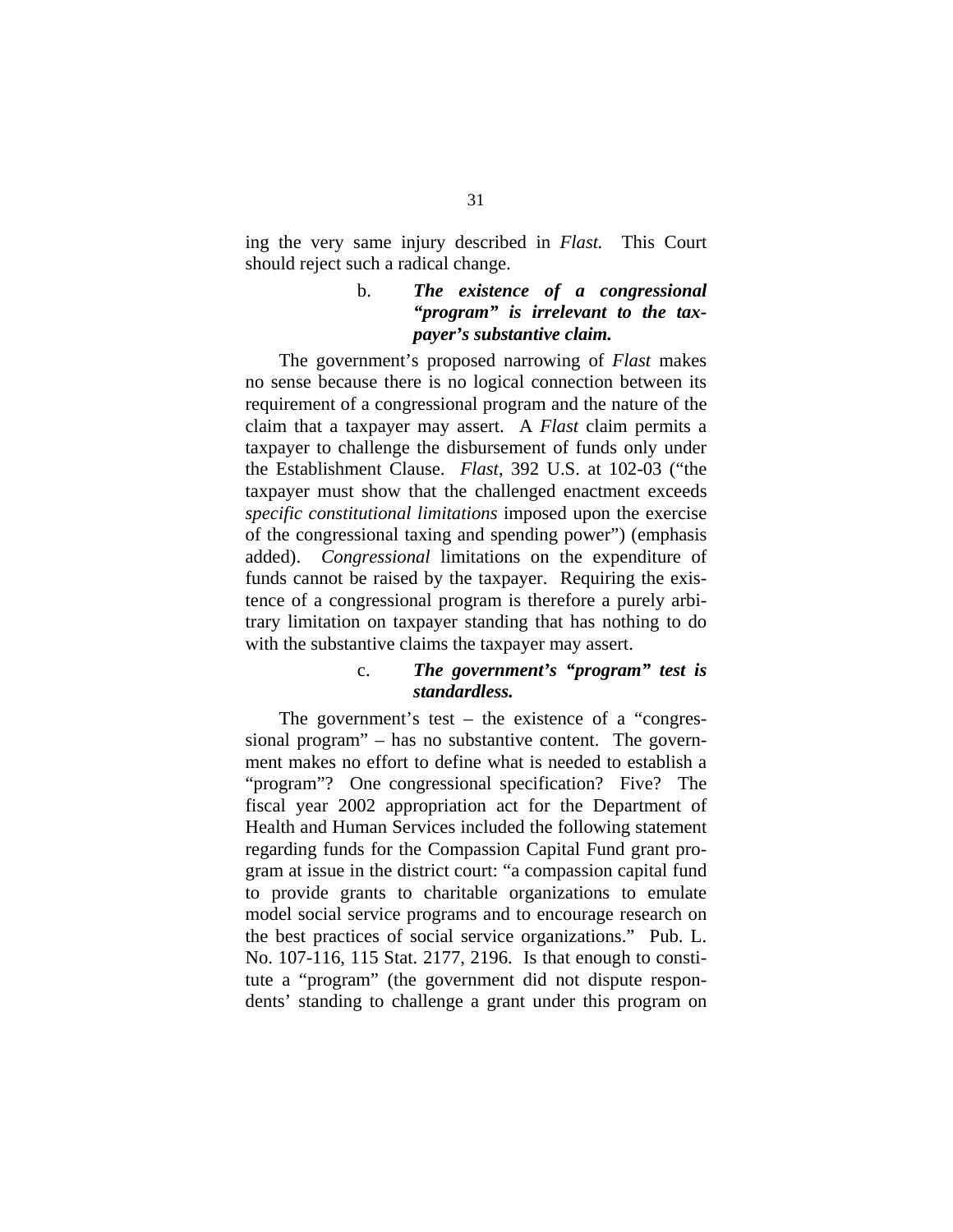ing the very same injury described in *Flast.* This Court should reject such a radical change.

#### b. *The existence of a congressional "program" is irrelevant to the taxpayer's substantive claim.*

The government's proposed narrowing of *Flast* makes no sense because there is no logical connection between its requirement of a congressional program and the nature of the claim that a taxpayer may assert. A *Flast* claim permits a taxpayer to challenge the disbursement of funds only under the Establishment Clause. *Flast*, 392 U.S. at 102-03 ("the taxpayer must show that the challenged enactment exceeds *specific constitutional limitations* imposed upon the exercise of the congressional taxing and spending power") (emphasis added). *Congressional* limitations on the expenditure of funds cannot be raised by the taxpayer. Requiring the existence of a congressional program is therefore a purely arbitrary limitation on taxpayer standing that has nothing to do with the substantive claims the taxpayer may assert.

#### c. *The government's "program" test is standardless.*

The government's test – the existence of a "congressional program" – has no substantive content. The government makes no effort to define what is needed to establish a "program"? One congressional specification? Five? The fiscal year 2002 appropriation act for the Department of Health and Human Services included the following statement regarding funds for the Compassion Capital Fund grant program at issue in the district court: "a compassion capital fund to provide grants to charitable organizations to emulate model social service programs and to encourage research on the best practices of social service organizations." Pub. L. No. 107-116, 115 Stat. 2177, 2196. Is that enough to constitute a "program" (the government did not dispute respondents' standing to challenge a grant under this program on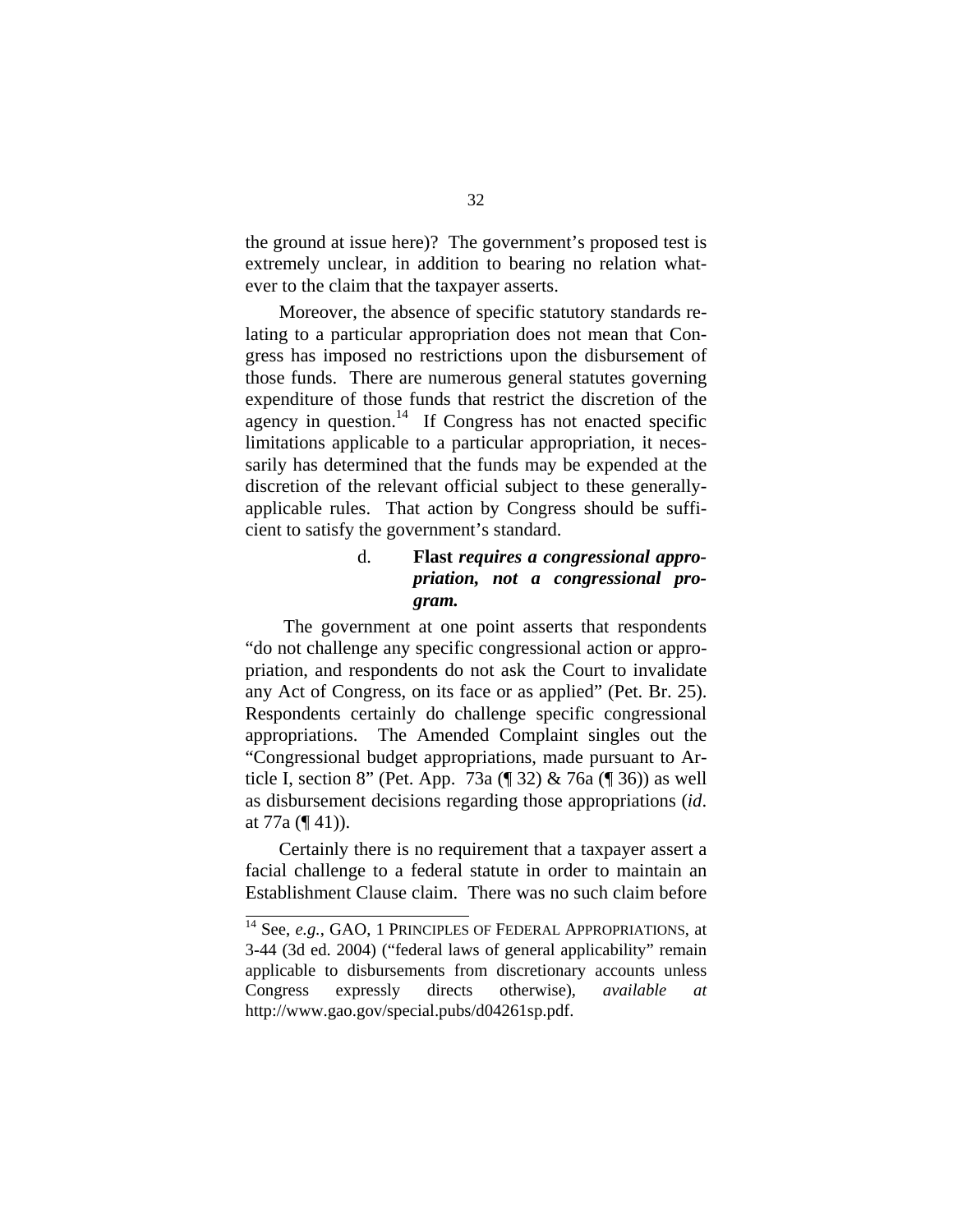the ground at issue here)? The government's proposed test is extremely unclear, in addition to bearing no relation whatever to the claim that the taxpayer asserts.

Moreover, the absence of specific statutory standards relating to a particular appropriation does not mean that Congress has imposed no restrictions upon the disbursement of those funds. There are numerous general statutes governing expenditure of those funds that restrict the discretion of the agency in question.[14] If Congress has not enacted specific limitations applicable to a particular appropriation, it necessarily has determined that the funds may be expended at the discretion of the relevant official subject to these generally-applicable rules. That action by Congress should be sufficient to satisfy the government's standard.

#### d. **Flast** ***requires a congressional appropriation, not a congressional program.***

The government at one point asserts that respondents "do not challenge any specific congressional action or appropriation, and respondents do not ask the Court to invalidate any Act of Congress, on its face or as applied" (Pet. Br. 25). Respondents certainly do challenge specific congressional appropriations. The Amended Complaint singles out the "Congressional budget appropriations, made pursuant to Article I, section 8" (Pet. App. 73a (¶ 32) & 76a (¶ 36)) as well as disbursement decisions regarding those appropriations (*id*. at 77a (¶ 41)).

Certainly there is no requirement that a taxpayer assert a facial challenge to a federal statute in order to maintain an Establishment Clause claim. There was no such claim before

---

[14] See, *e.g.*, GAO, 1 PRINCIPLES OF FEDERAL APPROPRIATIONS, at 3-44 (3d ed. 2004) ("federal laws of general applicability" remain applicable to disbursements from discretionary accounts unless Congress expressly directs otherwise), *available at* http://www.gao.gov/special.pubs/d04261sp.pdf.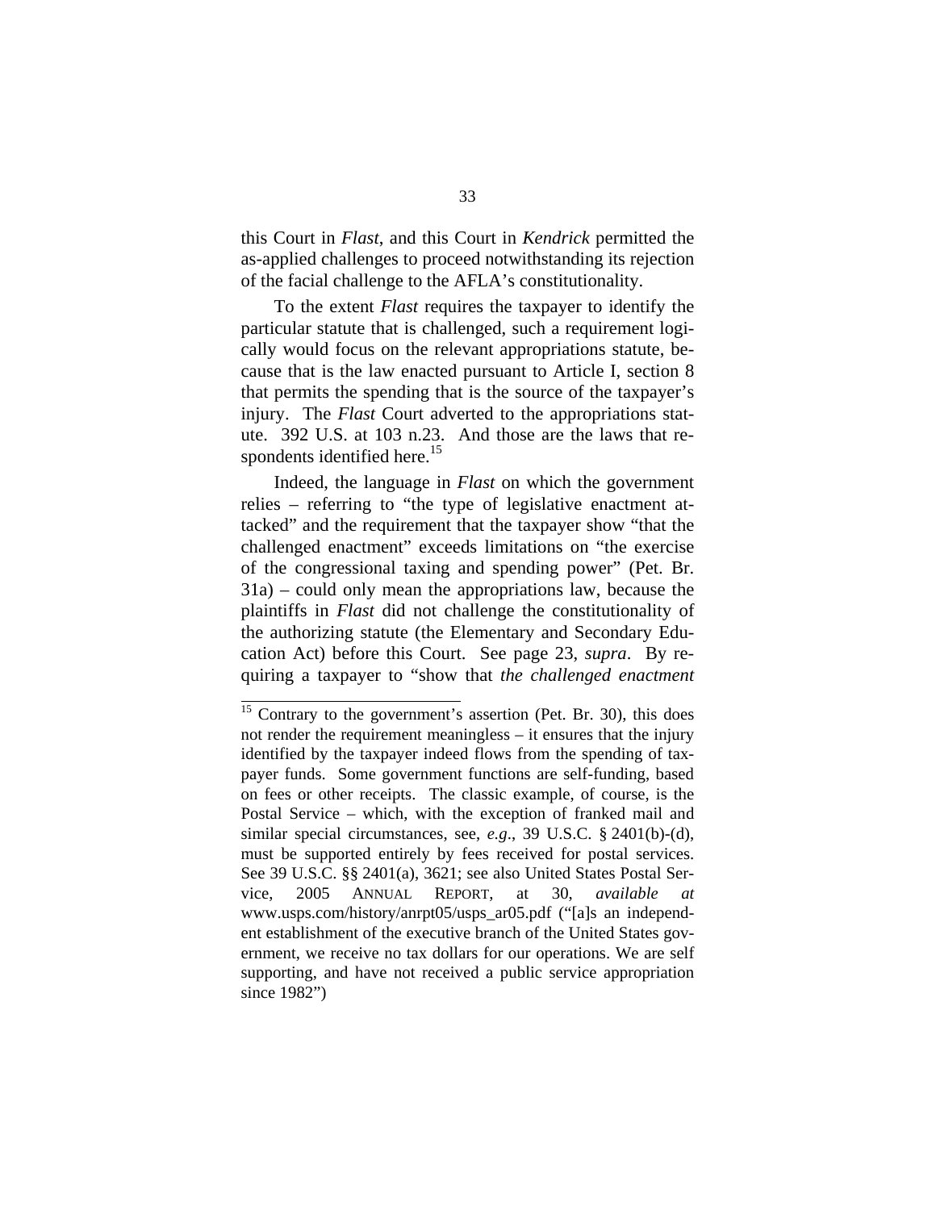this Court in *Flast*, and this Court in *Kendrick* permitted the as-applied challenges to proceed notwithstanding its rejection of the facial challenge to the AFLA's constitutionality.

To the extent *Flast* requires the taxpayer to identify the particular statute that is challenged, such a requirement logically would focus on the relevant appropriations statute, because that is the law enacted pursuant to Article I, section 8 that permits the spending that is the source of the taxpayer's injury. The *Flast* Court adverted to the appropriations statute. 392 U.S. at 103 n.23. And those are the laws that respondents identified here.[15]

Indeed, the language in *Flast* on which the government relies – referring to "the type of legislative enactment attacked" and the requirement that the taxpayer show "that the challenged enactment" exceeds limitations on "the exercise of the congressional taxing and spending power" (Pet. Br. 31a) – could only mean the appropriations law, because the plaintiffs in *Flast* did not challenge the constitutionality of the authorizing statute (the Elementary and Secondary Education Act) before this Court. See page 23, *supra*. By requiring a taxpayer to "show that *the challenged enactment*

---

[15] Contrary to the government's assertion (Pet. Br. 30), this does not render the requirement meaningless – it ensures that the injury identified by the taxpayer indeed flows from the spending of taxpayer funds. Some government functions are self-funding, based on fees or other receipts. The classic example, of course, is the Postal Service – which, with the exception of franked mail and similar special circumstances, see, *e.g*., 39 U.S.C. § 2401(b)-(d), must be supported entirely by fees received for postal services. See 39 U.S.C. §§ 2401(a), 3621; see also United States Postal Service, 2005 ANNUAL REPORT, at 30, *available at* www.usps.com/history/anrpt05/usps_ar05.pdf ("[a]s an independent establishment of the executive branch of the United States government, we receive no tax dollars for our operations. We are self supporting, and have not received a public service appropriation since 1982")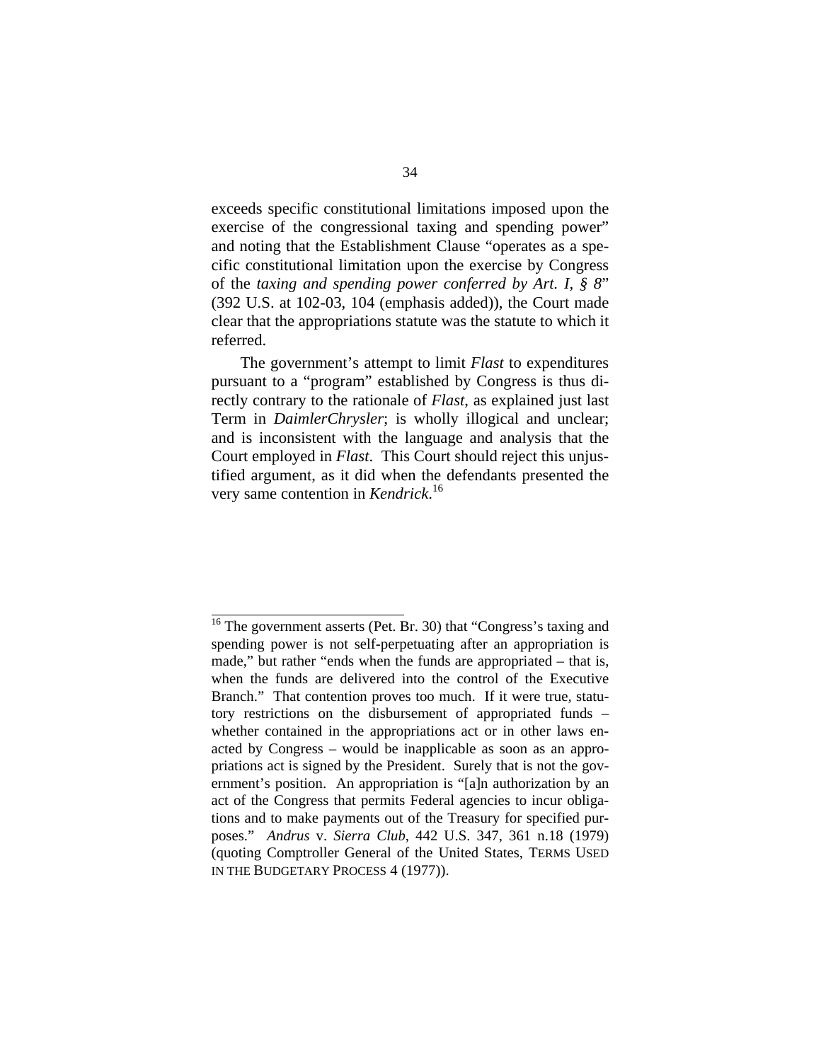exceeds specific constitutional limitations imposed upon the exercise of the congressional taxing and spending power" and noting that the Establishment Clause "operates as a specific constitutional limitation upon the exercise by Congress of the *taxing and spending power conferred by Art. I, § 8*" (392 U.S. at 102-03, 104 (emphasis added)), the Court made clear that the appropriations statute was the statute to which it referred.

The government's attempt to limit *Flast* to expenditures pursuant to a "program" established by Congress is thus directly contrary to the rationale of *Flast*, as explained just last Term in *DaimlerChrysler*; is wholly illogical and unclear; and is inconsistent with the language and analysis that the Court employed in *Flast*. This Court should reject this unjustified argument, as it did when the defendants presented the very same contention in *Kendrick*.[16]

---

[16] The government asserts (Pet. Br. 30) that "Congress's taxing and spending power is not self-perpetuating after an appropriation is made," but rather "ends when the funds are appropriated – that is, when the funds are delivered into the control of the Executive Branch." That contention proves too much. If it were true, statutory restrictions on the disbursement of appropriated funds – whether contained in the appropriations act or in other laws enacted by Congress – would be inapplicable as soon as an appropriations act is signed by the President. Surely that is not the government's position. An appropriation is "[a]n authorization by an act of the Congress that permits Federal agencies to incur obligations and to make payments out of the Treasury for specified purposes." *Andrus* v. *Sierra Club*, 442 U.S. 347, 361 n.18 (1979) (quoting Comptroller General of the United States, TERMS USED IN THE BUDGETARY PROCESS 4 (1977)).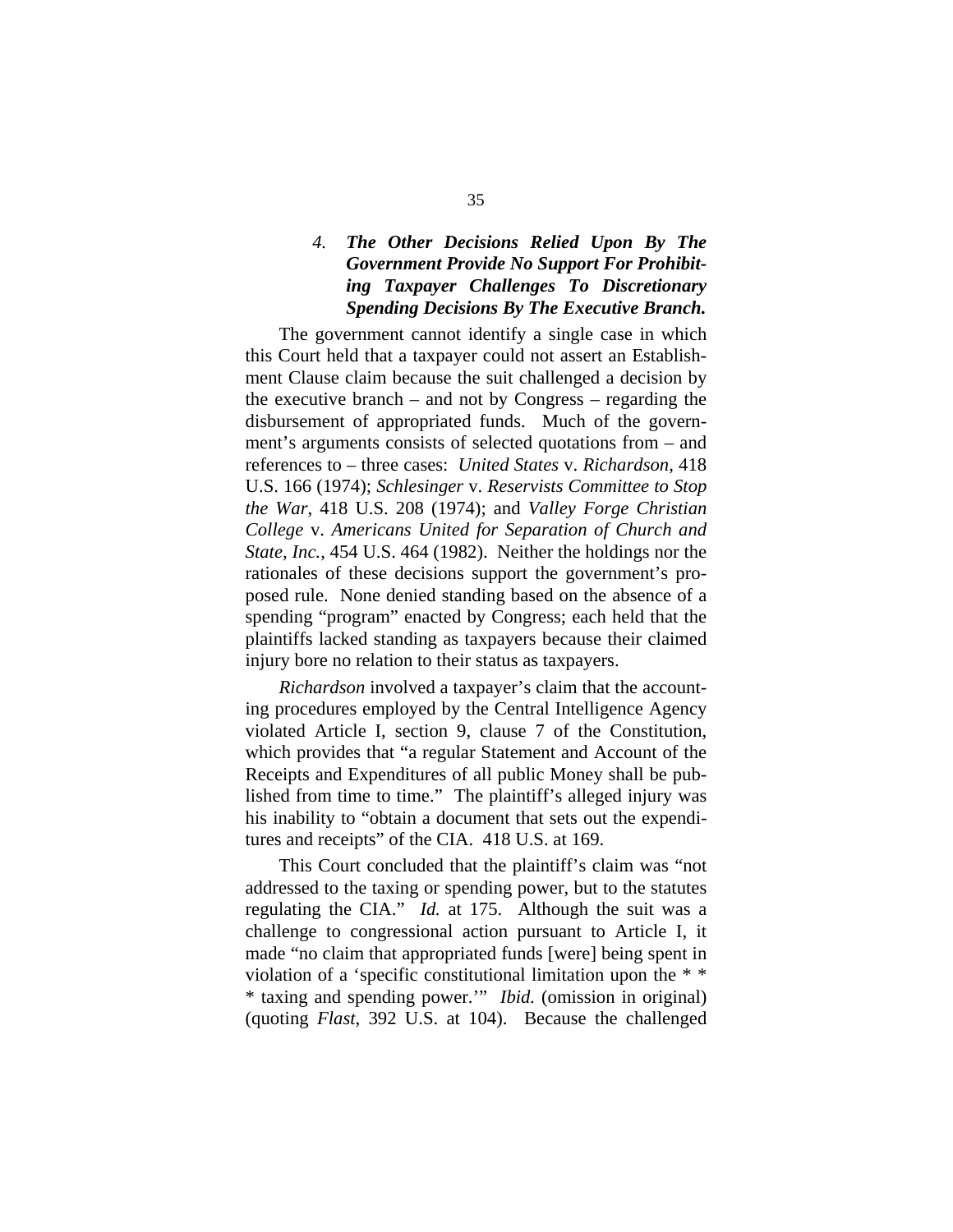### 4. *The Other Decisions Relied Upon By The Government Provide No Support For Prohibiting Taxpayer Challenges To Discretionary Spending Decisions By The Executive Branch.*

The government cannot identify a single case in which this Court held that a taxpayer could not assert an Establishment Clause claim because the suit challenged a decision by the executive branch – and not by Congress – regarding the disbursement of appropriated funds. Much of the government's arguments consists of selected quotations from – and references to – three cases: *United States* v. *Richardson*, 418 U.S. 166 (1974); *Schlesinger* v. *Reservists Committee to Stop the War*, 418 U.S. 208 (1974); and *Valley Forge Christian College* v. *Americans United for Separation of Church and State, Inc.*, 454 U.S. 464 (1982). Neither the holdings nor the rationales of these decisions support the government's proposed rule. None denied standing based on the absence of a spending "program" enacted by Congress; each held that the plaintiffs lacked standing as taxpayers because their claimed injury bore no relation to their status as taxpayers.

*Richardson* involved a taxpayer's claim that the accounting procedures employed by the Central Intelligence Agency violated Article I, section 9, clause 7 of the Constitution, which provides that "a regular Statement and Account of the Receipts and Expenditures of all public Money shall be published from time to time." The plaintiff's alleged injury was his inability to "obtain a document that sets out the expenditures and receipts" of the CIA. 418 U.S. at 169.

This Court concluded that the plaintiff's claim was "not addressed to the taxing or spending power, but to the statutes regulating the CIA." *Id.* at 175. Although the suit was a challenge to congressional action pursuant to Article I, it made "no claim that appropriated funds [were] being spent in violation of a 'specific constitutional limitation upon the * * * taxing and spending power.'" *Ibid.* (omission in original) (quoting *Flast*, 392 U.S. at 104). Because the challenged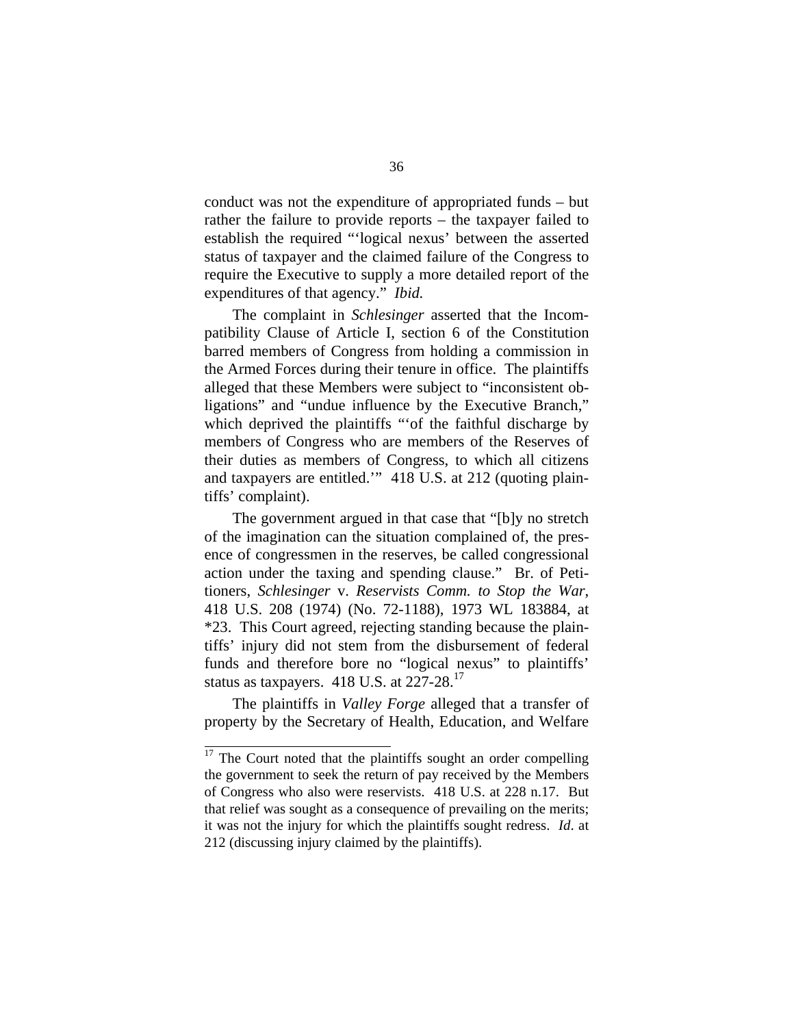conduct was not the expenditure of appropriated funds – but rather the failure to provide reports – the taxpayer failed to establish the required "'logical nexus' between the asserted status of taxpayer and the claimed failure of the Congress to require the Executive to supply a more detailed report of the expenditures of that agency." *Ibid.*

The complaint in *Schlesinger* asserted that the Incompatibility Clause of Article I, section 6 of the Constitution barred members of Congress from holding a commission in the Armed Forces during their tenure in office. The plaintiffs alleged that these Members were subject to "inconsistent obligations" and "undue influence by the Executive Branch," which deprived the plaintiffs "'of the faithful discharge by members of Congress who are members of the Reserves of their duties as members of Congress, to which all citizens and taxpayers are entitled.'" 418 U.S. at 212 (quoting plaintiffs' complaint).

The government argued in that case that "[b]y no stretch of the imagination can the situation complained of, the presence of congressmen in the reserves, be called congressional action under the taxing and spending clause." Br. of Petitioners, *Schlesinger* v. *Reservists Comm. to Stop the War*, 418 U.S. 208 (1974) (No. 72-1188), 1973 WL 183884, at *23. This Court agreed, rejecting standing because the plaintiffs' injury did not stem from the disbursement of federal funds and therefore bore no "logical nexus" to plaintiffs' status as taxpayers. 418 U.S. at 227-28.[17]

The plaintiffs in *Valley Forge* alleged that a transfer of property by the Secretary of Health, Education, and Welfare

---

[17] The Court noted that the plaintiffs sought an order compelling the government to seek the return of pay received by the Members of Congress who also were reservists. 418 U.S. at 228 n.17. But that relief was sought as a consequence of prevailing on the merits; it was not the injury for which the plaintiffs sought redress. *Id*. at 212 (discussing injury claimed by the plaintiffs).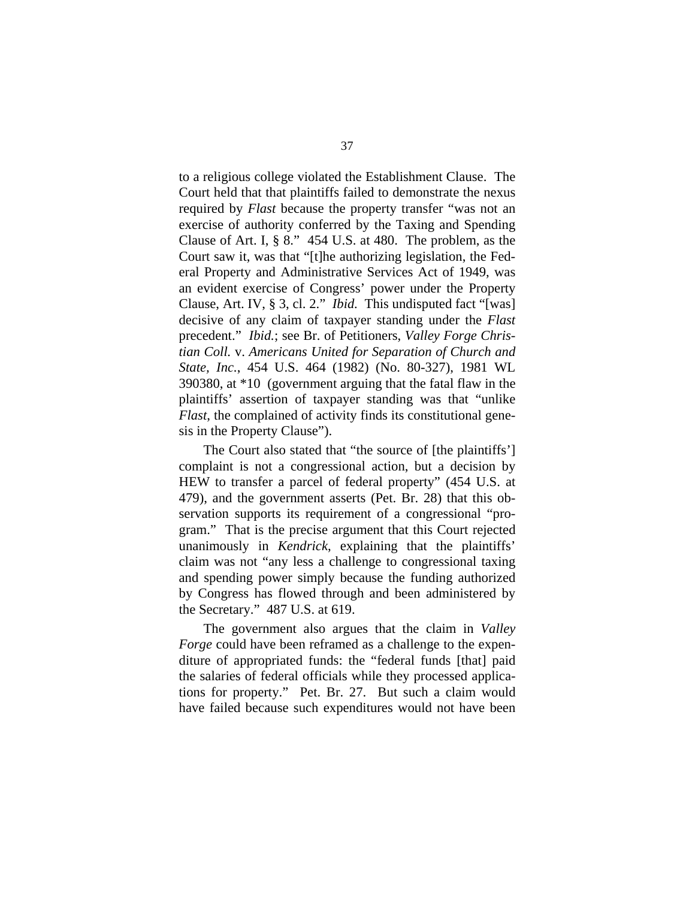to a religious college violated the Establishment Clause. The Court held that that plaintiffs failed to demonstrate the nexus required by *Flast* because the property transfer "was not an exercise of authority conferred by the Taxing and Spending Clause of Art. I, § 8." 454 U.S. at 480. The problem, as the Court saw it, was that "[t]he authorizing legislation, the Federal Property and Administrative Services Act of 1949, was an evident exercise of Congress' power under the Property Clause, Art. IV, § 3, cl. 2." *Ibid.* This undisputed fact "[was] decisive of any claim of taxpayer standing under the *Flast* precedent." *Ibid.*; see Br. of Petitioners, *Valley Forge Christian Coll.* v. *Americans United for Separation of Church and State, Inc.*, 454 U.S. 464 (1982) (No. 80-327), 1981 WL 390380, at *10 (government arguing that the fatal flaw in the plaintiffs' assertion of taxpayer standing was that "unlike *Flast*, the complained of activity finds its constitutional genesis in the Property Clause").

The Court also stated that "the source of [the plaintiffs'] complaint is not a congressional action, but a decision by HEW to transfer a parcel of federal property" (454 U.S. at 479), and the government asserts (Pet. Br. 28) that this observation supports its requirement of a congressional "program." That is the precise argument that this Court rejected unanimously in *Kendrick*, explaining that the plaintiffs' claim was not "any less a challenge to congressional taxing and spending power simply because the funding authorized by Congress has flowed through and been administered by the Secretary." 487 U.S. at 619.

The government also argues that the claim in *Valley Forge* could have been reframed as a challenge to the expenditure of appropriated funds: the "federal funds [that] paid the salaries of federal officials while they processed applications for property." Pet. Br. 27. But such a claim would have failed because such expenditures would not have been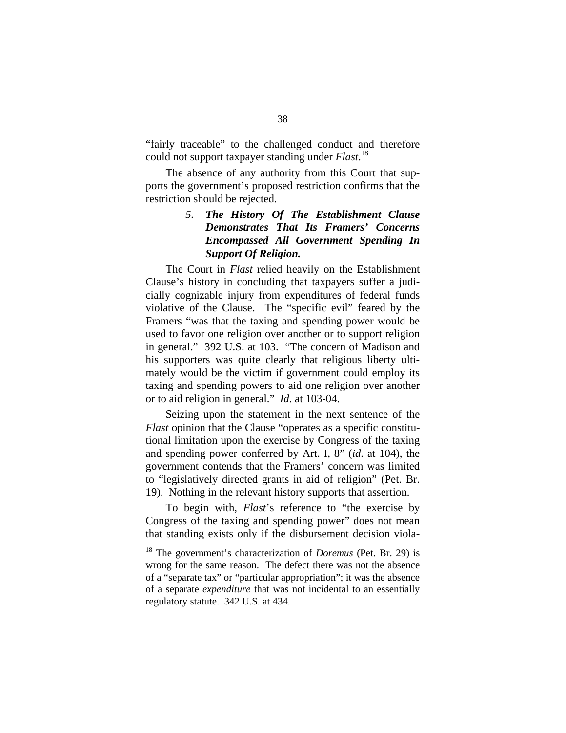"fairly traceable" to the challenged conduct and therefore could not support taxpayer standing under *Flast*.[18]

The absence of any authority from this Court that supports the government's proposed restriction confirms that the restriction should be rejected.

#### 5. *The History Of The Establishment Clause Demonstrates That Its Framers' Concerns Encompassed All Government Spending In Support Of Religion.*

The Court in *Flast* relied heavily on the Establishment Clause's history in concluding that taxpayers suffer a judicially cognizable injury from expenditures of federal funds violative of the Clause. The "specific evil" feared by the Framers "was that the taxing and spending power would be used to favor one religion over another or to support religion in general." 392 U.S. at 103. "The concern of Madison and his supporters was quite clearly that religious liberty ultimately would be the victim if government could employ its taxing and spending powers to aid one religion over another or to aid religion in general." *Id*. at 103-04.

Seizing upon the statement in the next sentence of the *Flast* opinion that the Clause "operates as a specific constitutional limitation upon the exercise by Congress of the taxing and spending power conferred by Art. I, 8" (*id*. at 104), the government contends that the Framers' concern was limited to "legislatively directed grants in aid of religion" (Pet. Br. 19). Nothing in the relevant history supports that assertion.

To begin with, *Flast*'s reference to "the exercise by Congress of the taxing and spending power" does not mean that standing exists only if the disbursement decision viola-

---

[18] The government's characterization of *Doremus* (Pet. Br. 29) is wrong for the same reason. The defect there was not the absence of a "separate tax" or "particular appropriation"; it was the absence of a separate *expenditure* that was not incidental to an essentially regulatory statute. 342 U.S. at 434.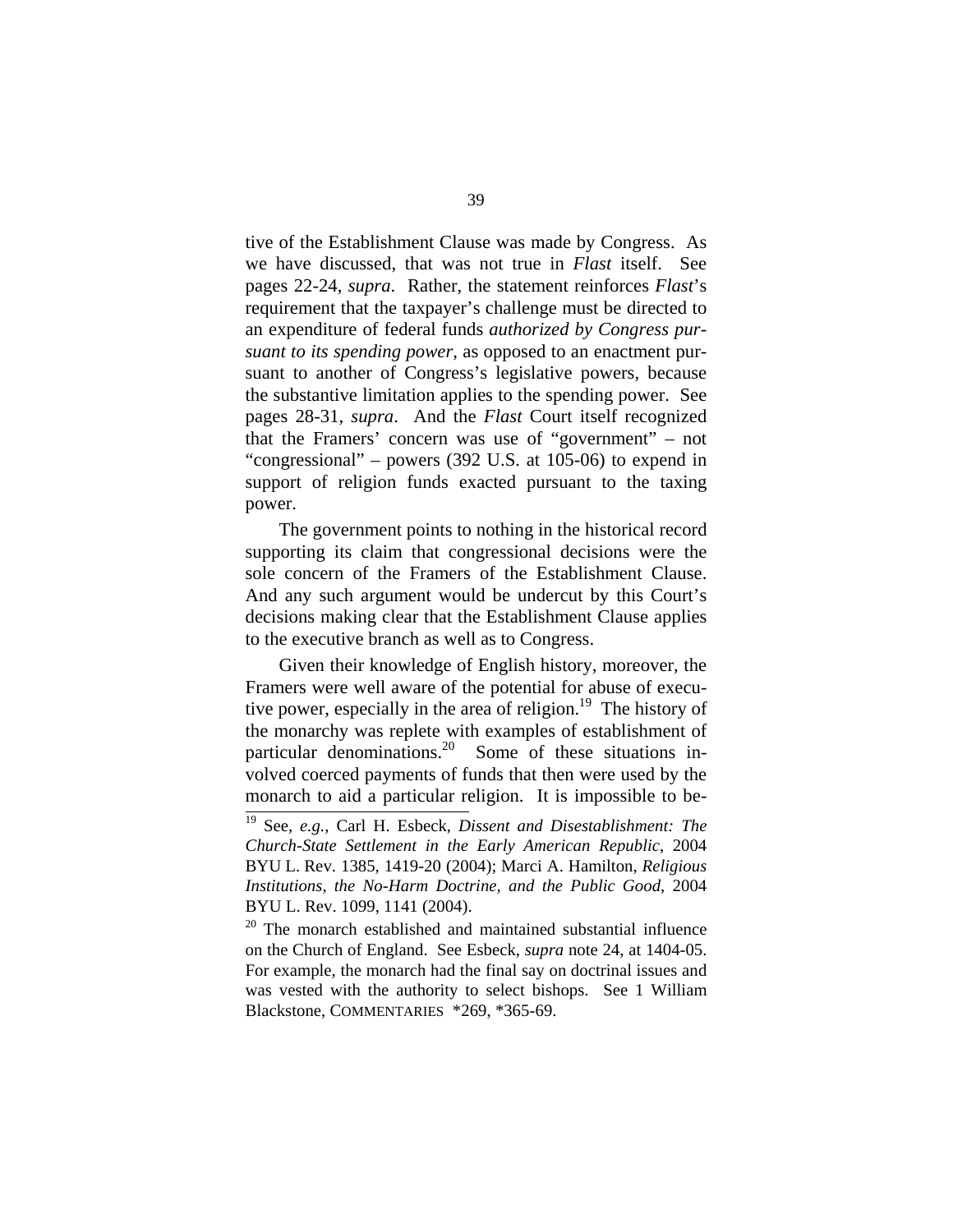tive of the Establishment Clause was made by Congress. As we have discussed, that was not true in *Flast* itself. See pages 22-24, *supra*. Rather, the statement reinforces *Flast*'s requirement that the taxpayer's challenge must be directed to an expenditure of federal funds *authorized by Congress pursuant to its spending power*, as opposed to an enactment pursuant to another of Congress's legislative powers, because the substantive limitation applies to the spending power. See pages 28-31, *supra*. And the *Flast* Court itself recognized that the Framers' concern was use of "government" – not "congressional" – powers (392 U.S. at 105-06) to expend in support of religion funds exacted pursuant to the taxing power.

The government points to nothing in the historical record supporting its claim that congressional decisions were the sole concern of the Framers of the Establishment Clause. And any such argument would be undercut by this Court's decisions making clear that the Establishment Clause applies to the executive branch as well as to Congress.

Given their knowledge of English history, moreover, the Framers were well aware of the potential for abuse of executive power, especially in the area of religion.[19] The history of the monarchy was replete with examples of establishment of particular denominations.[20] Some of these situations involved coerced payments of funds that then were used by the monarch to aid a particular religion. It is impossible to be-

---

[19] See, *e.g.*, Carl H. Esbeck, *Dissent and Disestablishment: The Church-State Settlement in the Early American Republic*, 2004 BYU L. Rev. 1385, 1419-20 (2004); Marci A. Hamilton, *Religious Institutions, the No-Harm Doctrine, and the Public Good*, 2004 BYU L. Rev. 1099, 1141 (2004).

[20] The monarch established and maintained substantial influence on the Church of England. See Esbeck, *supra* note 24, at 1404-05. For example, the monarch had the final say on doctrinal issues and was vested with the authority to select bishops. See 1 William Blackstone, COMMENTARIES *269, *365-69.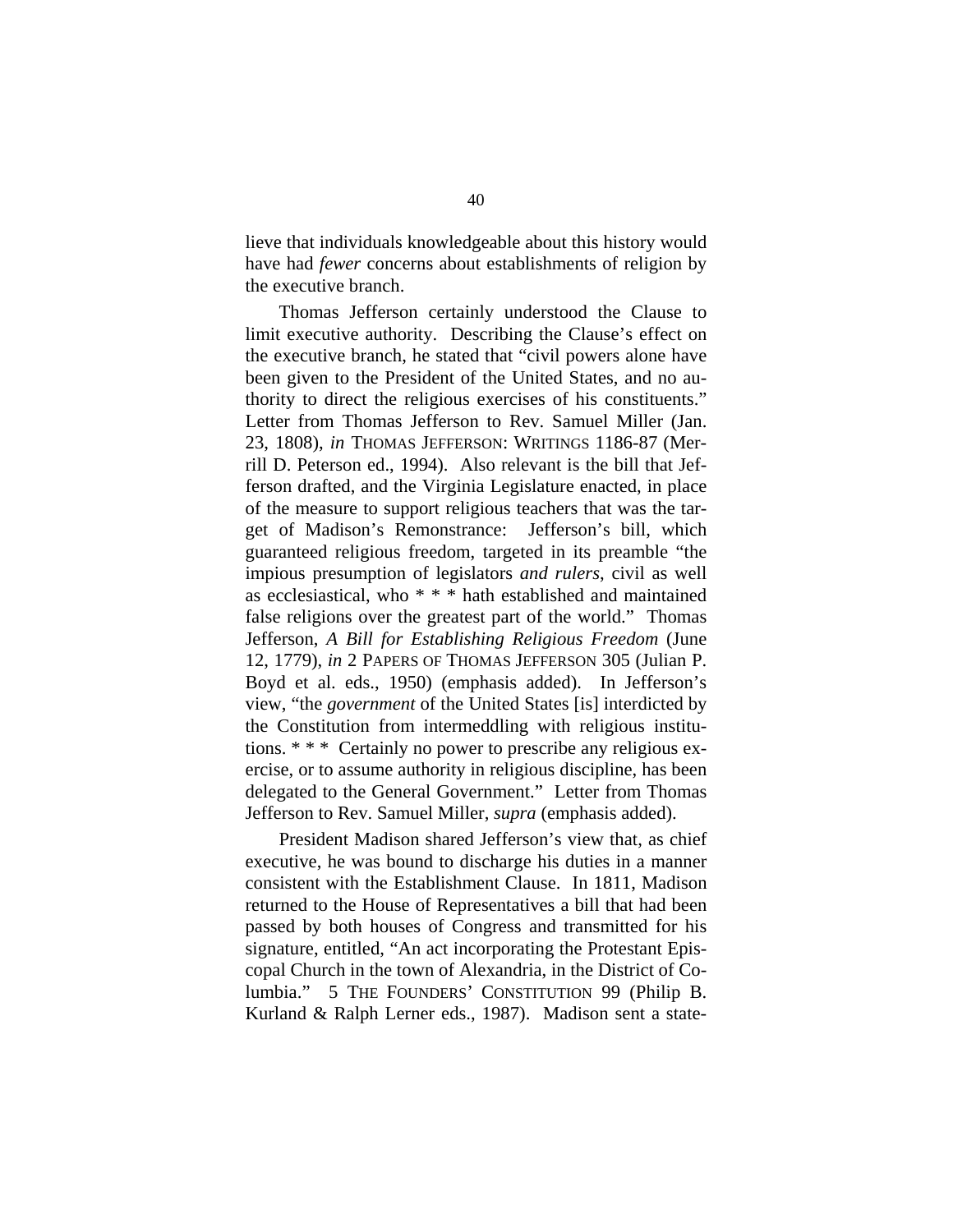lieve that individuals knowledgeable about this history would have had *fewer* concerns about establishments of religion by the executive branch.

Thomas Jefferson certainly understood the Clause to limit executive authority. Describing the Clause's effect on the executive branch, he stated that "civil powers alone have been given to the President of the United States, and no authority to direct the religious exercises of his constituents." Letter from Thomas Jefferson to Rev. Samuel Miller (Jan. 23, 1808), *in* THOMAS JEFFERSON: WRITINGS 1186-87 (Merrill D. Peterson ed., 1994). Also relevant is the bill that Jefferson drafted, and the Virginia Legislature enacted, in place of the measure to support religious teachers that was the target of Madison's Remonstrance: Jefferson's bill, which guaranteed religious freedom, targeted in its preamble "the impious presumption of legislators *and rulers*, civil as well as ecclesiastical, who * * * hath established and maintained false religions over the greatest part of the world." Thomas Jefferson, *A Bill for Establishing Religious Freedom* (June 12, 1779), *in* 2 PAPERS OF THOMAS JEFFERSON 305 (Julian P. Boyd et al. eds., 1950) (emphasis added). In Jefferson's view, "the *government* of the United States [is] interdicted by the Constitution from intermeddling with religious institutions. * * * Certainly no power to prescribe any religious exercise, or to assume authority in religious discipline, has been delegated to the General Government." Letter from Thomas Jefferson to Rev. Samuel Miller, *supra* (emphasis added).

President Madison shared Jefferson's view that, as chief executive, he was bound to discharge his duties in a manner consistent with the Establishment Clause. In 1811, Madison returned to the House of Representatives a bill that had been passed by both houses of Congress and transmitted for his signature, entitled, "An act incorporating the Protestant Episcopal Church in the town of Alexandria, in the District of Columbia." 5 THE FOUNDERS' CONSTITUTION 99 (Philip B. Kurland & Ralph Lerner eds., 1987). Madison sent a state-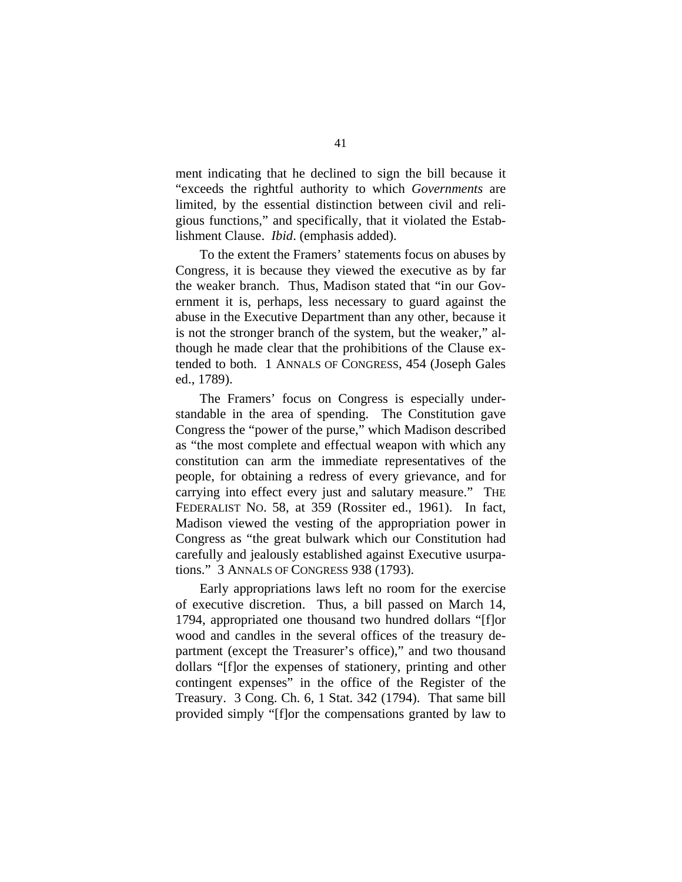ment indicating that he declined to sign the bill because it "exceeds the rightful authority to which *Governments* are limited, by the essential distinction between civil and religious functions," and specifically, that it violated the Establishment Clause. *Ibid*. (emphasis added).

To the extent the Framers' statements focus on abuses by Congress, it is because they viewed the executive as by far the weaker branch. Thus, Madison stated that "in our Government it is, perhaps, less necessary to guard against the abuse in the Executive Department than any other, because it is not the stronger branch of the system, but the weaker," although he made clear that the prohibitions of the Clause extended to both. 1 ANNALS OF CONGRESS, 454 (Joseph Gales ed., 1789).

The Framers' focus on Congress is especially understandable in the area of spending. The Constitution gave Congress the "power of the purse," which Madison described as "the most complete and effectual weapon with which any constitution can arm the immediate representatives of the people, for obtaining a redress of every grievance, and for carrying into effect every just and salutary measure." THE FEDERALIST NO. 58, at 359 (Rossiter ed., 1961). In fact, Madison viewed the vesting of the appropriation power in Congress as "the great bulwark which our Constitution had carefully and jealously established against Executive usurpations." 3 ANNALS OF CONGRESS 938 (1793).

Early appropriations laws left no room for the exercise of executive discretion. Thus, a bill passed on March 14, 1794, appropriated one thousand two hundred dollars "[f]or wood and candles in the several offices of the treasury department (except the Treasurer's office)," and two thousand dollars "[f]or the expenses of stationery, printing and other contingent expenses" in the office of the Register of the Treasury. 3 Cong. Ch. 6, 1 Stat. 342 (1794). That same bill provided simply "[f]or the compensations granted by law to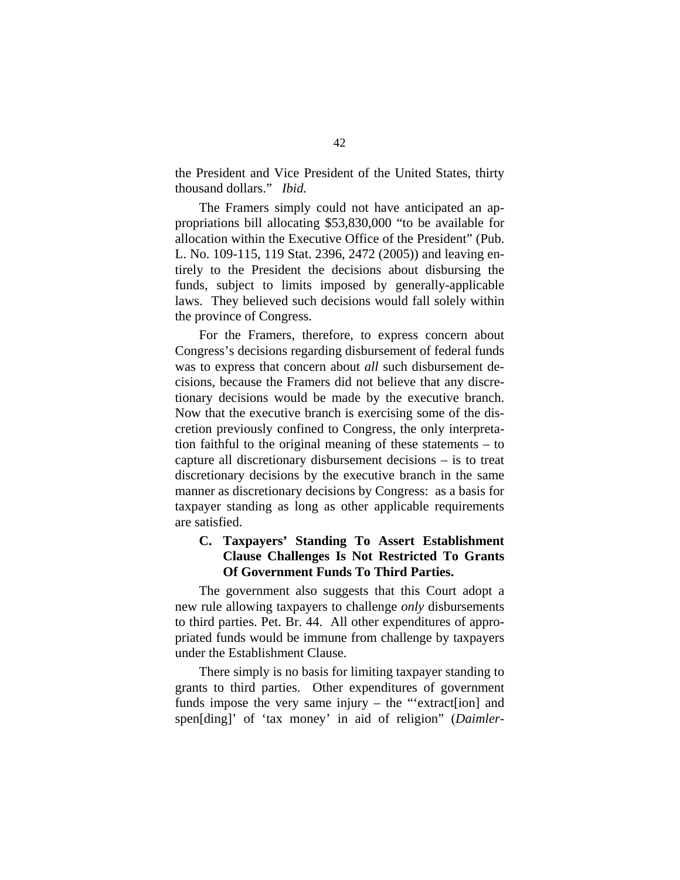the President and Vice President of the United States, thirty thousand dollars." *Ibid.*

The Framers simply could not have anticipated an appropriations bill allocating $53,830,000 "to be available for allocation within the Executive Office of the President" (Pub. L. No. 109-115, 119 Stat. 2396, 2472 (2005)) and leaving entirely to the President the decisions about disbursing the funds, subject to limits imposed by generally-applicable laws. They believed such decisions would fall solely within the province of Congress.

For the Framers, therefore, to express concern about Congress's decisions regarding disbursement of federal funds was to express that concern about *all* such disbursement decisions, because the Framers did not believe that any discretionary decisions would be made by the executive branch. Now that the executive branch is exercising some of the discretion previously confined to Congress, the only interpretation faithful to the original meaning of these statements – to capture all discretionary disbursement decisions – is to treat discretionary decisions by the executive branch in the same manner as discretionary decisions by Congress: as a basis for taxpayer standing as long as other applicable requirements are satisfied.

### C. Taxpayers' Standing To Assert Establishment Clause Challenges Is Not Restricted To Grants Of Government Funds To Third Parties.

The government also suggests that this Court adopt a new rule allowing taxpayers to challenge *only* disbursements to third parties. Pet. Br. 44. All other expenditures of appropriated funds would be immune from challenge by taxpayers under the Establishment Clause.

There simply is no basis for limiting taxpayer standing to grants to third parties. Other expenditures of government funds impose the very same injury – the "'extract[ion] and spen[ding]' of 'tax money' in aid of religion" (*Daimler-*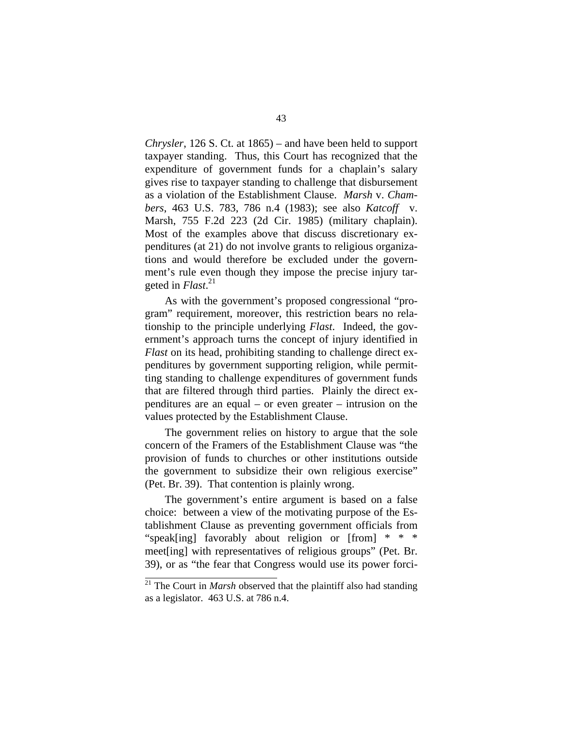*Chrysler*, 126 S. Ct. at 1865) – and have been held to support taxpayer standing. Thus, this Court has recognized that the expenditure of government funds for a chaplain's salary gives rise to taxpayer standing to challenge that disbursement as a violation of the Establishment Clause. *Marsh* v. *Chambers*, 463 U.S. 783, 786 n.4 (1983); see also *Katcoff* v. Marsh, 755 F.2d 223 (2d Cir. 1985) (military chaplain). Most of the examples above that discuss discretionary expenditures (at 21) do not involve grants to religious organizations and would therefore be excluded under the government's rule even though they impose the precise injury targeted in *Flast*.[21]

As with the government's proposed congressional "program" requirement, moreover, this restriction bears no relationship to the principle underlying *Flast*. Indeed, the government's approach turns the concept of injury identified in *Flast* on its head, prohibiting standing to challenge direct expenditures by government supporting religion, while permitting standing to challenge expenditures of government funds that are filtered through third parties. Plainly the direct expenditures are an equal – or even greater – intrusion on the values protected by the Establishment Clause.

The government relies on history to argue that the sole concern of the Framers of the Establishment Clause was "the provision of funds to churches or other institutions outside the government to subsidize their own religious exercise" (Pet. Br. 39). That contention is plainly wrong.

The government's entire argument is based on a false choice: between a view of the motivating purpose of the Establishment Clause as preventing government officials from "speak[ing] favorably about religion or [from] * * * meet[ing] with representatives of religious groups" (Pet. Br. 39), or as "the fear that Congress would use its power forci-

---

[21] The Court in *Marsh* observed that the plaintiff also had standing as a legislator. 463 U.S. at 786 n.4.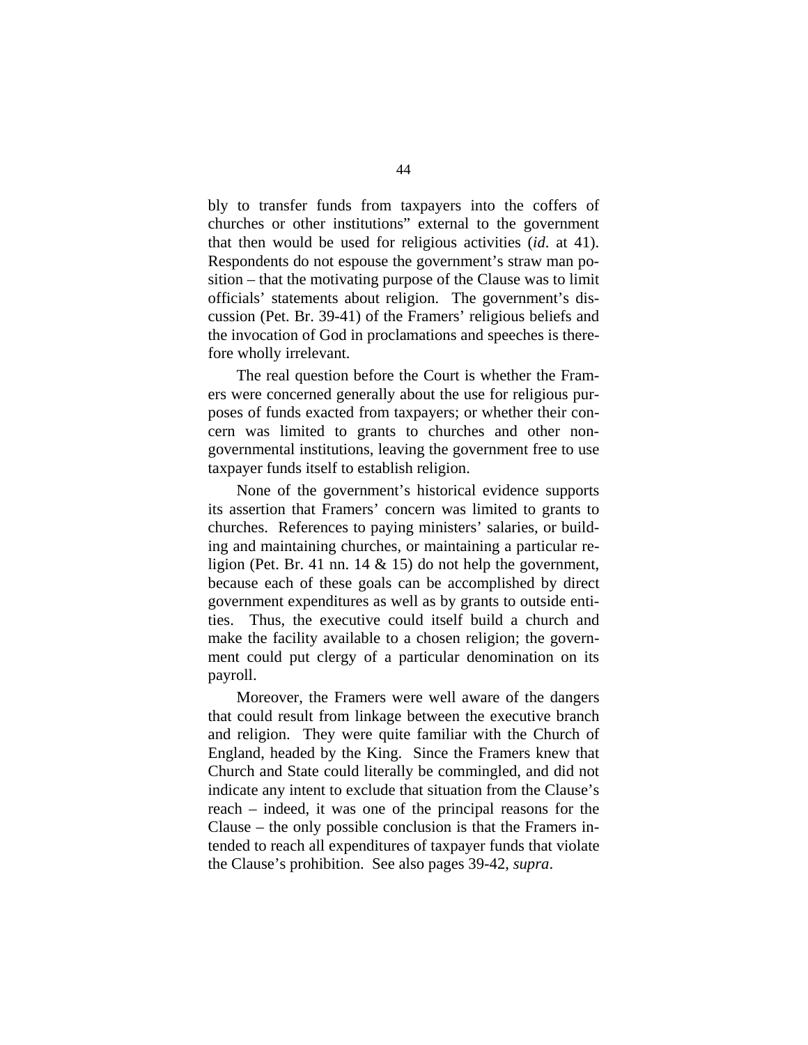bly to transfer funds from taxpayers into the coffers of churches or other institutions" external to the government that then would be used for religious activities (*id*. at 41). Respondents do not espouse the government's straw man position – that the motivating purpose of the Clause was to limit officials' statements about religion. The government's discussion (Pet. Br. 39-41) of the Framers' religious beliefs and the invocation of God in proclamations and speeches is therefore wholly irrelevant.

The real question before the Court is whether the Framers were concerned generally about the use for religious purposes of funds exacted from taxpayers; or whether their concern was limited to grants to churches and other non-governmental institutions, leaving the government free to use taxpayer funds itself to establish religion.

None of the government's historical evidence supports its assertion that Framers' concern was limited to grants to churches. References to paying ministers' salaries, or building and maintaining churches, or maintaining a particular religion (Pet. Br. 41 nn. 14 & 15) do not help the government, because each of these goals can be accomplished by direct government expenditures as well as by grants to outside entities. Thus, the executive could itself build a church and make the facility available to a chosen religion; the government could put clergy of a particular denomination on its payroll.

Moreover, the Framers were well aware of the dangers that could result from linkage between the executive branch and religion. They were quite familiar with the Church of England, headed by the King. Since the Framers knew that Church and State could literally be commingled, and did not indicate any intent to exclude that situation from the Clause's reach – indeed, it was one of the principal reasons for the Clause – the only possible conclusion is that the Framers intended to reach all expenditures of taxpayer funds that violate the Clause's prohibition. See also pages 39-42, *supra*.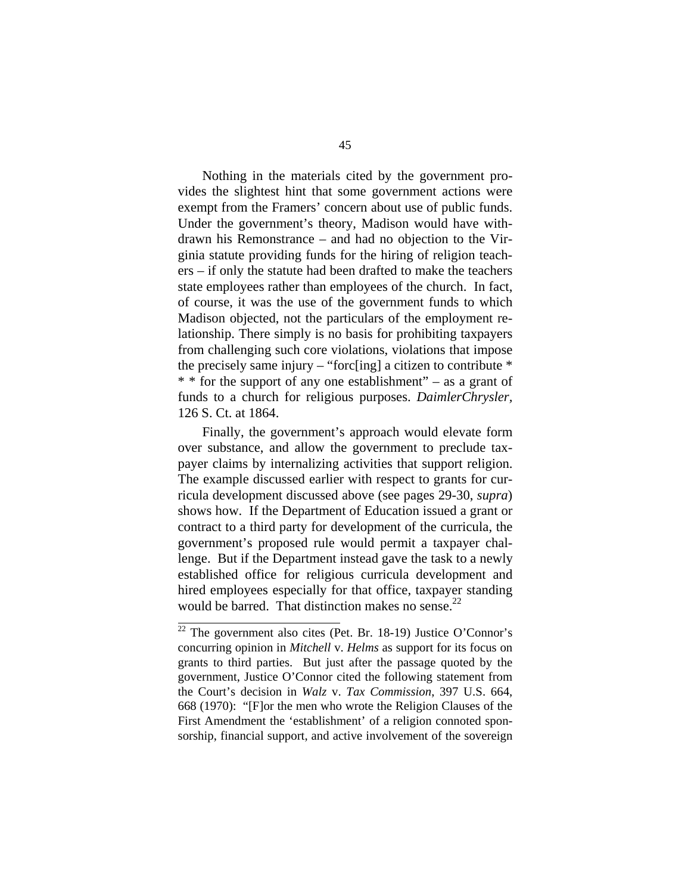Nothing in the materials cited by the government provides the slightest hint that some government actions were exempt from the Framers' concern about use of public funds. Under the government's theory, Madison would have withdrawn his Remonstrance – and had no objection to the Virginia statute providing funds for the hiring of religion teachers – if only the statute had been drafted to make the teachers state employees rather than employees of the church. In fact, of course, it was the use of the government funds to which Madison objected, not the particulars of the employment relationship. There simply is no basis for prohibiting taxpayers from challenging such core violations, violations that impose the precisely same injury – "forc[ing] a citizen to contribute * * * for the support of any one establishment" – as a grant of funds to a church for religious purposes. *DaimlerChrysler*, 126 S. Ct. at 1864.

Finally, the government's approach would elevate form over substance, and allow the government to preclude taxpayer claims by internalizing activities that support religion. The example discussed earlier with respect to grants for curricula development discussed above (see pages 29-30, *supra*) shows how. If the Department of Education issued a grant or contract to a third party for development of the curricula, the government's proposed rule would permit a taxpayer challenge. But if the Department instead gave the task to a newly established office for religious curricula development and hired employees especially for that office, taxpayer standing would be barred. That distinction makes no sense.[22]

---

[22] The government also cites (Pet. Br. 18-19) Justice O'Connor's concurring opinion in *Mitchell* v. *Helms* as support for its focus on grants to third parties. But just after the passage quoted by the government, Justice O'Connor cited the following statement from the Court's decision in *Walz* v. *Tax Commission*, 397 U.S. 664, 668 (1970): "[F]or the men who wrote the Religion Clauses of the First Amendment the 'establishment' of a religion connoted sponsorship, financial support, and active involvement of the sovereign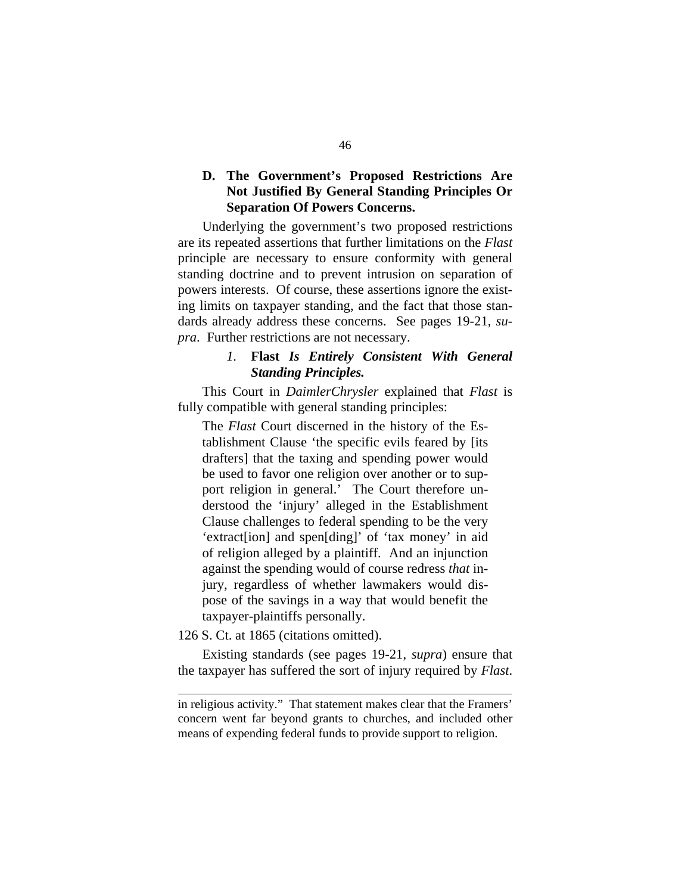### D. The Government's Proposed Restrictions Are Not Justified By General Standing Principles Or Separation Of Powers Concerns.

Underlying the government's two proposed restrictions are its repeated assertions that further limitations on the *Flast* principle are necessary to ensure conformity with general standing doctrine and to prevent intrusion on separation of powers interests. Of course, these assertions ignore the existing limits on taxpayer standing, and the fact that those standards already address these concerns. See pages 19-21, *supra*. Further restrictions are not necessary.

#### *1.* **Flast** ***Is Entirely Consistent With General Standing Principles.***

This Court in *DaimlerChrysler* explained that *Flast* is fully compatible with general standing principles:

> The *Flast* Court discerned in the history of the Establishment Clause 'the specific evils feared by [its drafters] that the taxing and spending power would be used to favor one religion over another or to support religion in general.' The Court therefore understood the 'injury' alleged in the Establishment Clause challenges to federal spending to be the very 'extract[ion] and spen[ding]' of 'tax money' in aid of religion alleged by a plaintiff. And an injunction against the spending would of course redress *that* injury, regardless of whether lawmakers would dispose of the savings in a way that would benefit the taxpayer-plaintiffs personally.

126 S. Ct. at 1865 (citations omitted).

Existing standards (see pages 19-21, *supra*) ensure that the taxpayer has suffered the sort of injury required by *Flast*.

---

in religious activity." That statement makes clear that the Framers' concern went far beyond grants to churches, and included other means of expending federal funds to provide support to religion.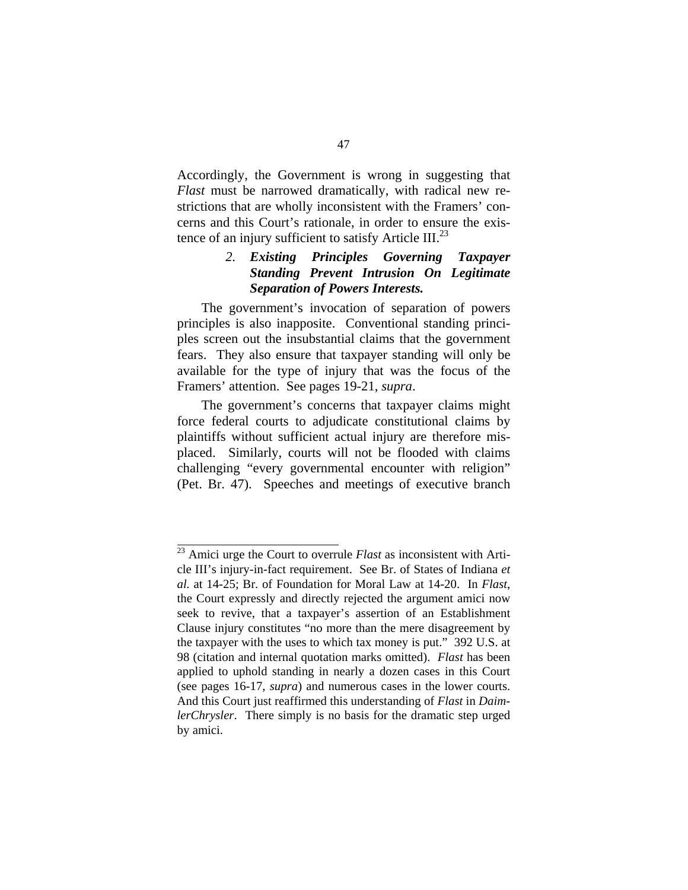Accordingly, the Government is wrong in suggesting that *Flast* must be narrowed dramatically, with radical new restrictions that are wholly inconsistent with the Framers' concerns and this Court's rationale, in order to ensure the existence of an injury sufficient to satisfy Article III.[23]

### 2. *Existing Principles Governing Taxpayer Standing Prevent Intrusion On Legitimate Separation of Powers Interests.*

The government's invocation of separation of powers principles is also inapposite. Conventional standing principles screen out the insubstantial claims that the government fears. They also ensure that taxpayer standing will only be available for the type of injury that was the focus of the Framers' attention. See pages 19-21, *supra*.

The government's concerns that taxpayer claims might force federal courts to adjudicate constitutional claims by plaintiffs without sufficient actual injury are therefore misplaced. Similarly, courts will not be flooded with claims challenging "every governmental encounter with religion" (Pet. Br. 47). Speeches and meetings of executive branch

---

[23] Amici urge the Court to overrule *Flast* as inconsistent with Article III's injury-in-fact requirement. See Br. of States of Indiana *et al.* at 14-25; Br. of Foundation for Moral Law at 14-20. In *Flast*, the Court expressly and directly rejected the argument amici now seek to revive, that a taxpayer's assertion of an Establishment Clause injury constitutes "no more than the mere disagreement by the taxpayer with the uses to which tax money is put." 392 U.S. at 98 (citation and internal quotation marks omitted). *Flast* has been applied to uphold standing in nearly a dozen cases in this Court (see pages 16-17, *supra*) and numerous cases in the lower courts. And this Court just reaffirmed this understanding of *Flast* in *DaimlerChrysler*. There simply is no basis for the dramatic step urged by amici.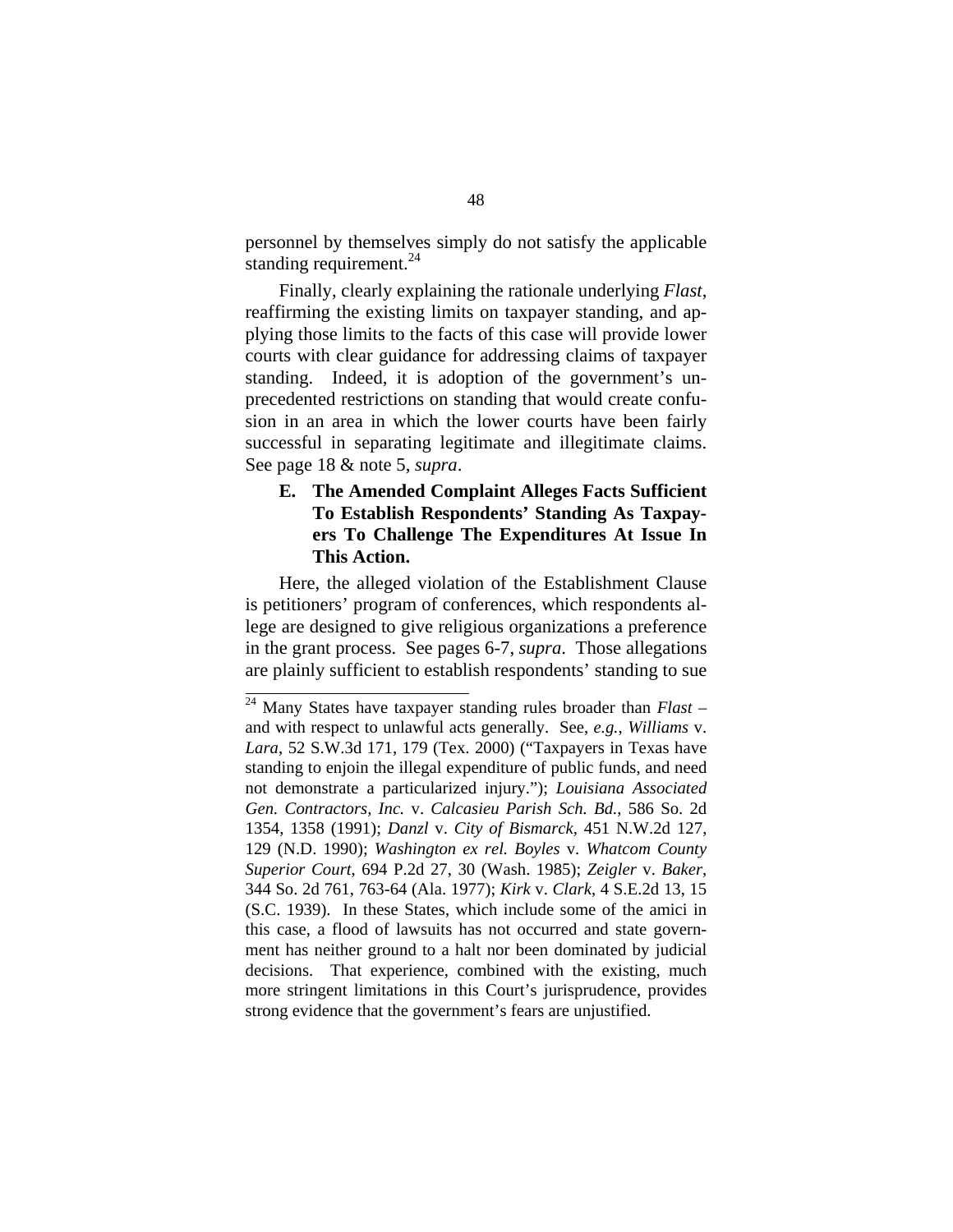personnel by themselves simply do not satisfy the applicable standing requirement.[24]

Finally, clearly explaining the rationale underlying *Flast*, reaffirming the existing limits on taxpayer standing, and applying those limits to the facts of this case will provide lower courts with clear guidance for addressing claims of taxpayer standing. Indeed, it is adoption of the government's unprecedented restrictions on standing that would create confusion in an area in which the lower courts have been fairly successful in separating legitimate and illegitimate claims. See page 18 & note 5, *supra*.

### E. The Amended Complaint Alleges Facts Sufficient To Establish Respondents' Standing As Taxpayers To Challenge The Expenditures At Issue In This Action.

Here, the alleged violation of the Establishment Clause is petitioners' program of conferences, which respondents allege are designed to give religious organizations a preference in the grant process. See pages 6-7, *supra*. Those allegations are plainly sufficient to establish respondents' standing to sue

---

[24] Many States have taxpayer standing rules broader than *Flast* – and with respect to unlawful acts generally. See, *e.g.*, *Williams* v. *Lara*, 52 S.W.3d 171, 179 (Tex. 2000) ("Taxpayers in Texas have standing to enjoin the illegal expenditure of public funds, and need not demonstrate a particularized injury."); *Louisiana Associated Gen. Contractors, Inc.* v. *Calcasieu Parish Sch. Bd.*, 586 So. 2d 1354, 1358 (1991); *Danzl* v. *City of Bismarck*, 451 N.W.2d 127, 129 (N.D. 1990); *Washington ex rel. Boyles* v. *Whatcom County Superior Court*, 694 P.2d 27, 30 (Wash. 1985); *Zeigler* v. *Baker*, 344 So. 2d 761, 763-64 (Ala. 1977); *Kirk* v. *Clark*, 4 S.E.2d 13, 15 (S.C. 1939). In these States, which include some of the amici in this case, a flood of lawsuits has not occurred and state government has neither ground to a halt nor been dominated by judicial decisions. That experience, combined with the existing, much more stringent limitations in this Court's jurisprudence, provides strong evidence that the government's fears are unjustified.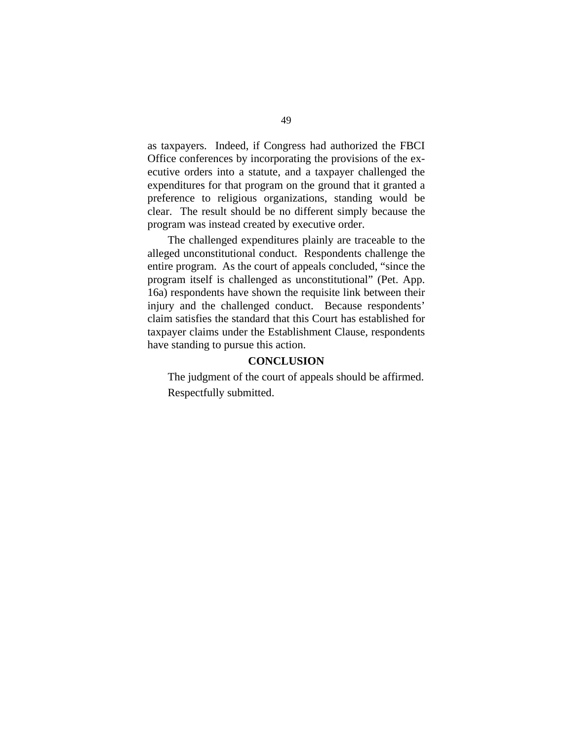as taxpayers. Indeed, if Congress had authorized the FBCI Office conferences by incorporating the provisions of the executive orders into a statute, and a taxpayer challenged the expenditures for that program on the ground that it granted a preference to religious organizations, standing would be clear. The result should be no different simply because the program was instead created by executive order.

The challenged expenditures plainly are traceable to the alleged unconstitutional conduct. Respondents challenge the entire program. As the court of appeals concluded, "since the program itself is challenged as unconstitutional" (Pet. App. 16a) respondents have shown the requisite link between their injury and the challenged conduct. Because respondents' claim satisfies the standard that this Court has established for taxpayer claims under the Establishment Clause, respondents have standing to pursue this action.

## CONCLUSION

The judgment of the court of appeals should be affirmed.

Respectfully submitted.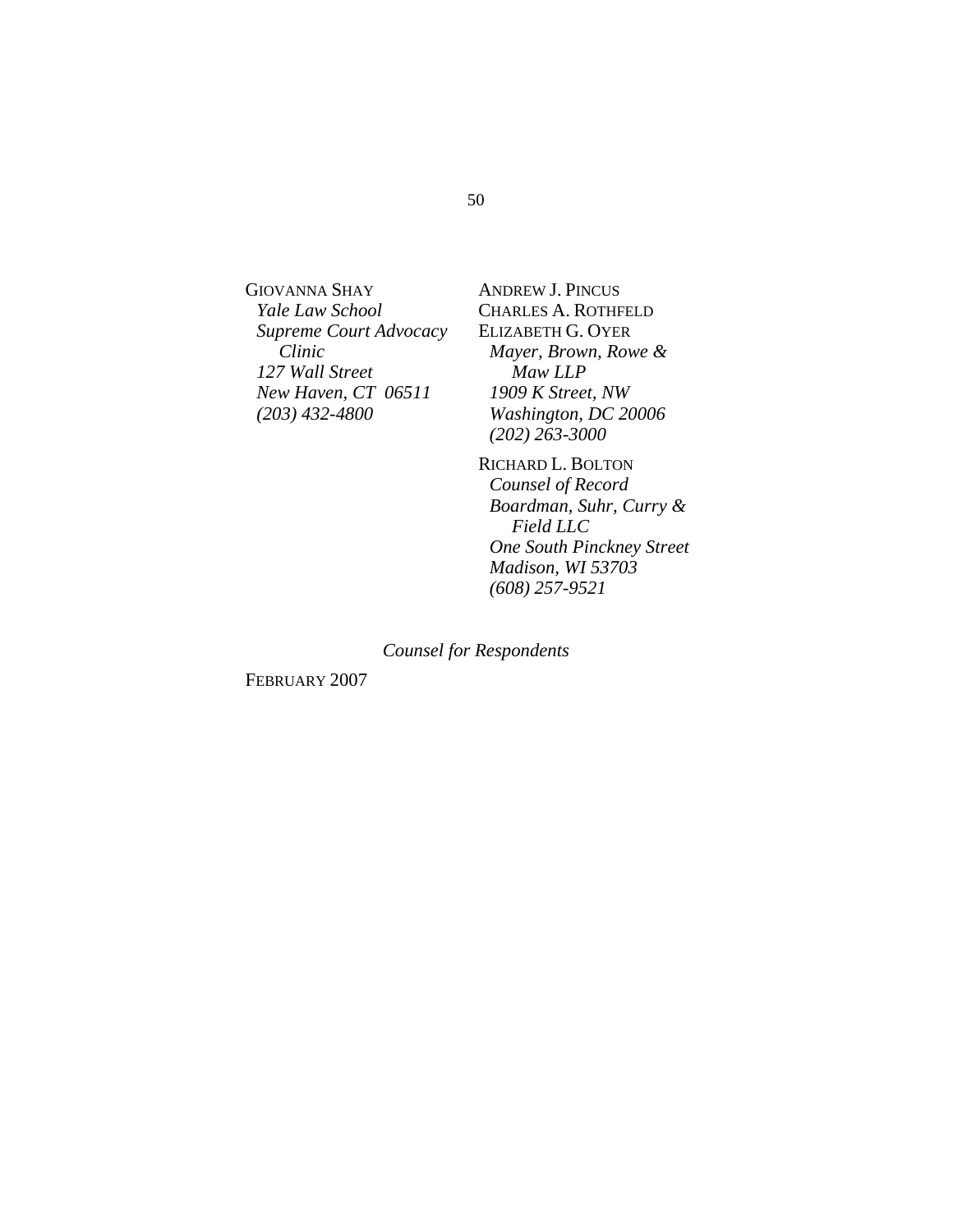GIOVANNA SHAY
*Yale Law School*
*Supreme Court Advocacy Clinic*
*127 Wall Street*
*New Haven, CT 06511*
*(203) 432-4800*

ANDREW J. PINCUS
CHARLES A. ROTHFELD
ELIZABETH G. OYER
*Mayer, Brown, Rowe & Maw LLP*
*1909 K Street, NW*
*Washington, DC 20006*
*(202) 263-3000*

RICHARD L. BOLTON
*Counsel of Record*
*Boardman, Suhr, Curry & Field LLC*
*One South Pinckney Street*
*Madison, WI 53703*
*(608) 257-9521*

*Counsel for Respondents*

FEBRUARY 2007